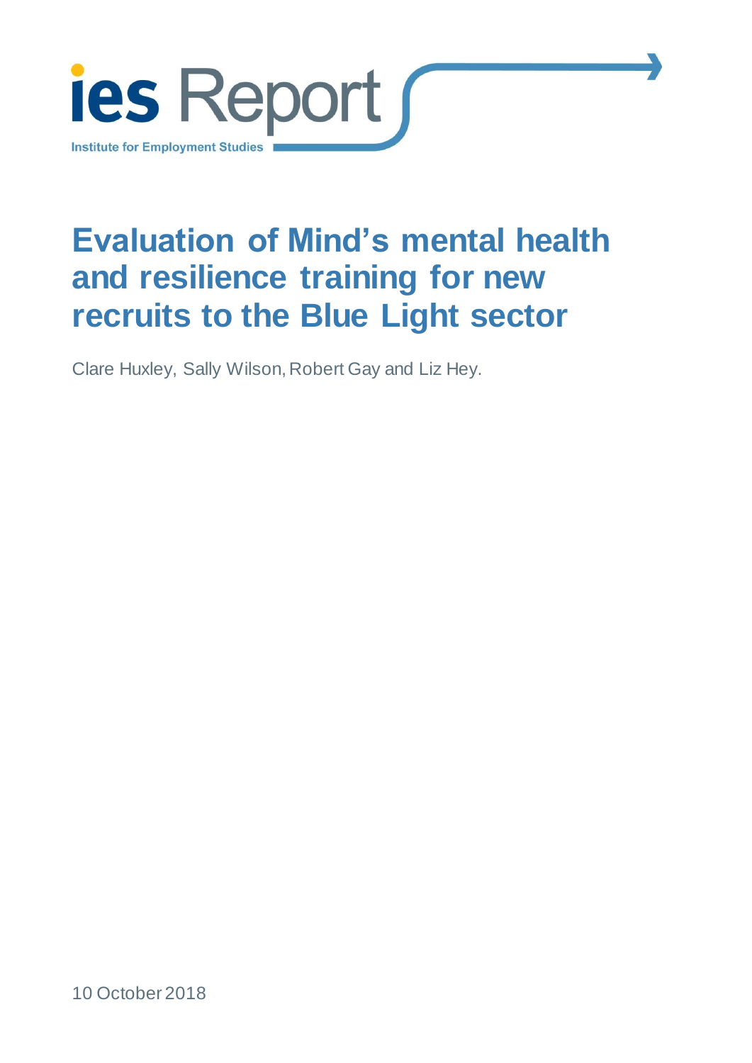ies Report

Institute for Employment Studies

# Evaluation of Mind's mental health and resilience training for new recruits to the Blue Light sector

Clare Huxley, Sally Wilson, Robert Gay and Liz Hey.

10 October 2018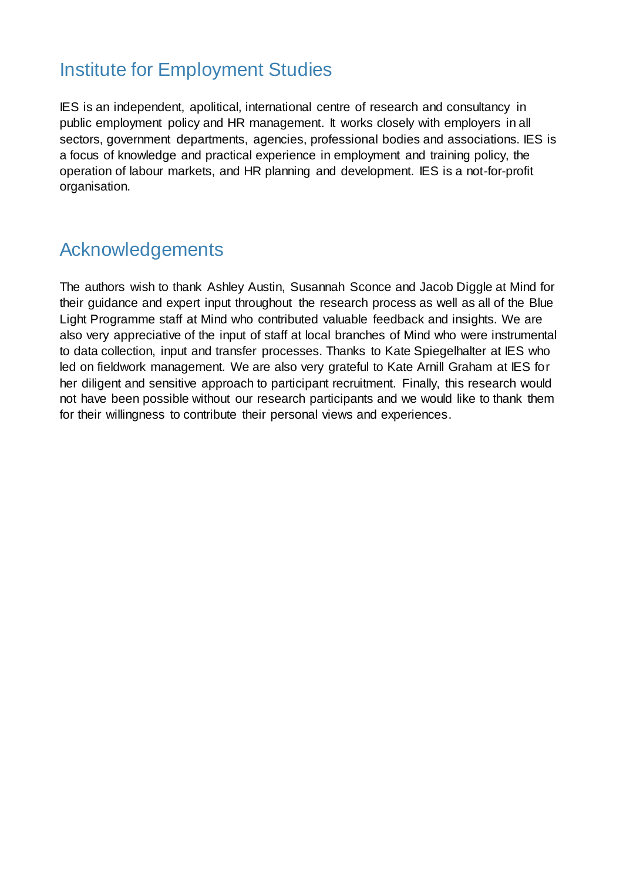## Institute for Employment Studies

IES is an independent, apolitical, international centre of research and consultancy in public employment policy and HR management. It works closely with employers in all sectors, government departments, agencies, professional bodies and associations. IES is a focus of knowledge and practical experience in employment and training policy, the operation of labour markets, and HR planning and development. IES is a not-for-profit organisation.

## Acknowledgements

The authors wish to thank Ashley Austin, Susannah Sconce and Jacob Diggle at Mind for their guidance and expert input throughout the research process as well as all of the Blue Light Programme staff at Mind who contributed valuable feedback and insights. We are also very appreciative of the input of staff at local branches of Mind who were instrumental to data collection, input and transfer processes. Thanks to Kate Spiegelhalter at IES who led on fieldwork management. We are also very grateful to Kate Arnill Graham at IES for her diligent and sensitive approach to participant recruitment. Finally, this research would not have been possible without our research participants and we would like to thank them for their willingness to contribute their personal views and experiences.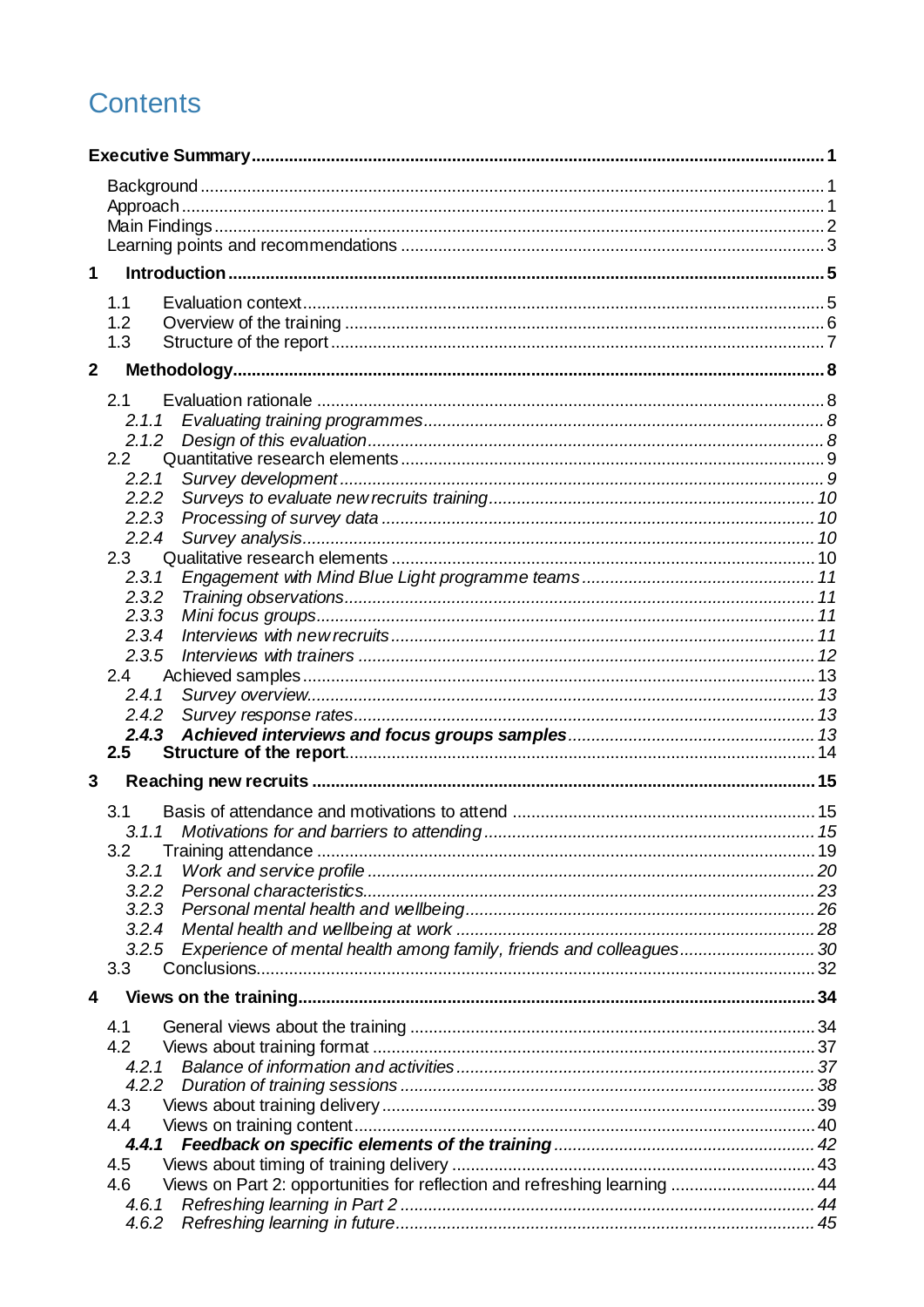# Contents

**Executive Summary ........................................................................................................ 1**

Background ........................................................................................................ 1
Approach ........................................................................................................ 1
Main Findings ........................................................................................................ 2
Learning points and recommendations ........................................................................ 3

**1 Introduction ........................................................................................................ 5**

1.1 Evaluation context ........................................................................................ 5
1.2 Overview of the training ................................................................................ 6
1.3 Structure of the report .................................................................................. 7

**2 Methodology ........................................................................................................ 8**

2.1 Evaluation rationale ........................................................................................ 8
*2.1.1 Evaluating training programmes ........................................................................ 8*
*2.1.2 Design of this evaluation ................................................................................ 8*
2.2 Quantitative research elements ........................................................................ 9
*2.2.1 Survey development ........................................................................................ 9*
*2.2.2 Surveys to evaluate new recruits training ........................................................ 10*
*2.2.3 Processing of survey data ................................................................................ 10*
*2.2.4 Survey analysis ................................................................................................ 10*
2.3 Qualitative research elements ........................................................................ 10
*2.3.1 Engagement with Mind Blue Light programme teams ........................................ 11*
*2.3.2 Training observations ........................................................................................ 11*
*2.3.3 Mini focus groups ............................................................................................ 11*
*2.3.4 Interviews with new recruits ............................................................................ 11*
*2.3.5 Interviews with trainers .................................................................................... 12*
2.4 Achieved samples ............................................................................................ 13
*2.4.1 Survey overview ................................................................................................ 13*
*2.4.2 Survey response rates ........................................................................................ 13*
***2.4.3 Achieved interviews and focus groups samples ............................................ 13***
**2.5 Structure of the report ........................................................................................ 14**

**3 Reaching new recruits ........................................................................................ 15**

3.1 Basis of attendance and motivations to attend ................................................ 15
*3.1.1 Motivations for and barriers to attending ........................................................ 15*
3.2 Training attendance ........................................................................................ 19
*3.2.1 Work and service profile .................................................................................... 20*
*3.2.2 Personal characteristics .................................................................................... 23*
*3.2.3 Personal mental health and wellbeing .............................................................. 26*
*3.2.4 Mental health and wellbeing at work ................................................................ 28*
*3.2.5 Experience of mental health among family, friends and colleagues ................ 30*
3.3 Conclusions ...................................................................................................... 32

**4 Views on the training ........................................................................................ 34**

4.1 General views about the training ...................................................................... 34
4.2 Views about training format ............................................................................ 37
*4.2.1 Balance of information and activities ................................................................ 37*
*4.2.2 Duration of training sessions ............................................................................ 38*
4.3 Views about training delivery ............................................................................ 39
4.4 Views on training content ................................................................................ 40
***4.4.1 Feedback on specific elements of the training .............................................. 42***
4.5 Views about timing of training delivery ............................................................ 43
4.6 Views on Part 2: opportunities for reflection and refreshing learning .............. 44
*4.6.1 Refreshing learning in Part 2 ............................................................................ 44*
*4.6.2 Refreshing learning in future ............................................................................ 45*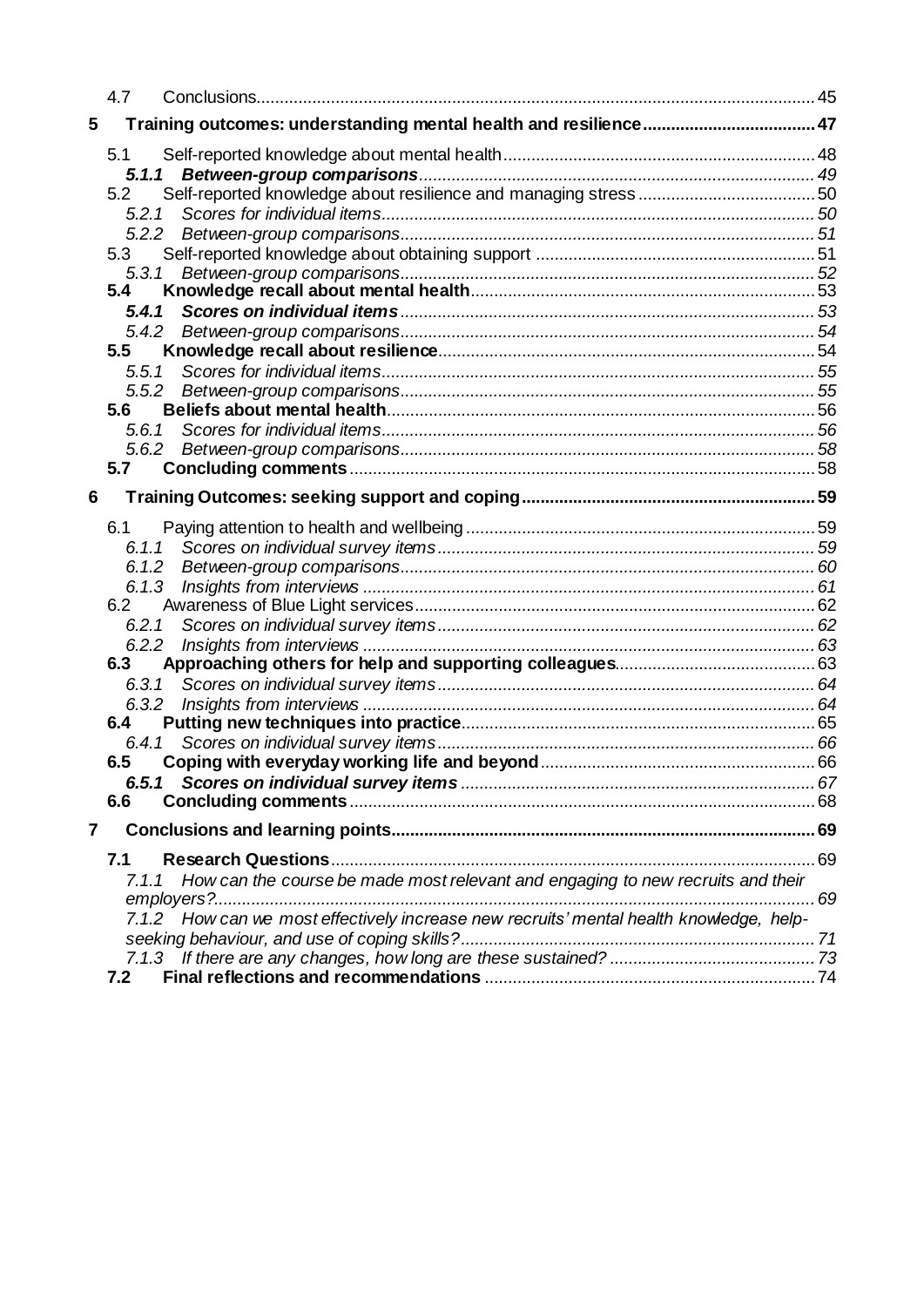4.7 Conclusions .......... 45

**5 Training outcomes: understanding mental health and resilience .......... 47**

5.1 Self-reported knowledge about mental health .......... 48

***5.1.1 Between-group comparisons .......... 49***

5.2 Self-reported knowledge about resilience and managing stress .......... 50

*5.2.1 Scores for individual items .......... 50*

*5.2.2 Between-group comparisons .......... 51*

5.3 Self-reported knowledge about obtaining support .......... 51

*5.3.1 Between-group comparisons .......... 52*

**5.4 Knowledge recall about mental health .......... 53**

***5.4.1 Scores on individual items .......... 53***

*5.4.2 Between-group comparisons .......... 54*

**5.5 Knowledge recall about resilience .......... 54**

*5.5.1 Scores for individual items .......... 55*

*5.5.2 Between-group comparisons .......... 55*

**5.6 Beliefs about mental health .......... 56**

*5.6.1 Scores for individual items .......... 56*

*5.6.2 Between-group comparisons .......... 58*

**5.7 Concluding comments .......... 58**

**6 Training Outcomes: seeking support and coping .......... 59**

6.1 Paying attention to health and wellbeing .......... 59

*6.1.1 Scores on individual survey items .......... 59*

*6.1.2 Between-group comparisons .......... 60*

*6.1.3 Insights from interviews .......... 61*

6.2 Awareness of Blue Light services .......... 62

*6.2.1 Scores on individual survey items .......... 62*

*6.2.2 Insights from interviews .......... 63*

**6.3 Approaching others for help and supporting colleagues .......... 63**

*6.3.1 Scores on individual survey items .......... 64*

*6.3.2 Insights from interviews .......... 64*

**6.4 Putting new techniques into practice .......... 65**

*6.4.1 Scores on individual survey items .......... 66*

**6.5 Coping with everyday working life and beyond .......... 66**

***6.5.1 Scores on individual survey items .......... 67***

**6.6 Concluding comments .......... 68**

**7 Conclusions and learning points .......... 69**

**7.1 Research Questions .......... 69**

*7.1.1 How can the course be made most relevant and engaging to new recruits and their employers? .......... 69*

*7.1.2 How can we most effectively increase new recruits' mental health knowledge, help-seeking behaviour, and use of coping skills? .......... 71*

*7.1.3 If there are any changes, how long are these sustained? .......... 73*

**7.2 Final reflections and recommendations .......... 74**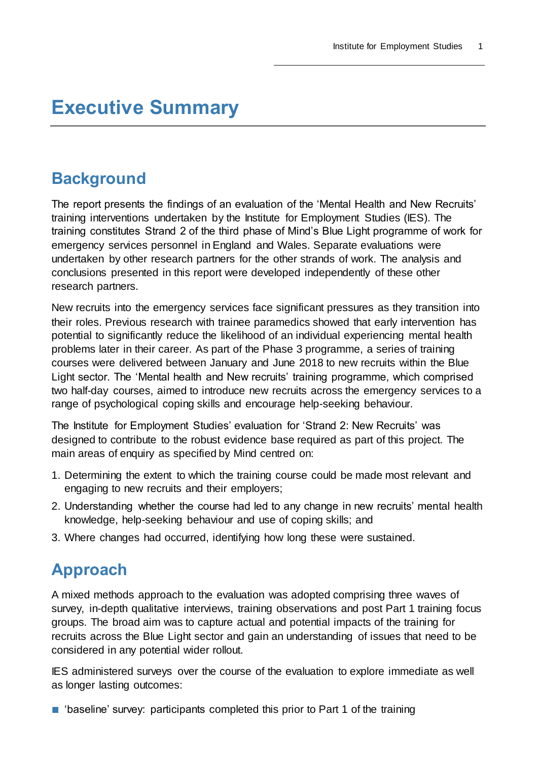# Executive Summary

## Background

The report presents the findings of an evaluation of the 'Mental Health and New Recruits' training interventions undertaken by the Institute for Employment Studies (IES). The training constitutes Strand 2 of the third phase of Mind's Blue Light programme of work for emergency services personnel in England and Wales. Separate evaluations were undertaken by other research partners for the other strands of work. The analysis and conclusions presented in this report were developed independently of these other research partners.

New recruits into the emergency services face significant pressures as they transition into their roles. Previous research with trainee paramedics showed that early intervention has potential to significantly reduce the likelihood of an individual experiencing mental health problems later in their career. As part of the Phase 3 programme, a series of training courses were delivered between January and June 2018 to new recruits within the Blue Light sector. The 'Mental health and New recruits' training programme, which comprised two half-day courses, aimed to introduce new recruits across the emergency services to a range of psychological coping skills and encourage help-seeking behaviour.

The Institute for Employment Studies' evaluation for 'Strand 2: New Recruits' was designed to contribute to the robust evidence base required as part of this project. The main areas of enquiry as specified by Mind centred on:

1. Determining the extent to which the training course could be made most relevant and engaging to new recruits and their employers;
2. Understanding whether the course had led to any change in new recruits' mental health knowledge, help-seeking behaviour and use of coping skills; and
3. Where changes had occurred, identifying how long these were sustained.

## Approach

A mixed methods approach to the evaluation was adopted comprising three waves of survey, in-depth qualitative interviews, training observations and post Part 1 training focus groups. The broad aim was to capture actual and potential impacts of the training for recruits across the Blue Light sector and gain an understanding of issues that need to be considered in any potential wider rollout.

IES administered surveys over the course of the evaluation to explore immediate as well as longer lasting outcomes:

- 'baseline' survey: participants completed this prior to Part 1 of the training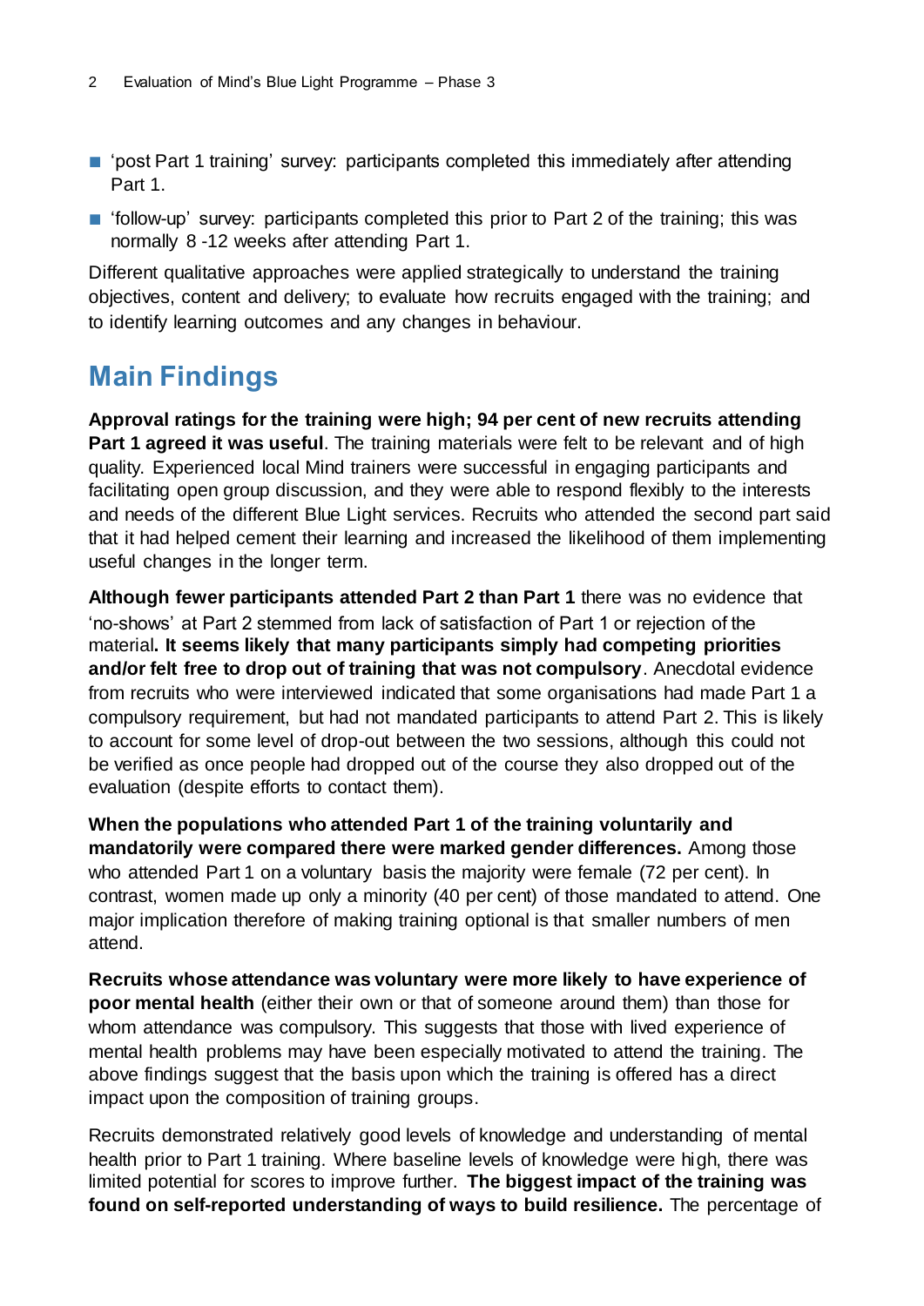- 'post Part 1 training' survey: participants completed this immediately after attending Part 1.
- 'follow-up' survey: participants completed this prior to Part 2 of the training; this was normally 8 -12 weeks after attending Part 1.

Different qualitative approaches were applied strategically to understand the training objectives, content and delivery; to evaluate how recruits engaged with the training; and to identify learning outcomes and any changes in behaviour.

## Main Findings

**Approval ratings for the training were high; 94 per cent of new recruits attending Part 1 agreed it was useful**. The training materials were felt to be relevant and of high quality. Experienced local Mind trainers were successful in engaging participants and facilitating open group discussion, and they were able to respond flexibly to the interests and needs of the different Blue Light services. Recruits who attended the second part said that it had helped cement their learning and increased the likelihood of them implementing useful changes in the longer term.

**Although fewer participants attended Part 2 than Part 1** there was no evidence that 'no-shows' at Part 2 stemmed from lack of satisfaction of Part 1 or rejection of the material**. It seems likely that many participants simply had competing priorities and/or felt free to drop out of training that was not compulsory**. Anecdotal evidence from recruits who were interviewed indicated that some organisations had made Part 1 a compulsory requirement, but had not mandated participants to attend Part 2. This is likely to account for some level of drop-out between the two sessions, although this could not be verified as once people had dropped out of the course they also dropped out of the evaluation (despite efforts to contact them).

**When the populations who attended Part 1 of the training voluntarily and mandatorily were compared there were marked gender differences.** Among those who attended Part 1 on a voluntary basis the majority were female (72 per cent). In contrast, women made up only a minority (40 per cent) of those mandated to attend. One major implication therefore of making training optional is that smaller numbers of men attend.

**Recruits whose attendance was voluntary were more likely to have experience of poor mental health** (either their own or that of someone around them) than those for whom attendance was compulsory. This suggests that those with lived experience of mental health problems may have been especially motivated to attend the training. The above findings suggest that the basis upon which the training is offered has a direct impact upon the composition of training groups.

Recruits demonstrated relatively good levels of knowledge and understanding of mental health prior to Part 1 training. Where baseline levels of knowledge were high, there was limited potential for scores to improve further. **The biggest impact of the training was found on self-reported understanding of ways to build resilience.** The percentage of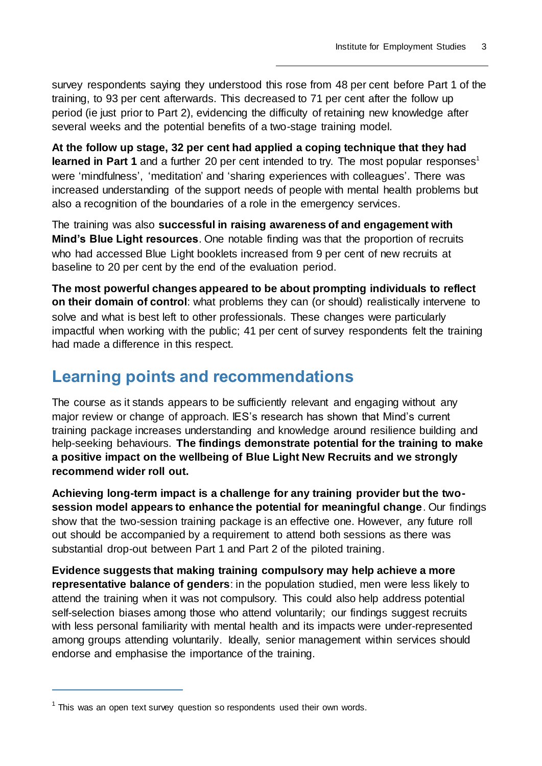survey respondents saying they understood this rose from 48 per cent before Part 1 of the training, to 93 per cent afterwards. This decreased to 71 per cent after the follow up period (ie just prior to Part 2), evidencing the difficulty of retaining new knowledge after several weeks and the potential benefits of a two-stage training model.

**At the follow up stage, 32 per cent had applied a coping technique that they had learned in Part 1** and a further 20 per cent intended to try. The most popular responses[1] were 'mindfulness', 'meditation' and 'sharing experiences with colleagues'. There was increased understanding of the support needs of people with mental health problems but also a recognition of the boundaries of a role in the emergency services.

The training was also **successful in raising awareness of and engagement with Mind's Blue Light resources**. One notable finding was that the proportion of recruits who had accessed Blue Light booklets increased from 9 per cent of new recruits at baseline to 20 per cent by the end of the evaluation period.

**The most powerful changes appeared to be about prompting individuals to reflect on their domain of control**: what problems they can (or should) realistically intervene to solve and what is best left to other professionals. These changes were particularly impactful when working with the public; 41 per cent of survey respondents felt the training had made a difference in this respect.

## Learning points and recommendations

The course as it stands appears to be sufficiently relevant and engaging without any major review or change of approach. IES's research has shown that Mind's current training package increases understanding and knowledge around resilience building and help-seeking behaviours. **The findings demonstrate potential for the training to make a positive impact on the wellbeing of Blue Light New Recruits and we strongly recommend wider roll out.**

**Achieving long-term impact is a challenge for any training provider but the two-session model appears to enhance the potential for meaningful change**. Our findings show that the two-session training package is an effective one. However, any future roll out should be accompanied by a requirement to attend both sessions as there was substantial drop-out between Part 1 and Part 2 of the piloted training.

**Evidence suggests that making training compulsory may help achieve a more representative balance of genders**: in the population studied, men were less likely to attend the training when it was not compulsory. This could also help address potential self-selection biases among those who attend voluntarily; our findings suggest recruits with less personal familiarity with mental health and its impacts were under-represented among groups attending voluntarily. Ideally, senior management within services should endorse and emphasise the importance of the training.

---

[1] This was an open text survey question so respondents used their own words.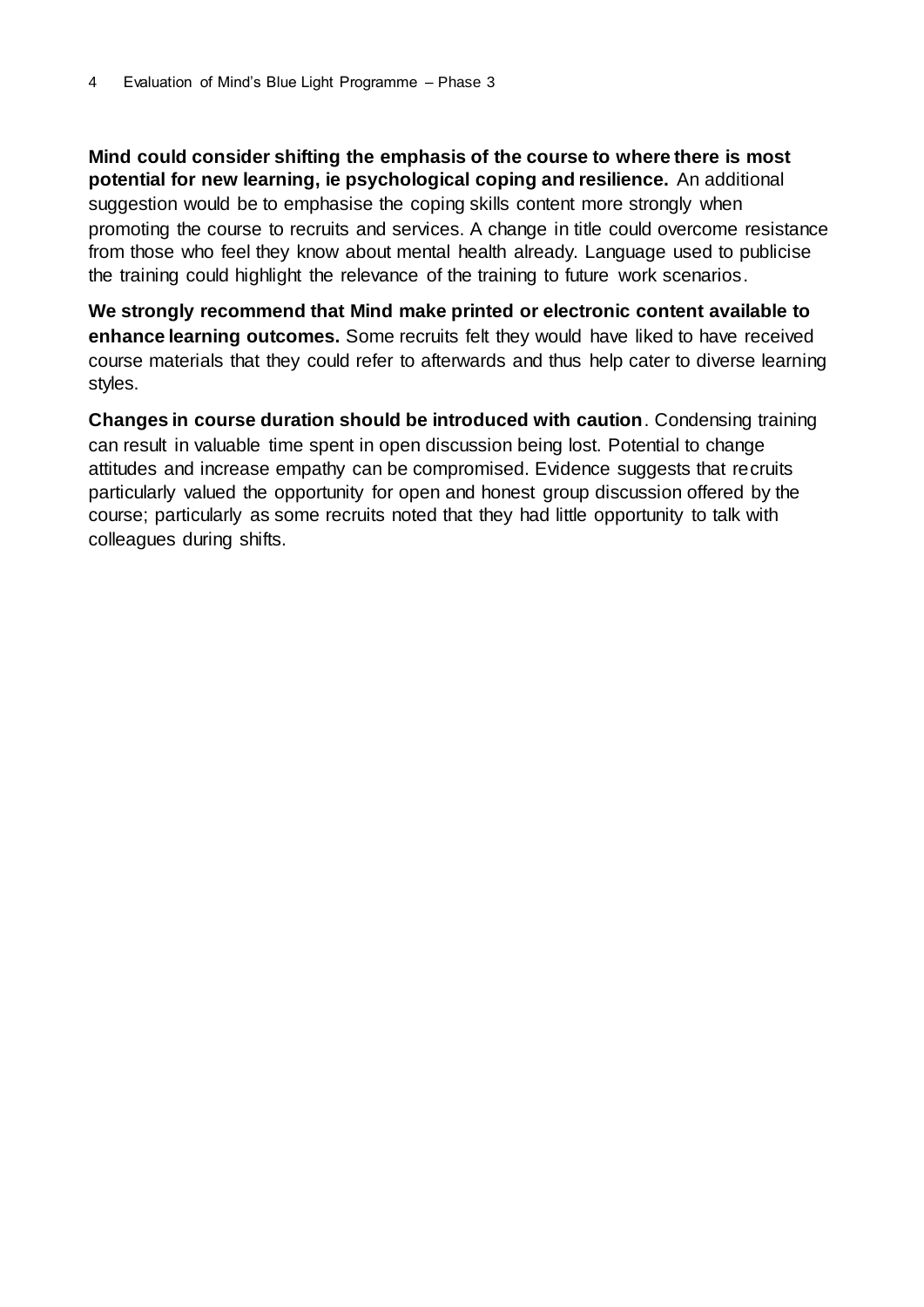**Mind could consider shifting the emphasis of the course to where there is most potential for new learning, ie psychological coping and resilience.** An additional suggestion would be to emphasise the coping skills content more strongly when promoting the course to recruits and services. A change in title could overcome resistance from those who feel they know about mental health already. Language used to publicise the training could highlight the relevance of the training to future work scenarios.

**We strongly recommend that Mind make printed or electronic content available to enhance learning outcomes.** Some recruits felt they would have liked to have received course materials that they could refer to afterwards and thus help cater to diverse learning styles.

**Changes in course duration should be introduced with caution**. Condensing training can result in valuable time spent in open discussion being lost. Potential to change attitudes and increase empathy can be compromised. Evidence suggests that recruits particularly valued the opportunity for open and honest group discussion offered by the course; particularly as some recruits noted that they had little opportunity to talk with colleagues during shifts.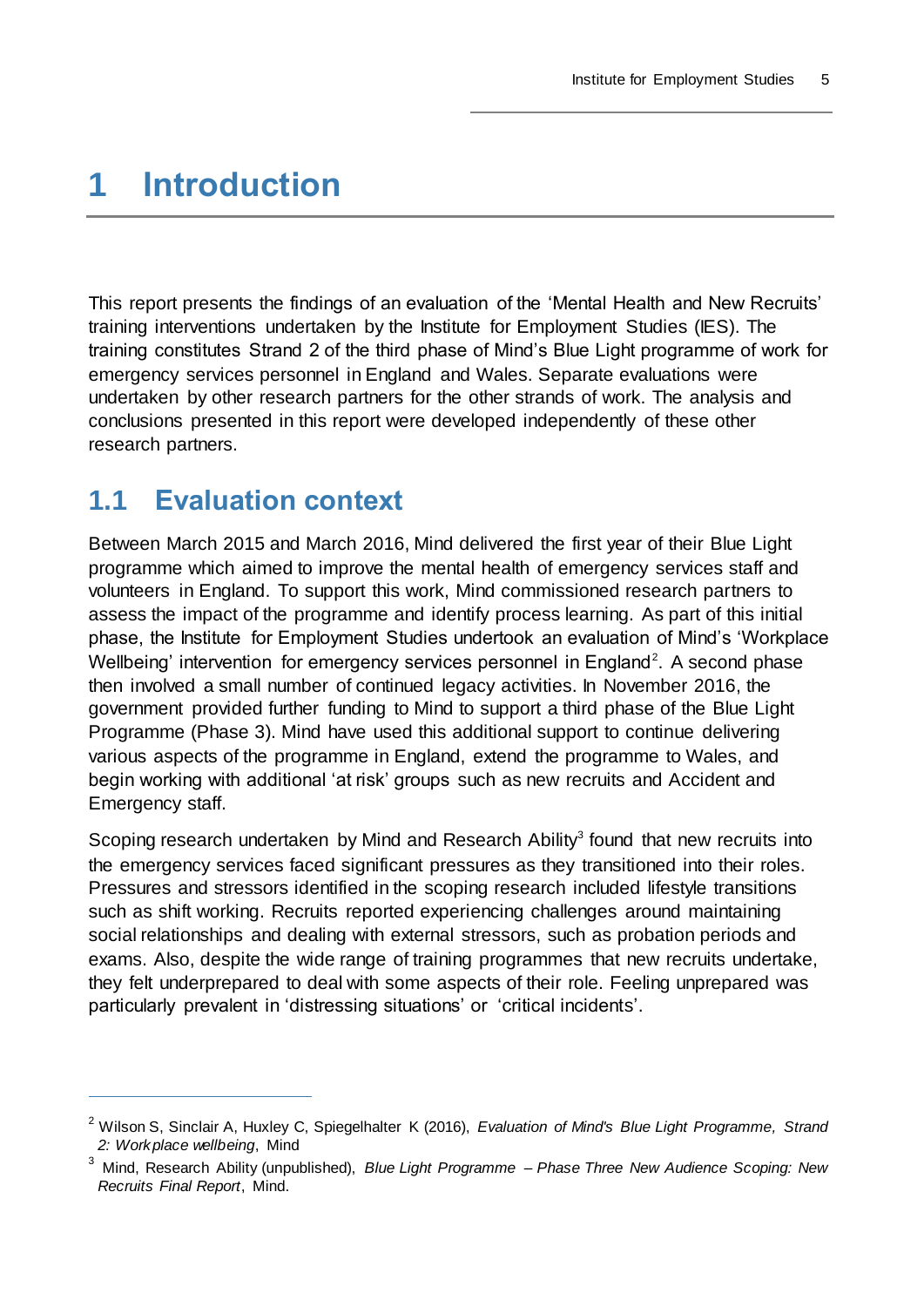# 1 Introduction

This report presents the findings of an evaluation of the 'Mental Health and New Recruits' training interventions undertaken by the Institute for Employment Studies (IES). The training constitutes Strand 2 of the third phase of Mind's Blue Light programme of work for emergency services personnel in England and Wales. Separate evaluations were undertaken by other research partners for the other strands of work. The analysis and conclusions presented in this report were developed independently of these other research partners.

## 1.1 Evaluation context

Between March 2015 and March 2016, Mind delivered the first year of their Blue Light programme which aimed to improve the mental health of emergency services staff and volunteers in England. To support this work, Mind commissioned research partners to assess the impact of the programme and identify process learning. As part of this initial phase, the Institute for Employment Studies undertook an evaluation of Mind's 'Workplace Wellbeing' intervention for emergency services personnel in England[2]. A second phase then involved a small number of continued legacy activities. In November 2016, the government provided further funding to Mind to support a third phase of the Blue Light Programme (Phase 3). Mind have used this additional support to continue delivering various aspects of the programme in England, extend the programme to Wales, and begin working with additional 'at risk' groups such as new recruits and Accident and Emergency staff.

Scoping research undertaken by Mind and Research Ability[3] found that new recruits into the emergency services faced significant pressures as they transitioned into their roles. Pressures and stressors identified in the scoping research included lifestyle transitions such as shift working. Recruits reported experiencing challenges around maintaining social relationships and dealing with external stressors, such as probation periods and exams. Also, despite the wide range of training programmes that new recruits undertake, they felt underprepared to deal with some aspects of their role. Feeling unprepared was particularly prevalent in 'distressing situations' or 'critical incidents'.

---

[2] Wilson S, Sinclair A, Huxley C, Spiegelhalter K (2016), *Evaluation of Mind's Blue Light Programme, Strand 2: Workplace wellbeing*, Mind

[3] Mind, Research Ability (unpublished), *Blue Light Programme – Phase Three New Audience Scoping: New Recruits Final Report*, Mind.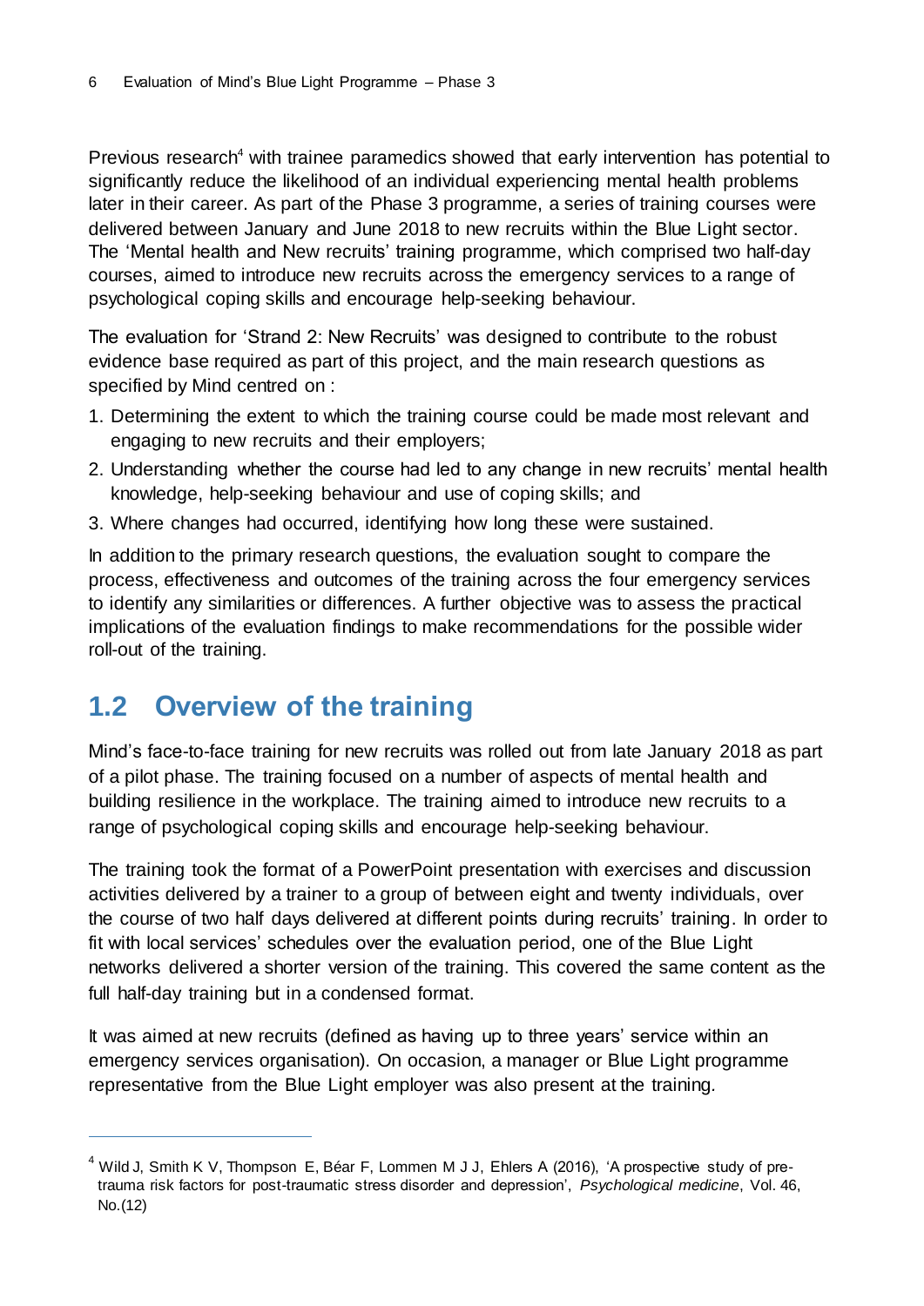Previous research[4] with trainee paramedics showed that early intervention has potential to significantly reduce the likelihood of an individual experiencing mental health problems later in their career. As part of the Phase 3 programme, a series of training courses were delivered between January and June 2018 to new recruits within the Blue Light sector. The 'Mental health and New recruits' training programme, which comprised two half-day courses, aimed to introduce new recruits across the emergency services to a range of psychological coping skills and encourage help-seeking behaviour.

The evaluation for 'Strand 2: New Recruits' was designed to contribute to the robust evidence base required as part of this project, and the main research questions as specified by Mind centred on :

1. Determining the extent to which the training course could be made most relevant and engaging to new recruits and their employers;
2. Understanding whether the course had led to any change in new recruits' mental health knowledge, help-seeking behaviour and use of coping skills; and
3. Where changes had occurred, identifying how long these were sustained.

In addition to the primary research questions, the evaluation sought to compare the process, effectiveness and outcomes of the training across the four emergency services to identify any similarities or differences. A further objective was to assess the practical implications of the evaluation findings to make recommendations for the possible wider roll-out of the training.

## 1.2 Overview of the training

Mind's face-to-face training for new recruits was rolled out from late January 2018 as part of a pilot phase. The training focused on a number of aspects of mental health and building resilience in the workplace. The training aimed to introduce new recruits to a range of psychological coping skills and encourage help-seeking behaviour.

The training took the format of a PowerPoint presentation with exercises and discussion activities delivered by a trainer to a group of between eight and twenty individuals, over the course of two half days delivered at different points during recruits' training. In order to fit with local services' schedules over the evaluation period, one of the Blue Light networks delivered a shorter version of the training. This covered the same content as the full half-day training but in a condensed format.

It was aimed at new recruits (defined as having up to three years' service within an emergency services organisation). On occasion, a manager or Blue Light programme representative from the Blue Light employer was also present at the training.

---

[4] Wild J, Smith K V, Thompson E, Béar F, Lommen M J J, Ehlers A (2016), 'A prospective study of pre-trauma risk factors for post-traumatic stress disorder and depression', *Psychological medicine*, Vol. 46, No.(12)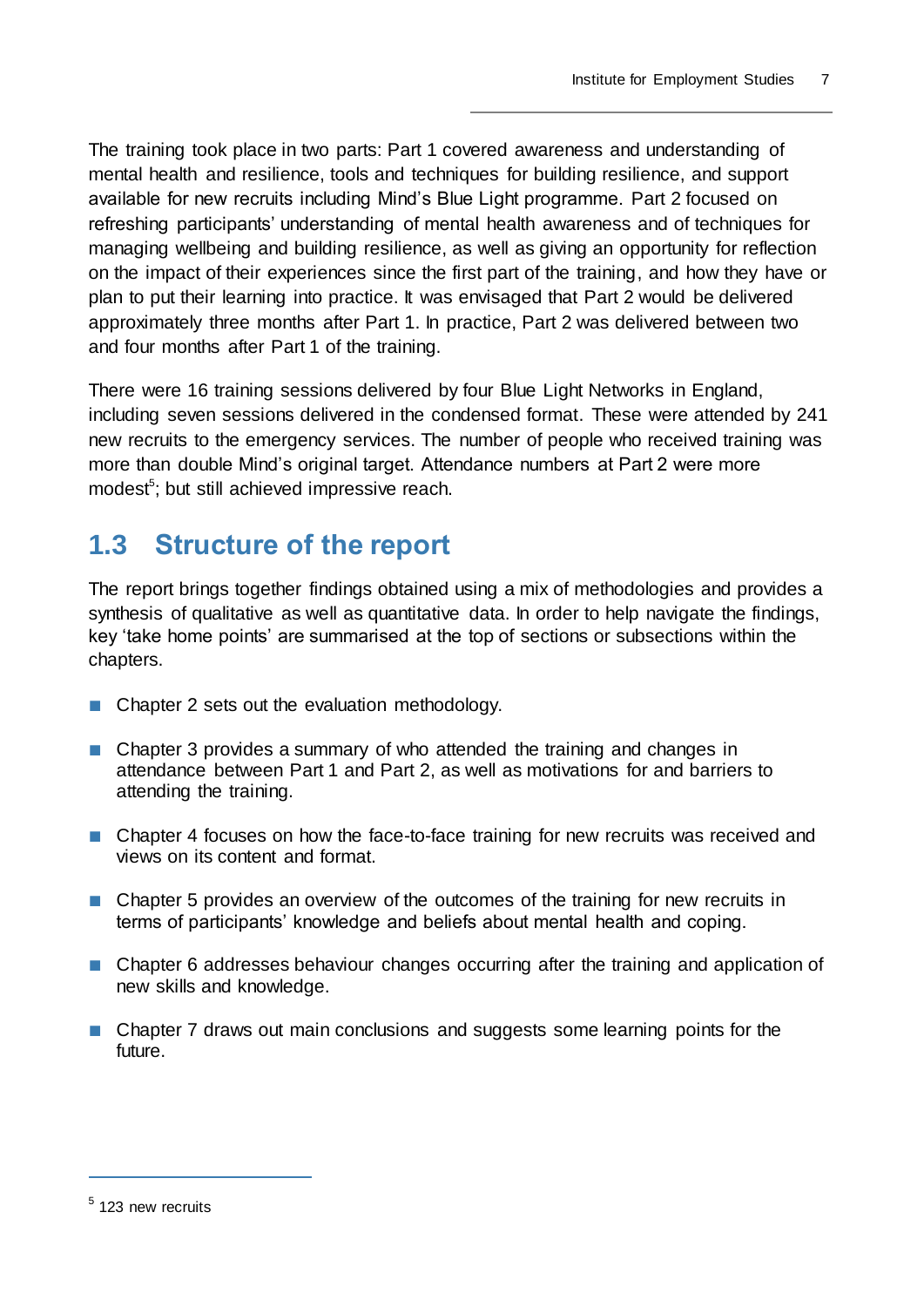The training took place in two parts: Part 1 covered awareness and understanding of mental health and resilience, tools and techniques for building resilience, and support available for new recruits including Mind's Blue Light programme. Part 2 focused on refreshing participants' understanding of mental health awareness and of techniques for managing wellbeing and building resilience, as well as giving an opportunity for reflection on the impact of their experiences since the first part of the training, and how they have or plan to put their learning into practice. It was envisaged that Part 2 would be delivered approximately three months after Part 1. In practice, Part 2 was delivered between two and four months after Part 1 of the training.

There were 16 training sessions delivered by four Blue Light Networks in England, including seven sessions delivered in the condensed format. These were attended by 241 new recruits to the emergency services. The number of people who received training was more than double Mind's original target. Attendance numbers at Part 2 were more modest[5]; but still achieved impressive reach.

## 1.3 Structure of the report

The report brings together findings obtained using a mix of methodologies and provides a synthesis of qualitative as well as quantitative data. In order to help navigate the findings, key 'take home points' are summarised at the top of sections or subsections within the chapters.

- Chapter 2 sets out the evaluation methodology.
- Chapter 3 provides a summary of who attended the training and changes in attendance between Part 1 and Part 2, as well as motivations for and barriers to attending the training.
- Chapter 4 focuses on how the face-to-face training for new recruits was received and views on its content and format.
- Chapter 5 provides an overview of the outcomes of the training for new recruits in terms of participants' knowledge and beliefs about mental health and coping.
- Chapter 6 addresses behaviour changes occurring after the training and application of new skills and knowledge.
- Chapter 7 draws out main conclusions and suggests some learning points for the future.

[5] 123 new recruits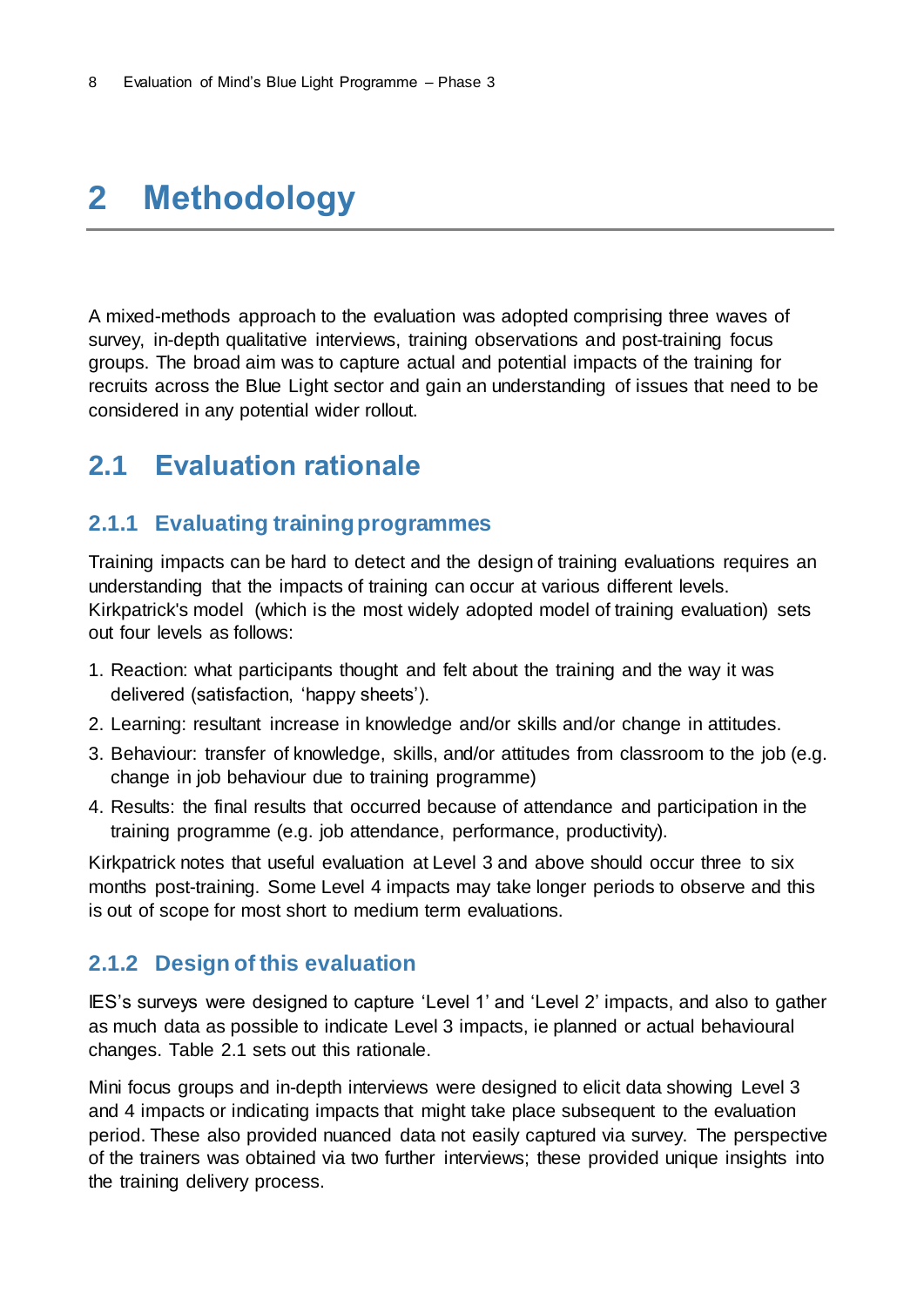# 2 Methodology

A mixed-methods approach to the evaluation was adopted comprising three waves of survey, in-depth qualitative interviews, training observations and post-training focus groups. The broad aim was to capture actual and potential impacts of the training for recruits across the Blue Light sector and gain an understanding of issues that need to be considered in any potential wider rollout.

## 2.1 Evaluation rationale

### 2.1.1 Evaluating training programmes

Training impacts can be hard to detect and the design of training evaluations requires an understanding that the impacts of training can occur at various different levels. Kirkpatrick's model (which is the most widely adopted model of training evaluation) sets out four levels as follows:

1. Reaction: what participants thought and felt about the training and the way it was delivered (satisfaction, 'happy sheets').
2. Learning: resultant increase in knowledge and/or skills and/or change in attitudes.
3. Behaviour: transfer of knowledge, skills, and/or attitudes from classroom to the job (e.g. change in job behaviour due to training programme)
4. Results: the final results that occurred because of attendance and participation in the training programme (e.g. job attendance, performance, productivity).

Kirkpatrick notes that useful evaluation at Level 3 and above should occur three to six months post-training. Some Level 4 impacts may take longer periods to observe and this is out of scope for most short to medium term evaluations.

### 2.1.2 Design of this evaluation

IES's surveys were designed to capture 'Level 1' and 'Level 2' impacts, and also to gather as much data as possible to indicate Level 3 impacts, ie planned or actual behavioural changes. Table 2.1 sets out this rationale.

Mini focus groups and in-depth interviews were designed to elicit data showing Level 3 and 4 impacts or indicating impacts that might take place subsequent to the evaluation period. These also provided nuanced data not easily captured via survey. The perspective of the trainers was obtained via two further interviews; these provided unique insights into the training delivery process.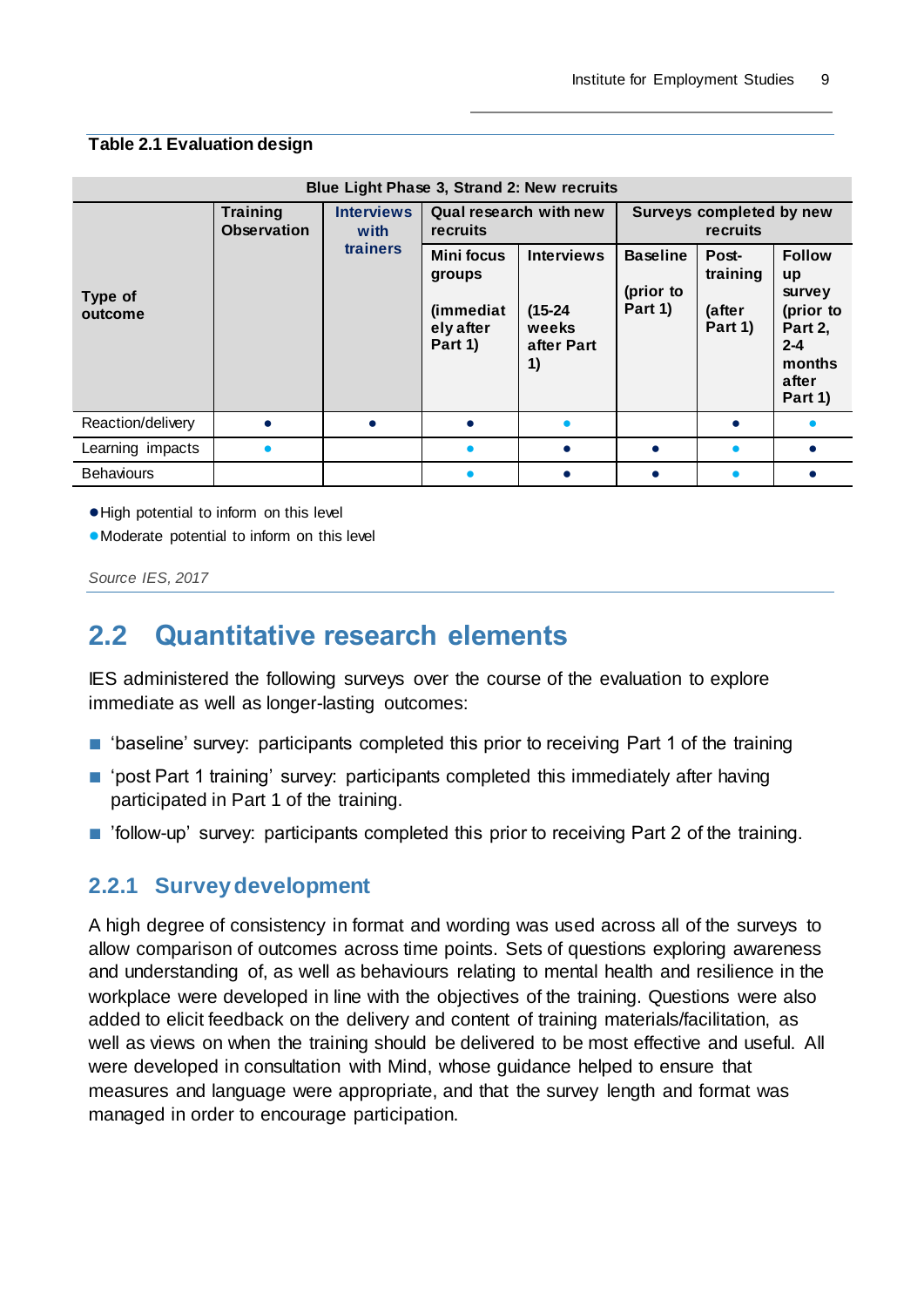**Table 2.1 Evaluation design**

| Blue Light Phase 3, Strand 2: New recruits | | | | | | | |
|---|---|---|---|---|---|---|---|
| Type of outcome | Training Observation | Interviews with trainers | Qual research with new recruits | | Surveys completed by new recruits | | |
| | | | Mini focus groups (immediately after Part 1) | Interviews (15-24 weeks after Part 1) | Baseline (prior to Part 1) | Post-training (after Part 1) | Follow up survey (prior to Part 2, 2-4 months after Part 1) |
| Reaction/delivery | ● | ● | ● | ● | | ● | ● |
| Learning impacts | ● | | ● | ● | ● | ● | ● |
| Behaviours | | | ● | ● | ● | ● | ● |

●High potential to inform on this level

●Moderate potential to inform on this level

*Source IES, 2017*

## 2.2 Quantitative research elements

IES administered the following surveys over the course of the evaluation to explore immediate as well as longer-lasting outcomes:

- 'baseline' survey: participants completed this prior to receiving Part 1 of the training
- 'post Part 1 training' survey: participants completed this immediately after having participated in Part 1 of the training.
- 'follow-up' survey: participants completed this prior to receiving Part 2 of the training.

### 2.2.1 Survey development

A high degree of consistency in format and wording was used across all of the surveys to allow comparison of outcomes across time points. Sets of questions exploring awareness and understanding of, as well as behaviours relating to mental health and resilience in the workplace were developed in line with the objectives of the training. Questions were also added to elicit feedback on the delivery and content of training materials/facilitation, as well as views on when the training should be delivered to be most effective and useful. All were developed in consultation with Mind, whose guidance helped to ensure that measures and language were appropriate, and that the survey length and format was managed in order to encourage participation.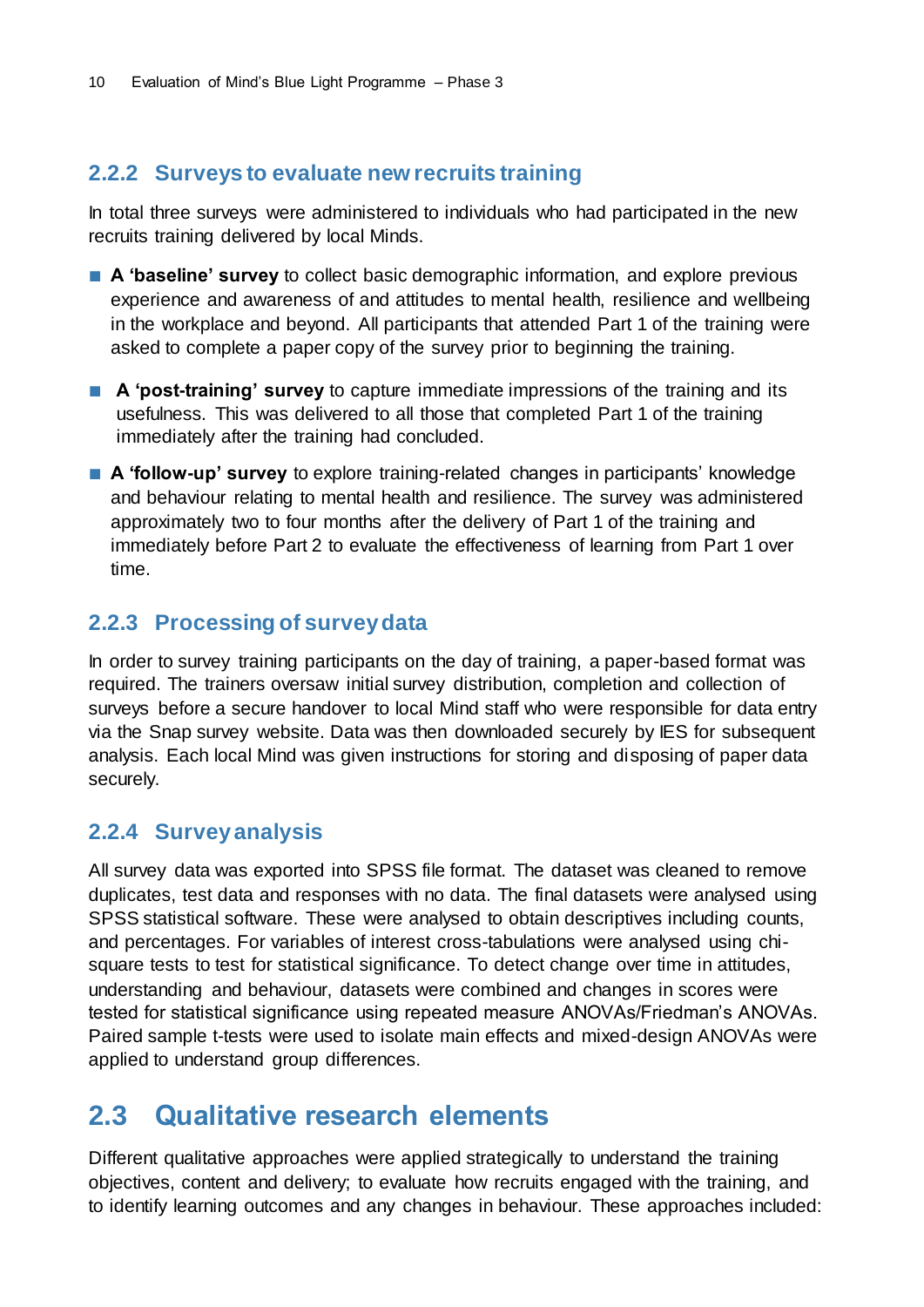### 2.2.2 Surveys to evaluate new recruits training

In total three surveys were administered to individuals who had participated in the new recruits training delivered by local Minds.

- **A 'baseline' survey** to collect basic demographic information, and explore previous experience and awareness of and attitudes to mental health, resilience and wellbeing in the workplace and beyond. All participants that attended Part 1 of the training were asked to complete a paper copy of the survey prior to beginning the training.
- **A 'post-training' survey** to capture immediate impressions of the training and its usefulness. This was delivered to all those that completed Part 1 of the training immediately after the training had concluded.
- **A 'follow-up' survey** to explore training-related changes in participants' knowledge and behaviour relating to mental health and resilience. The survey was administered approximately two to four months after the delivery of Part 1 of the training and immediately before Part 2 to evaluate the effectiveness of learning from Part 1 over time.

### 2.2.3 Processing of survey data

In order to survey training participants on the day of training, a paper-based format was required. The trainers oversaw initial survey distribution, completion and collection of surveys before a secure handover to local Mind staff who were responsible for data entry via the Snap survey website. Data was then downloaded securely by IES for subsequent analysis. Each local Mind was given instructions for storing and disposing of paper data securely.

### 2.2.4 Survey analysis

All survey data was exported into SPSS file format. The dataset was cleaned to remove duplicates, test data and responses with no data. The final datasets were analysed using SPSS statistical software. These were analysed to obtain descriptives including counts, and percentages. For variables of interest cross-tabulations were analysed using chi-square tests to test for statistical significance. To detect change over time in attitudes, understanding and behaviour, datasets were combined and changes in scores were tested for statistical significance using repeated measure ANOVAs/Friedman's ANOVAs. Paired sample t-tests were used to isolate main effects and mixed-design ANOVAs were applied to understand group differences.

## 2.3 Qualitative research elements

Different qualitative approaches were applied strategically to understand the training objectives, content and delivery; to evaluate how recruits engaged with the training, and to identify learning outcomes and any changes in behaviour. These approaches included: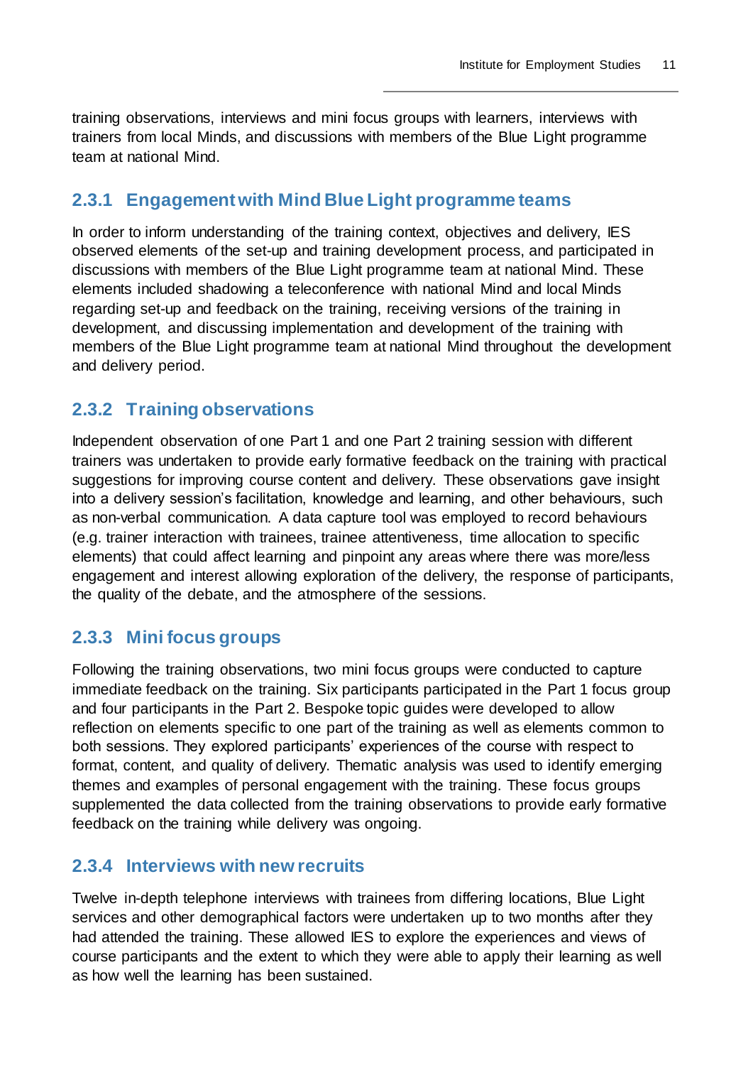training observations, interviews and mini focus groups with learners, interviews with trainers from local Minds, and discussions with members of the Blue Light programme team at national Mind.

### 2.3.1 Engagement with Mind Blue Light programme teams

In order to inform understanding of the training context, objectives and delivery, IES observed elements of the set-up and training development process, and participated in discussions with members of the Blue Light programme team at national Mind. These elements included shadowing a teleconference with national Mind and local Minds regarding set-up and feedback on the training, receiving versions of the training in development, and discussing implementation and development of the training with members of the Blue Light programme team at national Mind throughout the development and delivery period.

### 2.3.2 Training observations

Independent observation of one Part 1 and one Part 2 training session with different trainers was undertaken to provide early formative feedback on the training with practical suggestions for improving course content and delivery. These observations gave insight into a delivery session's facilitation, knowledge and learning, and other behaviours, such as non-verbal communication. A data capture tool was employed to record behaviours (e.g. trainer interaction with trainees, trainee attentiveness, time allocation to specific elements) that could affect learning and pinpoint any areas where there was more/less engagement and interest allowing exploration of the delivery, the response of participants, the quality of the debate, and the atmosphere of the sessions.

### 2.3.3 Mini focus groups

Following the training observations, two mini focus groups were conducted to capture immediate feedback on the training. Six participants participated in the Part 1 focus group and four participants in the Part 2. Bespoke topic guides were developed to allow reflection on elements specific to one part of the training as well as elements common to both sessions. They explored participants' experiences of the course with respect to format, content, and quality of delivery. Thematic analysis was used to identify emerging themes and examples of personal engagement with the training. These focus groups supplemented the data collected from the training observations to provide early formative feedback on the training while delivery was ongoing.

### 2.3.4 Interviews with new recruits

Twelve in-depth telephone interviews with trainees from differing locations, Blue Light services and other demographical factors were undertaken up to two months after they had attended the training. These allowed IES to explore the experiences and views of course participants and the extent to which they were able to apply their learning as well as how well the learning has been sustained.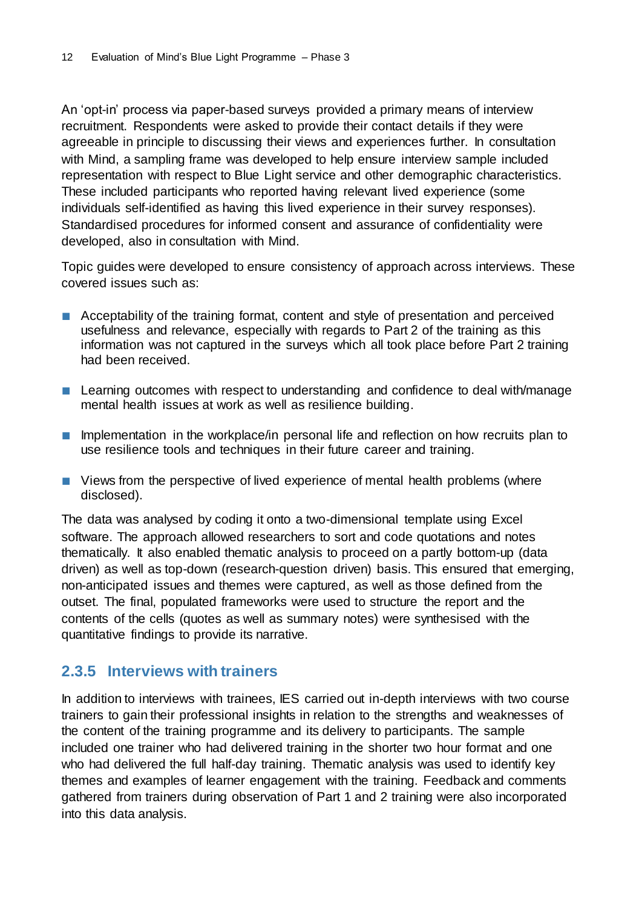An 'opt-in' process via paper-based surveys provided a primary means of interview recruitment. Respondents were asked to provide their contact details if they were agreeable in principle to discussing their views and experiences further. In consultation with Mind, a sampling frame was developed to help ensure interview sample included representation with respect to Blue Light service and other demographic characteristics. These included participants who reported having relevant lived experience (some individuals self-identified as having this lived experience in their survey responses). Standardised procedures for informed consent and assurance of confidentiality were developed, also in consultation with Mind.

Topic guides were developed to ensure consistency of approach across interviews. These covered issues such as:

- Acceptability of the training format, content and style of presentation and perceived usefulness and relevance, especially with regards to Part 2 of the training as this information was not captured in the surveys which all took place before Part 2 training had been received.
- Learning outcomes with respect to understanding and confidence to deal with/manage mental health issues at work as well as resilience building.
- Implementation in the workplace/in personal life and reflection on how recruits plan to use resilience tools and techniques in their future career and training.
- Views from the perspective of lived experience of mental health problems (where disclosed).

The data was analysed by coding it onto a two-dimensional template using Excel software. The approach allowed researchers to sort and code quotations and notes thematically. It also enabled thematic analysis to proceed on a partly bottom-up (data driven) as well as top-down (research-question driven) basis. This ensured that emerging, non-anticipated issues and themes were captured, as well as those defined from the outset. The final, populated frameworks were used to structure the report and the contents of the cells (quotes as well as summary notes) were synthesised with the quantitative findings to provide its narrative.

### 2.3.5 Interviews with trainers

In addition to interviews with trainees, IES carried out in-depth interviews with two course trainers to gain their professional insights in relation to the strengths and weaknesses of the content of the training programme and its delivery to participants. The sample included one trainer who had delivered training in the shorter two hour format and one who had delivered the full half-day training. Thematic analysis was used to identify key themes and examples of learner engagement with the training. Feedback and comments gathered from trainers during observation of Part 1 and 2 training were also incorporated into this data analysis.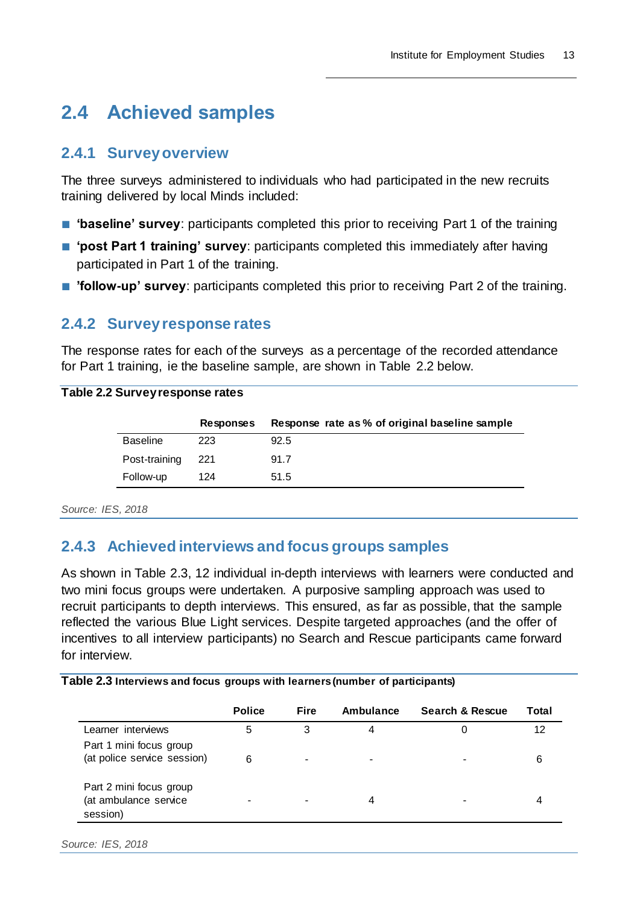## 2.4 Achieved samples

### 2.4.1 Survey overview

The three surveys administered to individuals who had participated in the new recruits training delivered by local Minds included:

- **'baseline' survey**: participants completed this prior to receiving Part 1 of the training
- **'post Part 1 training' survey**: participants completed this immediately after having participated in Part 1 of the training.
- **'follow-up' survey**: participants completed this prior to receiving Part 2 of the training.

### 2.4.2 Survey response rates

The response rates for each of the surveys as a percentage of the recorded attendance for Part 1 training, ie the baseline sample, are shown in Table 2.2 below.

**Table 2.2 Survey response rates**

| | Responses | Response rate as % of original baseline sample |
|---|---|---|
| Baseline | 223 | 92.5 |
| Post-training | 221 | 91.7 |
| Follow-up | 124 | 51.5 |

*Source: IES, 2018*

### 2.4.3 Achieved interviews and focus groups samples

As shown in Table 2.3, 12 individual in-depth interviews with learners were conducted and two mini focus groups were undertaken. A purposive sampling approach was used to recruit participants to depth interviews. This ensured, as far as possible, that the sample reflected the various Blue Light services. Despite targeted approaches (and the offer of incentives to all interview participants) no Search and Rescue participants came forward for interview.

**Table 2.3 Interviews and focus groups with learners (number of participants)**

| | Police | Fire | Ambulance | Search & Rescue | Total |
|---|---|---|---|---|---|
| Learner interviews | 5 | 3 | 4 | 0 | 12 |
| Part 1 mini focus group (at police service session) | 6 | - | - | - | 6 |
| Part 2 mini focus group (at ambulance service session) | - | - | 4 | - | 4 |

*Source: IES, 2018*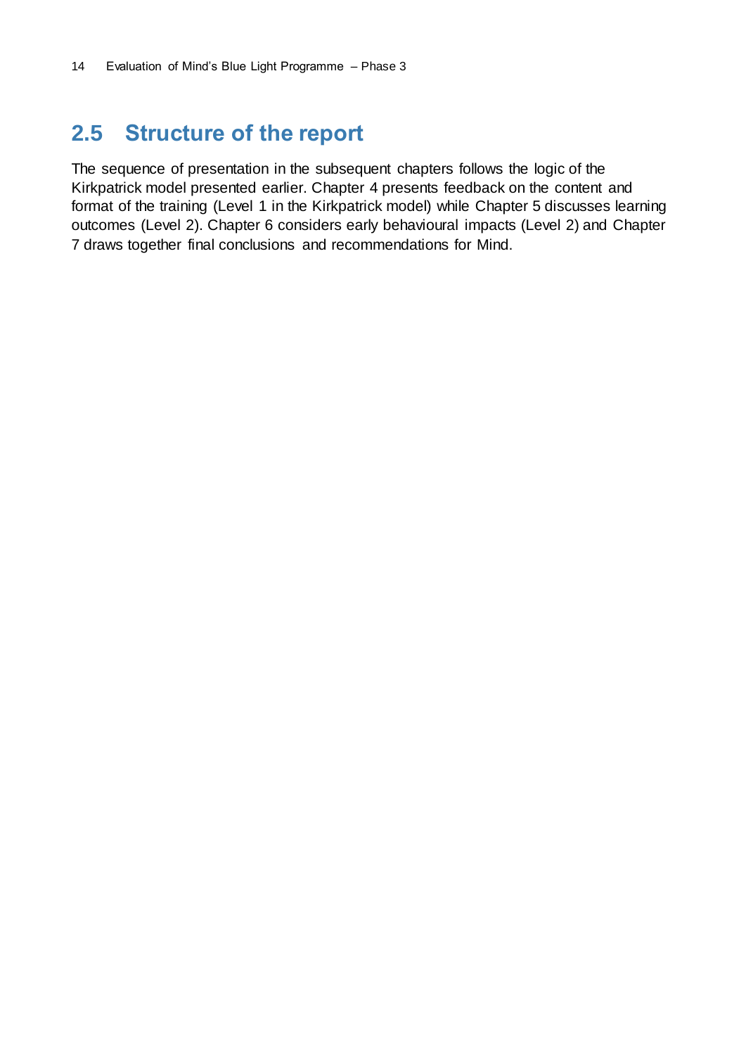## 2.5 Structure of the report

The sequence of presentation in the subsequent chapters follows the logic of the Kirkpatrick model presented earlier. Chapter 4 presents feedback on the content and format of the training (Level 1 in the Kirkpatrick model) while Chapter 5 discusses learning outcomes (Level 2). Chapter 6 considers early behavioural impacts (Level 2) and Chapter 7 draws together final conclusions and recommendations for Mind.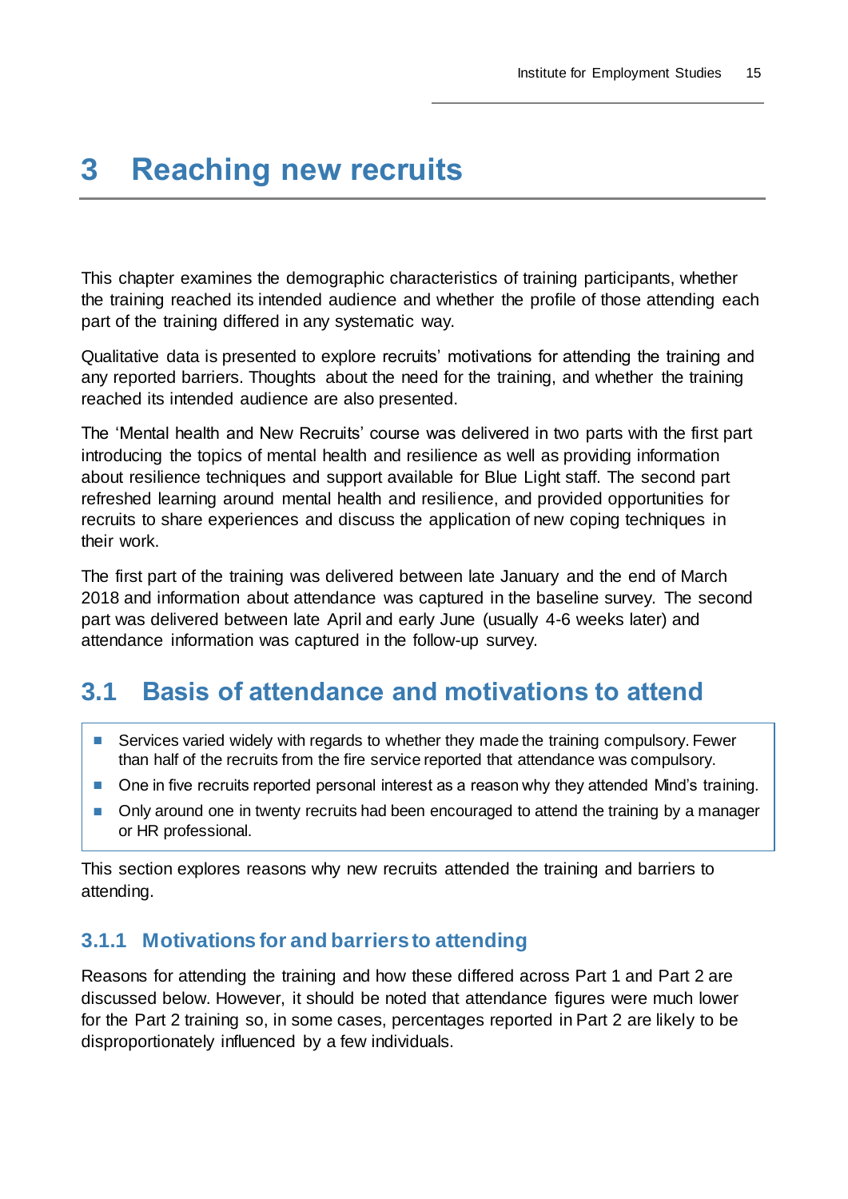# 3 Reaching new recruits

This chapter examines the demographic characteristics of training participants, whether the training reached its intended audience and whether the profile of those attending each part of the training differed in any systematic way.

Qualitative data is presented to explore recruits' motivations for attending the training and any reported barriers. Thoughts about the need for the training, and whether the training reached its intended audience are also presented.

The 'Mental health and New Recruits' course was delivered in two parts with the first part introducing the topics of mental health and resilience as well as providing information about resilience techniques and support available for Blue Light staff. The second part refreshed learning around mental health and resilience, and provided opportunities for recruits to share experiences and discuss the application of new coping techniques in their work.

The first part of the training was delivered between late January and the end of March 2018 and information about attendance was captured in the baseline survey. The second part was delivered between late April and early June (usually 4-6 weeks later) and attendance information was captured in the follow-up survey.

## 3.1 Basis of attendance and motivations to attend

- Services varied widely with regards to whether they made the training compulsory. Fewer than half of the recruits from the fire service reported that attendance was compulsory.
- One in five recruits reported personal interest as a reason why they attended Mind's training.
- Only around one in twenty recruits had been encouraged to attend the training by a manager or HR professional.

This section explores reasons why new recruits attended the training and barriers to attending.

### 3.1.1 Motivations for and barriers to attending

Reasons for attending the training and how these differed across Part 1 and Part 2 are discussed below. However, it should be noted that attendance figures were much lower for the Part 2 training so, in some cases, percentages reported in Part 2 are likely to be disproportionately influenced by a few individuals.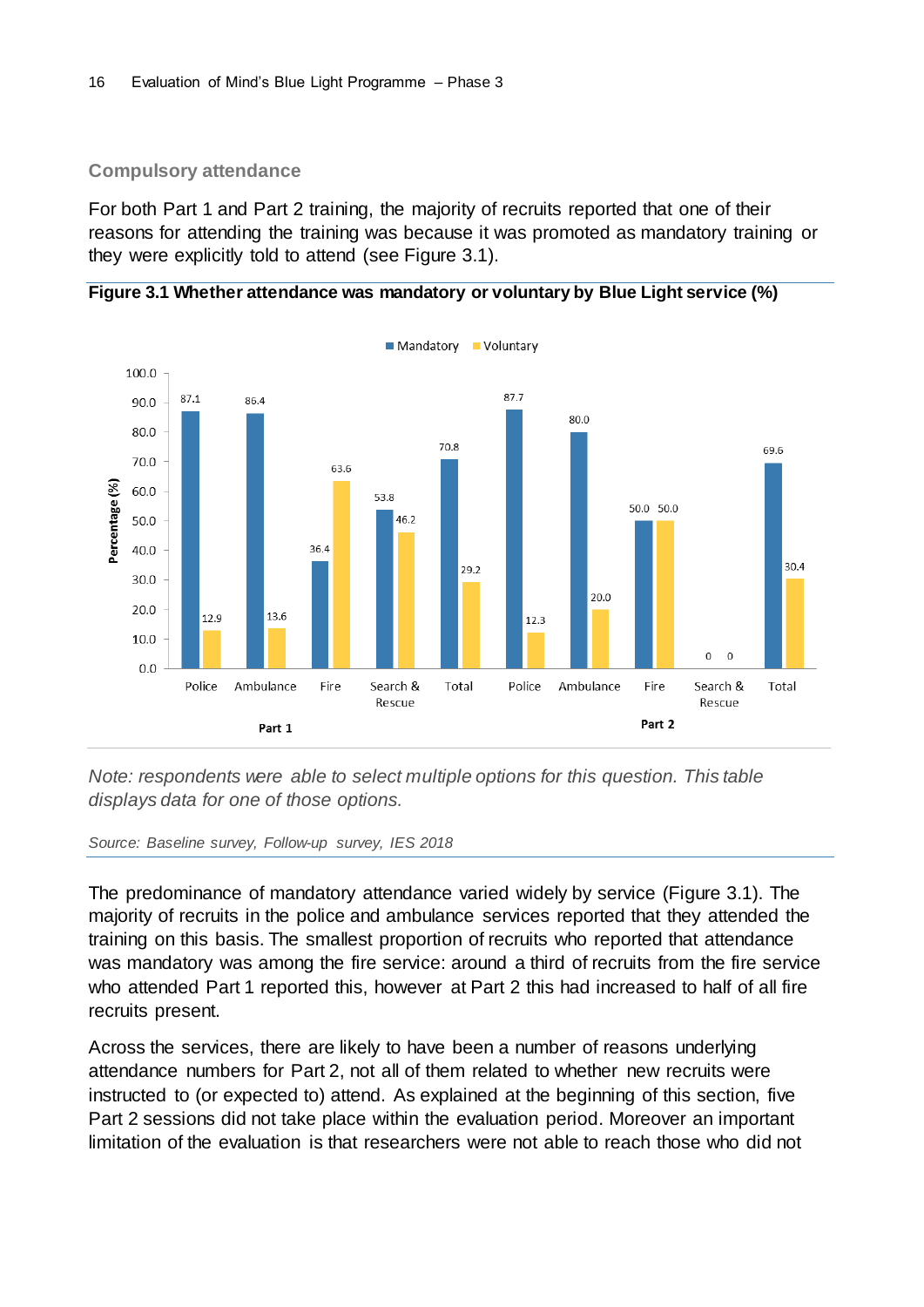### Compulsory attendance

For both Part 1 and Part 2 training, the majority of recruits reported that one of their reasons for attending the training was because it was promoted as mandatory training or they were explicitly told to attend (see Figure 3.1).

**Figure 3.1 Whether attendance was mandatory or voluntary by Blue Light service (%)**

| | Service | Mandatory | Voluntary |
|---|---|---|---|
| Part 1 | Police | 87.1 | 12.9 |
| | Ambulance | 86.4 | 13.6 |
| | Fire | 36.4 | 63.6 |
| | Search & Rescue | 53.8 | 46.2 |
| | Total | 70.8 | 29.2 |
| Part 2 | Police | 87.7 | 12.3 |
| | Ambulance | 80.0 | 20.0 |
| | Fire | 50.0 | 50.0 |
| | Search & Rescue | 0 | 0 |
| | Total | 69.6 | 30.4 |

*Note: respondents were able to select multiple options for this question. This table displays data for one of those options.*

*Source: Baseline survey, Follow-up survey, IES 2018*

The predominance of mandatory attendance varied widely by service (Figure 3.1). The majority of recruits in the police and ambulance services reported that they attended the training on this basis. The smallest proportion of recruits who reported that attendance was mandatory was among the fire service: around a third of recruits from the fire service who attended Part 1 reported this, however at Part 2 this had increased to half of all fire recruits present.

Across the services, there are likely to have been a number of reasons underlying attendance numbers for Part 2, not all of them related to whether new recruits were instructed to (or expected to) attend. As explained at the beginning of this section, five Part 2 sessions did not take place within the evaluation period. Moreover an important limitation of the evaluation is that researchers were not able to reach those who did not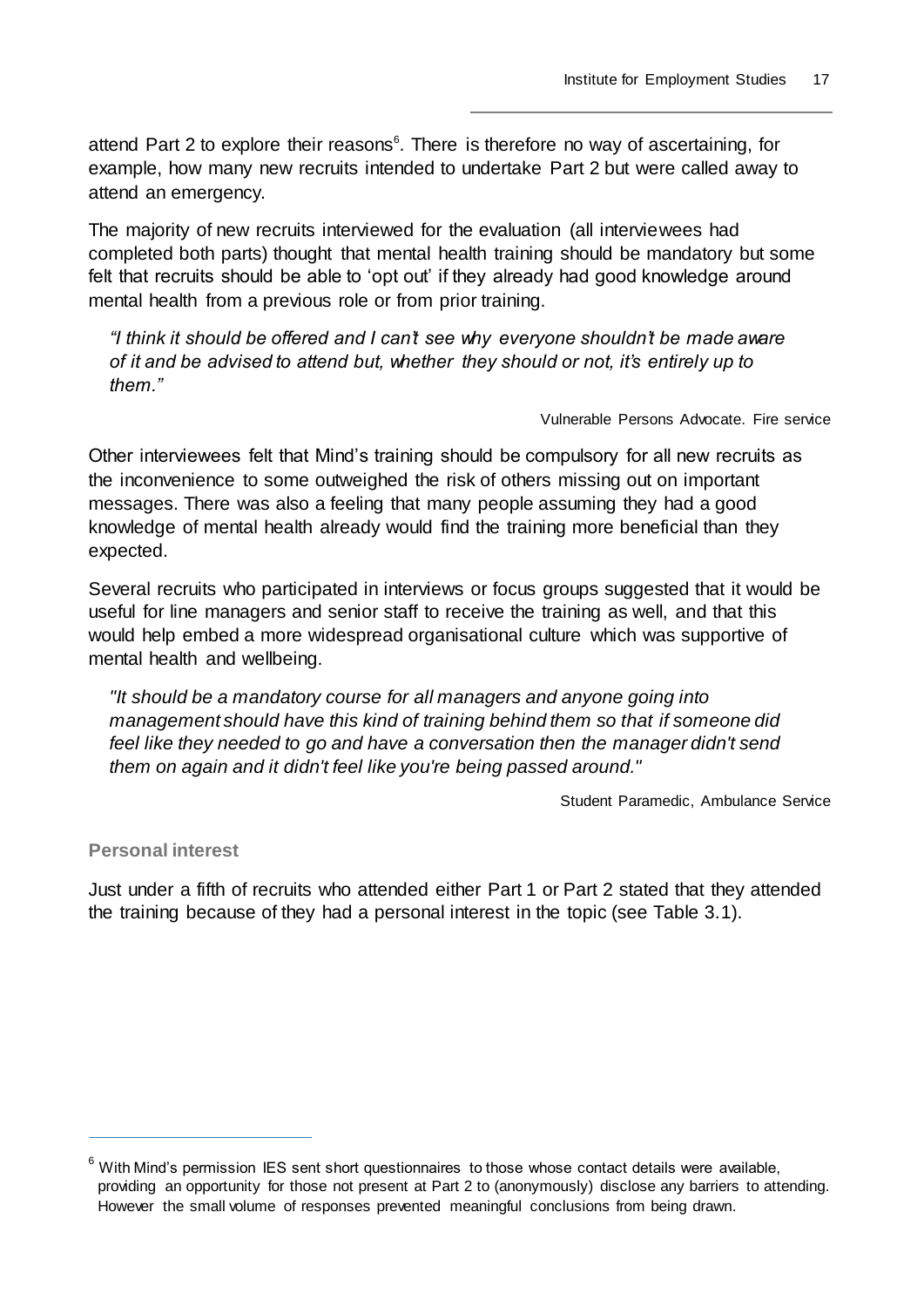attend Part 2 to explore their reasons[6]. There is therefore no way of ascertaining, for example, how many new recruits intended to undertake Part 2 but were called away to attend an emergency.

The majority of new recruits interviewed for the evaluation (all interviewees had completed both parts) thought that mental health training should be mandatory but some felt that recruits should be able to 'opt out' if they already had good knowledge around mental health from a previous role or from prior training.

> *"I think it should be offered and I can't see why everyone shouldn't be made aware of it and be advised to attend but, whether they should or not, it's entirely up to them."*
>
> Vulnerable Persons Advocate. Fire service

Other interviewees felt that Mind's training should be compulsory for all new recruits as the inconvenience to some outweighed the risk of others missing out on important messages. There was also a feeling that many people assuming they had a good knowledge of mental health already would find the training more beneficial than they expected.

Several recruits who participated in interviews or focus groups suggested that it would be useful for line managers and senior staff to receive the training as well, and that this would help embed a more widespread organisational culture which was supportive of mental health and wellbeing.

> *"It should be a mandatory course for all managers and anyone going into management should have this kind of training behind them so that if someone did feel like they needed to go and have a conversation then the manager didn't send them on again and it didn't feel like you're being passed around."*
>
> Student Paramedic, Ambulance Service

#### Personal interest

Just under a fifth of recruits who attended either Part 1 or Part 2 stated that they attended the training because of they had a personal interest in the topic (see Table 3.1).

---

[6] With Mind's permission IES sent short questionnaires to those whose contact details were available, providing an opportunity for those not present at Part 2 to (anonymously) disclose any barriers to attending. However the small volume of responses prevented meaningful conclusions from being drawn.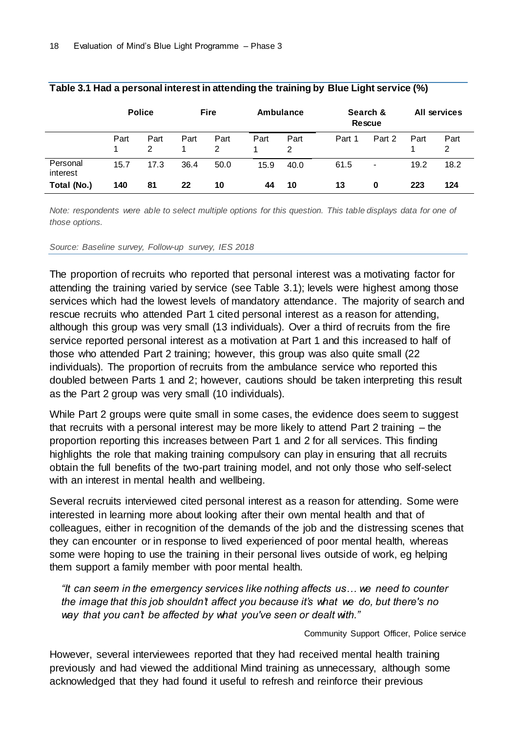**Table 3.1 Had a personal interest in attending the training by Blue Light service (%)**

| | Police | | Fire | | Ambulance | | Search & Rescue | | All services | |
|---|---|---|---|---|---|---|---|---|---|---|
| | Part 1 | Part 2 | Part 1 | Part 2 | Part 1 | Part 2 | Part 1 | Part 2 | Part 1 | Part 2 |
| Personal interest | 15.7 | 17.3 | 36.4 | 50.0 | 15.9 | 40.0 | 61.5 | - | 19.2 | 18.2 |
| **Total (No.)** | **140** | **81** | **22** | **10** | **44** | **10** | **13** | **0** | **223** | **124** |

*Note: respondents were able to select multiple options for this question. This table displays data for one of those options.*

*Source: Baseline survey, Follow-up survey, IES 2018*

The proportion of recruits who reported that personal interest was a motivating factor for attending the training varied by service (see Table 3.1); levels were highest among those services which had the lowest levels of mandatory attendance. The majority of search and rescue recruits who attended Part 1 cited personal interest as a reason for attending, although this group was very small (13 individuals). Over a third of recruits from the fire service reported personal interest as a motivation at Part 1 and this increased to half of those who attended Part 2 training; however, this group was also quite small (22 individuals). The proportion of recruits from the ambulance service who reported this doubled between Parts 1 and 2; however, cautions should be taken interpreting this result as the Part 2 group was very small (10 individuals).

While Part 2 groups were quite small in some cases, the evidence does seem to suggest that recruits with a personal interest may be more likely to attend Part 2 training – the proportion reporting this increases between Part 1 and 2 for all services. This finding highlights the role that making training compulsory can play in ensuring that all recruits obtain the full benefits of the two-part training model, and not only those who self-select with an interest in mental health and wellbeing.

Several recruits interviewed cited personal interest as a reason for attending. Some were interested in learning more about looking after their own mental health and that of colleagues, either in recognition of the demands of the job and the distressing scenes that they can encounter or in response to lived experienced of poor mental health, whereas some were hoping to use the training in their personal lives outside of work, eg helping them support a family member with poor mental health.

*"It can seem in the emergency services like nothing affects us… we need to counter the image that this job shouldn't affect you because it's what we do, but there's no way that you can't be affected by what you've seen or dealt with."*

Community Support Officer, Police service

However, several interviewees reported that they had received mental health training previously and had viewed the additional Mind training as unnecessary, although some acknowledged that they had found it useful to refresh and reinforce their previous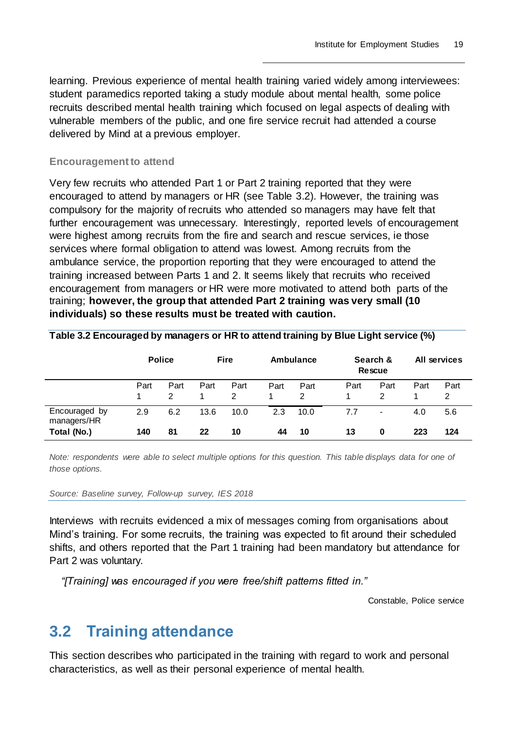learning. Previous experience of mental health training varied widely among interviewees: student paramedics reported taking a study module about mental health, some police recruits described mental health training which focused on legal aspects of dealing with vulnerable members of the public, and one fire service recruit had attended a course delivered by Mind at a previous employer.

### Encouragement to attend

Very few recruits who attended Part 1 or Part 2 training reported that they were encouraged to attend by managers or HR (see Table 3.2). However, the training was compulsory for the majority of recruits who attended so managers may have felt that further encouragement was unnecessary. Interestingly, reported levels of encouragement were highest among recruits from the fire and search and rescue services, ie those services where formal obligation to attend was lowest. Among recruits from the ambulance service, the proportion reporting that they were encouraged to attend the training increased between Parts 1 and 2. It seems likely that recruits who received encouragement from managers or HR were more motivated to attend both parts of the training; **however, the group that attended Part 2 training was very small (10 individuals) so these results must be treated with caution.**

**Table 3.2 Encouraged by managers or HR to attend training by Blue Light service (%)**

| | Police | | Fire | | Ambulance | | Search & Rescue | | All services | |
|---|---|---|---|---|---|---|---|---|---|---|
| | Part 1 | Part 2 | Part 1 | Part 2 | Part 1 | Part 2 | Part 1 | Part 2 | Part 1 | Part 2 |
| Encouraged by managers/HR | 2.9 | 6.2 | 13.6 | 10.0 | 2.3 | 10.0 | 7.7 | - | 4.0 | 5.6 |
| **Total (No.)** | **140** | **81** | **22** | **10** | **44** | **10** | **13** | **0** | **223** | **124** |

*Note: respondents were able to select multiple options for this question. This table displays data for one of those options.*

*Source: Baseline survey, Follow-up survey, IES 2018*

Interviews with recruits evidenced a mix of messages coming from organisations about Mind's training. For some recruits, the training was expected to fit around their scheduled shifts, and others reported that the Part 1 training had been mandatory but attendance for Part 2 was voluntary.

> *"[Training] was encouraged if you were free/shift patterns fitted in."*
>
> Constable, Police service

## 3.2 Training attendance

This section describes who participated in the training with regard to work and personal characteristics, as well as their personal experience of mental health.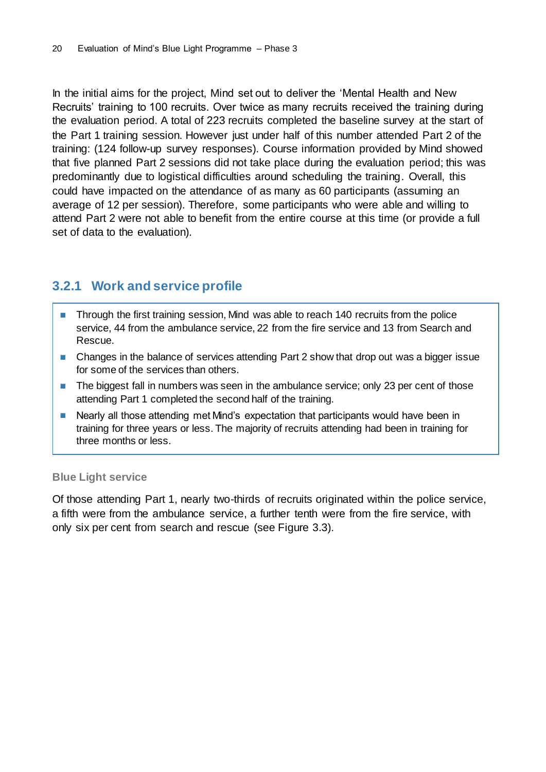In the initial aims for the project, Mind set out to deliver the 'Mental Health and New Recruits' training to 100 recruits. Over twice as many recruits received the training during the evaluation period. A total of 223 recruits completed the baseline survey at the start of the Part 1 training session. However just under half of this number attended Part 2 of the training: (124 follow-up survey responses). Course information provided by Mind showed that five planned Part 2 sessions did not take place during the evaluation period; this was predominantly due to logistical difficulties around scheduling the training. Overall, this could have impacted on the attendance of as many as 60 participants (assuming an average of 12 per session). Therefore, some participants who were able and willing to attend Part 2 were not able to benefit from the entire course at this time (or provide a full set of data to the evaluation).

### 3.2.1 Work and service profile

- Through the first training session, Mind was able to reach 140 recruits from the police service, 44 from the ambulance service, 22 from the fire service and 13 from Search and Rescue.
- Changes in the balance of services attending Part 2 show that drop out was a bigger issue for some of the services than others.
- The biggest fall in numbers was seen in the ambulance service; only 23 per cent of those attending Part 1 completed the second half of the training.
- Nearly all those attending met Mind's expectation that participants would have been in training for three years or less. The majority of recruits attending had been in training for three months or less.

#### Blue Light service

Of those attending Part 1, nearly two-thirds of recruits originated within the police service, a fifth were from the ambulance service, a further tenth were from the fire service, with only six per cent from search and rescue (see Figure 3.3).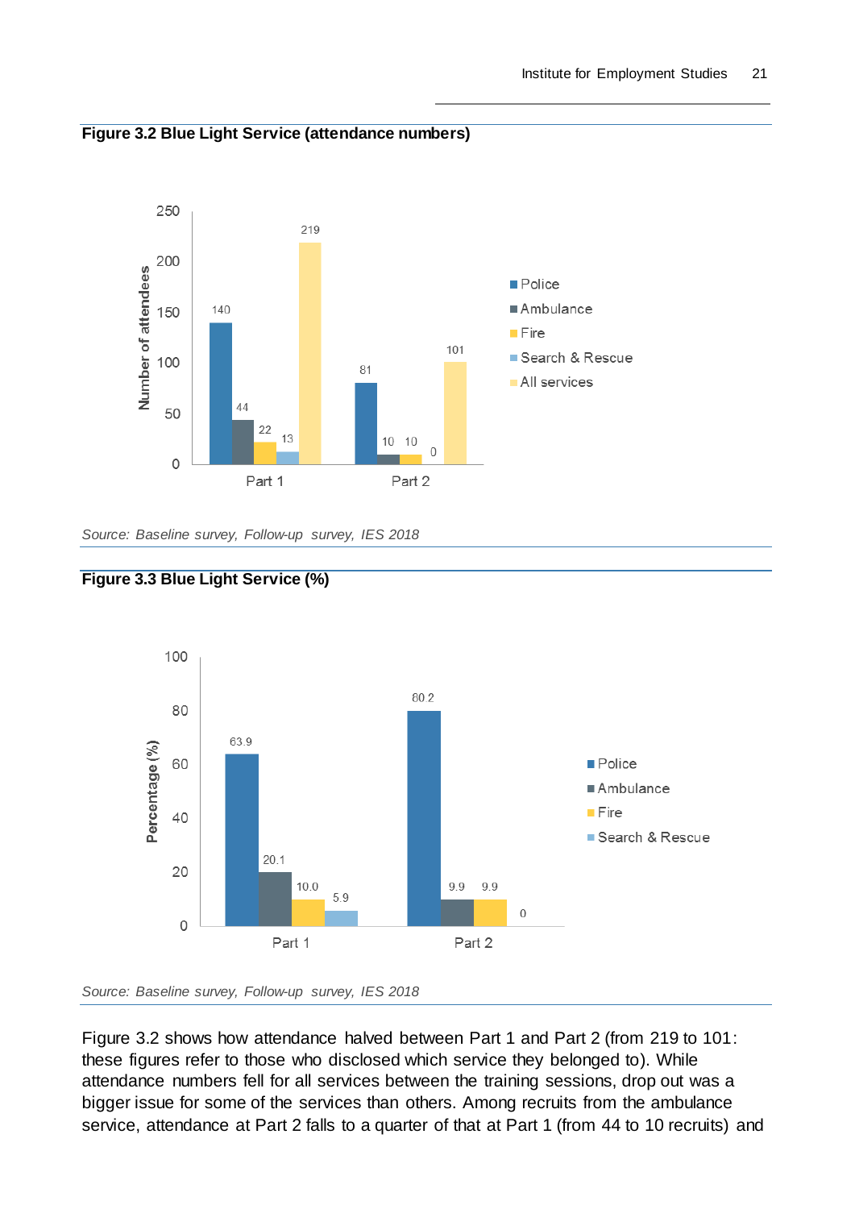**Figure 3.2 Blue Light Service (attendance numbers)**

| | Police | Ambulance | Fire | Search & Rescue | All services |
|---|---|---|---|---|---|
| Part 1 | 140 | 44 | 22 | 13 | 219 |
| Part 2 | 81 | 10 | 10 | 0 | 101 |

*Source: Baseline survey, Follow-up survey, IES 2018*

**Figure 3.3 Blue Light Service (%)**

| | Police | Ambulance | Fire | Search & Rescue |
|---|---|---|---|---|
| Part 1 | 63.9 | 20.1 | 10.0 | 5.9 |
| Part 2 | 80.2 | 9.9 | 9.9 | 0 |

*Source: Baseline survey, Follow-up survey, IES 2018*

Figure 3.2 shows how attendance halved between Part 1 and Part 2 (from 219 to 101: these figures refer to those who disclosed which service they belonged to). While attendance numbers fell for all services between the training sessions, drop out was a bigger issue for some of the services than others. Among recruits from the ambulance service, attendance at Part 2 falls to a quarter of that at Part 1 (from 44 to 10 recruits) and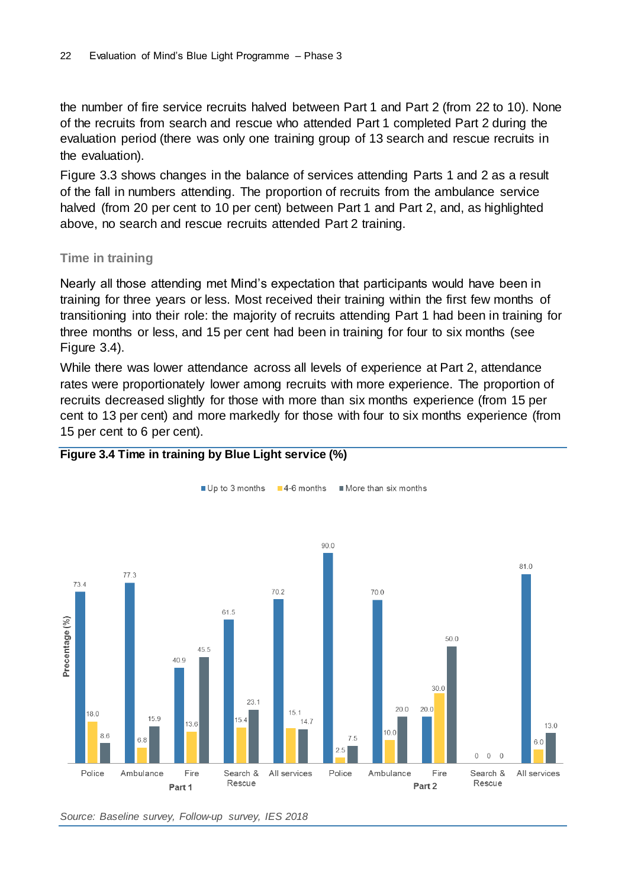the number of fire service recruits halved between Part 1 and Part 2 (from 22 to 10). None of the recruits from search and rescue who attended Part 1 completed Part 2 during the evaluation period (there was only one training group of 13 search and rescue recruits in the evaluation).

Figure 3.3 shows changes in the balance of services attending Parts 1 and 2 as a result of the fall in numbers attending. The proportion of recruits from the ambulance service halved (from 20 per cent to 10 per cent) between Part 1 and Part 2, and, as highlighted above, no search and rescue recruits attended Part 2 training.

### Time in training

Nearly all those attending met Mind's expectation that participants would have been in training for three years or less. Most received their training within the first few months of transitioning into their role: the majority of recruits attending Part 1 had been in training for three months or less, and 15 per cent had been in training for four to six months (see Figure 3.4).

While there was lower attendance across all levels of experience at Part 2, attendance rates were proportionately lower among recruits with more experience. The proportion of recruits decreased slightly for those with more than six months experience (from 15 per cent to 13 per cent) and more markedly for those with four to six months experience (from 15 per cent to 6 per cent).

**Figure 3.4 Time in training by Blue Light service (%)**

| | Service | Up to 3 months | 4-6 months | More than six months |
|---|---|---|---|---|
| Part 1 | Police | 73.4 | 18.0 | 8.6 |
| | Ambulance | 77.3 | 6.8 | 15.9 |
| | Fire | 40.9 | 13.6 | 45.5 |
| | Search & Rescue | 61.5 | 15.4 | 23.1 |
| | All services | 70.2 | 15.1 | 14.7 |
| Part 2 | Police | 90.0 | 2.5 | 7.5 |
| | Ambulance | 70.0 | 10.0 | 20.0 |
| | Fire | 20.0 | 30.0 | 50.0 |
| | Search & Rescue | 0 | 0 | 0 |
| | All services | 81.0 | 6.0 | 13.0 |

Precentage (%)

*Source: Baseline survey, Follow-up survey, IES 2018*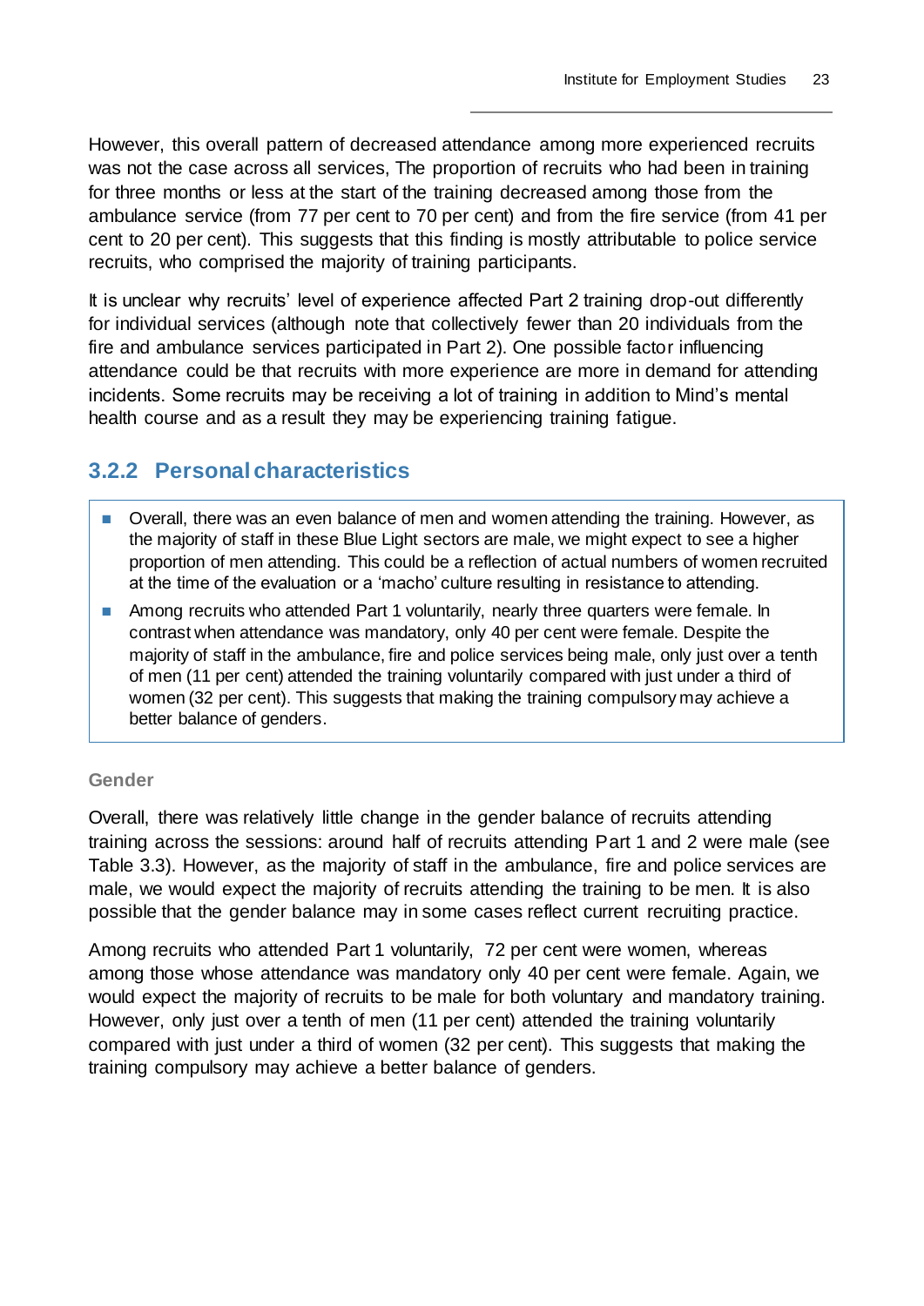However, this overall pattern of decreased attendance among more experienced recruits was not the case across all services, The proportion of recruits who had been in training for three months or less at the start of the training decreased among those from the ambulance service (from 77 per cent to 70 per cent) and from the fire service (from 41 per cent to 20 per cent). This suggests that this finding is mostly attributable to police service recruits, who comprised the majority of training participants.

It is unclear why recruits' level of experience affected Part 2 training drop-out differently for individual services (although note that collectively fewer than 20 individuals from the fire and ambulance services participated in Part 2). One possible factor influencing attendance could be that recruits with more experience are more in demand for attending incidents. Some recruits may be receiving a lot of training in addition to Mind's mental health course and as a result they may be experiencing training fatigue.

### 3.2.2 Personal characteristics

- Overall, there was an even balance of men and women attending the training. However, as the majority of staff in these Blue Light sectors are male, we might expect to see a higher proportion of men attending. This could be a reflection of actual numbers of women recruited at the time of the evaluation or a 'macho' culture resulting in resistance to attending.
- Among recruits who attended Part 1 voluntarily, nearly three quarters were female. In contrast when attendance was mandatory, only 40 per cent were female. Despite the majority of staff in the ambulance, fire and police services being male, only just over a tenth of men (11 per cent) attended the training voluntarily compared with just under a third of women (32 per cent). This suggests that making the training compulsory may achieve a better balance of genders.

#### Gender

Overall, there was relatively little change in the gender balance of recruits attending training across the sessions: around half of recruits attending Part 1 and 2 were male (see Table 3.3). However, as the majority of staff in the ambulance, fire and police services are male, we would expect the majority of recruits attending the training to be men. It is also possible that the gender balance may in some cases reflect current recruiting practice.

Among recruits who attended Part 1 voluntarily, 72 per cent were women, whereas among those whose attendance was mandatory only 40 per cent were female. Again, we would expect the majority of recruits to be male for both voluntary and mandatory training. However, only just over a tenth of men (11 per cent) attended the training voluntarily compared with just under a third of women (32 per cent). This suggests that making the training compulsory may achieve a better balance of genders.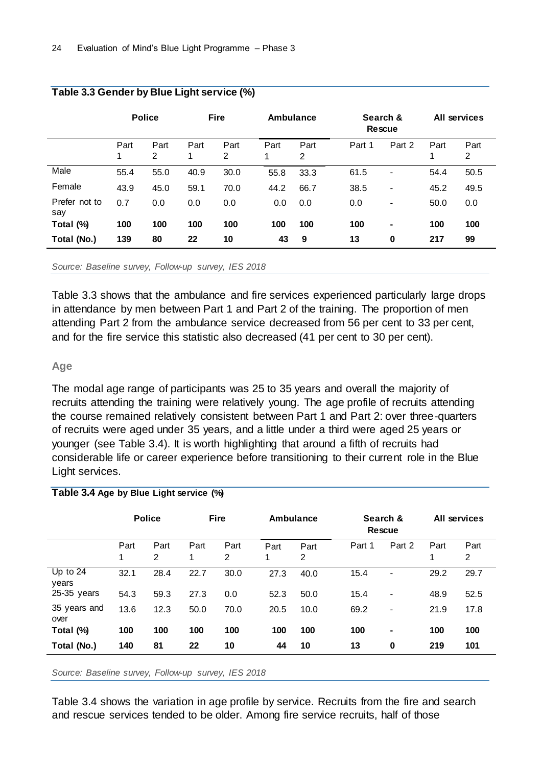**Table 3.3 Gender by Blue Light service (%)**

| | Police | | Fire | | Ambulance | | Search & Rescue | | All services | |
|---|---|---|---|---|---|---|---|---|---|---|
| | Part 1 | Part 2 | Part 1 | Part 2 | Part 1 | Part 2 | Part 1 | Part 2 | Part 1 | Part 2 |
| Male | 55.4 | 55.0 | 40.9 | 30.0 | 55.8 | 33.3 | 61.5 | - | 54.4 | 50.5 |
| Female | 43.9 | 45.0 | 59.1 | 70.0 | 44.2 | 66.7 | 38.5 | - | 45.2 | 49.5 |
| Prefer not to say | 0.7 | 0.0 | 0.0 | 0.0 | 0.0 | 0.0 | 0.0 | - | 50.0 | 0.0 |
| **Total (%)** | **100** | **100** | **100** | **100** | **100** | **100** | **100** | **-** | **100** | **100** |
| **Total (No.)** | **139** | **80** | **22** | **10** | **43** | **9** | **13** | **0** | **217** | **99** |

*Source: Baseline survey, Follow-up survey, IES 2018*

Table 3.3 shows that the ambulance and fire services experienced particularly large drops in attendance by men between Part 1 and Part 2 of the training. The proportion of men attending Part 2 from the ambulance service decreased from 56 per cent to 33 per cent, and for the fire service this statistic also decreased (41 per cent to 30 per cent).

### Age

The modal age range of participants was 25 to 35 years and overall the majority of recruits attending the training were relatively young. The age profile of recruits attending the course remained relatively consistent between Part 1 and Part 2: over three-quarters of recruits were aged under 35 years, and a little under a third were aged 25 years or younger (see Table 3.4). It is worth highlighting that around a fifth of recruits had considerable life or career experience before transitioning to their current role in the Blue Light services.

**Table 3.4 Age by Blue Light service (%)**

| | Police | | Fire | | Ambulance | | Search & Rescue | | All services | |
|---|---|---|---|---|---|---|---|---|---|---|
| | Part 1 | Part 2 | Part 1 | Part 2 | Part 1 | Part 2 | Part 1 | Part 2 | Part 1 | Part 2 |
| Up to 24 years | 32.1 | 28.4 | 22.7 | 30.0 | 27.3 | 40.0 | 15.4 | - | 29.2 | 29.7 |
| 25-35 years | 54.3 | 59.3 | 27.3 | 0.0 | 52.3 | 50.0 | 15.4 | - | 48.9 | 52.5 |
| 35 years and over | 13.6 | 12.3 | 50.0 | 70.0 | 20.5 | 10.0 | 69.2 | - | 21.9 | 17.8 |
| **Total (%)** | **100** | **100** | **100** | **100** | **100** | **100** | **100** | **-** | **100** | **100** |
| **Total (No.)** | **140** | **81** | **22** | **10** | **44** | **10** | **13** | **0** | **219** | **101** |

*Source: Baseline survey, Follow-up survey, IES 2018*

Table 3.4 shows the variation in age profile by service. Recruits from the fire and search and rescue services tended to be older. Among fire service recruits, half of those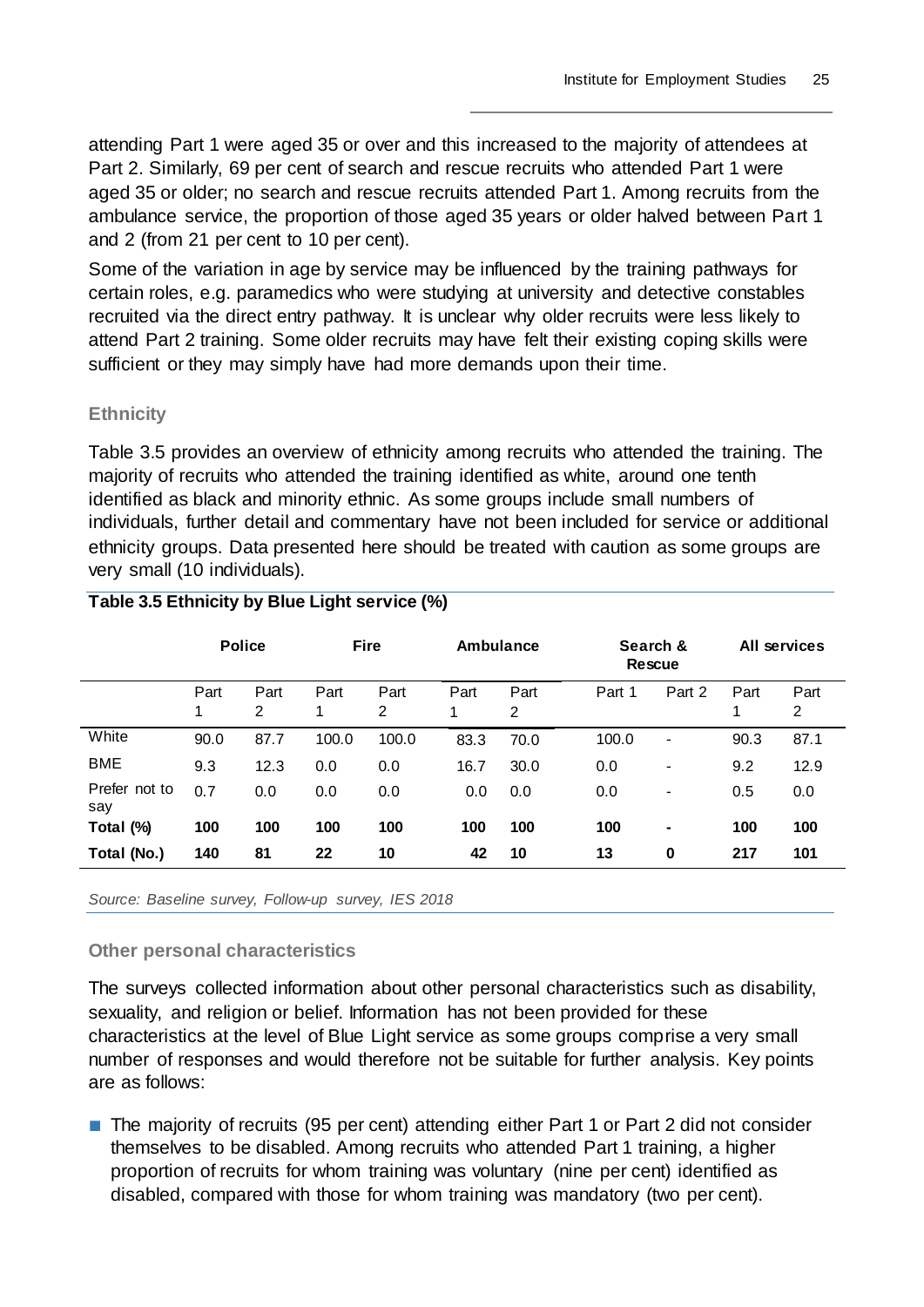attending Part 1 were aged 35 or over and this increased to the majority of attendees at Part 2. Similarly, 69 per cent of search and rescue recruits who attended Part 1 were aged 35 or older; no search and rescue recruits attended Part 1. Among recruits from the ambulance service, the proportion of those aged 35 years or older halved between Part 1 and 2 (from 21 per cent to 10 per cent).

Some of the variation in age by service may be influenced by the training pathways for certain roles, e.g. paramedics who were studying at university and detective constables recruited via the direct entry pathway. It is unclear why older recruits were less likely to attend Part 2 training. Some older recruits may have felt their existing coping skills were sufficient or they may simply have had more demands upon their time.

### Ethnicity

Table 3.5 provides an overview of ethnicity among recruits who attended the training. The majority of recruits who attended the training identified as white, around one tenth identified as black and minority ethnic. As some groups include small numbers of individuals, further detail and commentary have not been included for service or additional ethnicity groups. Data presented here should be treated with caution as some groups are very small (10 individuals).

**Table 3.5 Ethnicity by Blue Light service (%)**

| | Police | | Fire | | Ambulance | | Search & Rescue | | All services | |
|---|---|---|---|---|---|---|---|---|---|---|
| | Part 1 | Part 2 | Part 1 | Part 2 | Part 1 | Part 2 | Part 1 | Part 2 | Part 1 | Part 2 |
| White | 90.0 | 87.7 | 100.0 | 100.0 | 83.3 | 70.0 | 100.0 | - | 90.3 | 87.1 |
| BME | 9.3 | 12.3 | 0.0 | 0.0 | 16.7 | 30.0 | 0.0 | - | 9.2 | 12.9 |
| Prefer not to say | 0.7 | 0.0 | 0.0 | 0.0 | 0.0 | 0.0 | 0.0 | - | 0.5 | 0.0 |
| **Total (%)** | **100** | **100** | **100** | **100** | **100** | **100** | **100** | **-** | **100** | **100** |
| **Total (No.)** | **140** | **81** | **22** | **10** | **42** | **10** | **13** | **0** | **217** | **101** |

*Source: Baseline survey, Follow-up survey, IES 2018*

### Other personal characteristics

The surveys collected information about other personal characteristics such as disability, sexuality, and religion or belief. Information has not been provided for these characteristics at the level of Blue Light service as some groups comprise a very small number of responses and would therefore not be suitable for further analysis. Key points are as follows:

- The majority of recruits (95 per cent) attending either Part 1 or Part 2 did not consider themselves to be disabled. Among recruits who attended Part 1 training, a higher proportion of recruits for whom training was voluntary (nine per cent) identified as disabled, compared with those for whom training was mandatory (two per cent).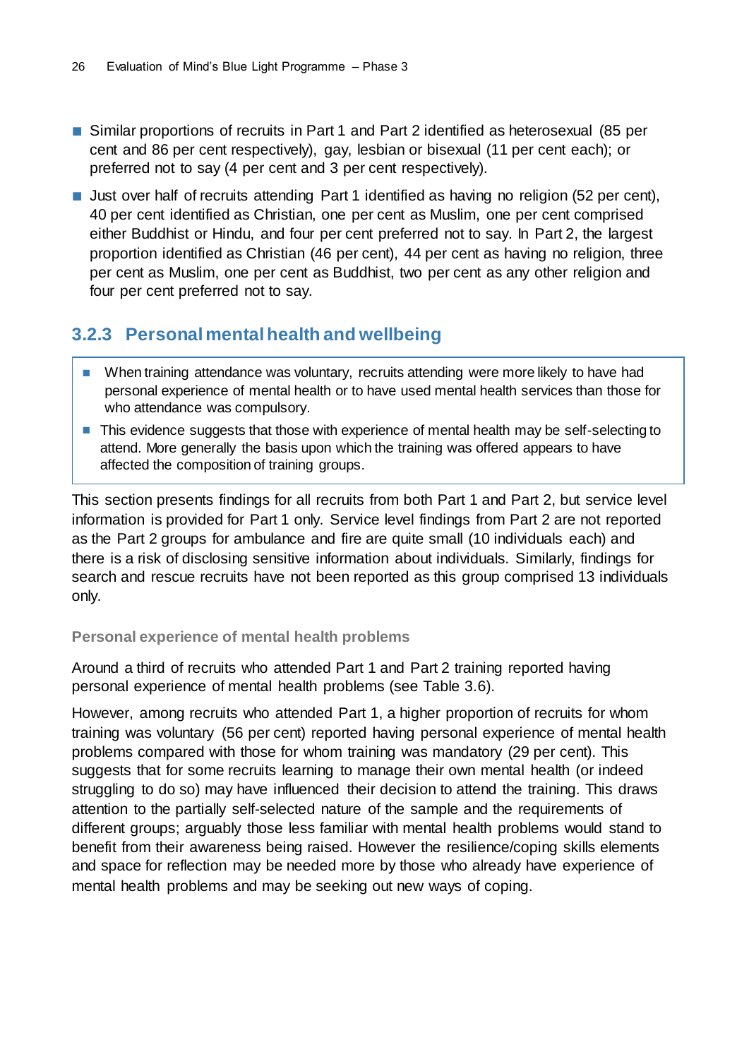- Similar proportions of recruits in Part 1 and Part 2 identified as heterosexual (85 per cent and 86 per cent respectively), gay, lesbian or bisexual (11 per cent each); or preferred not to say (4 per cent and 3 per cent respectively).
- Just over half of recruits attending Part 1 identified as having no religion (52 per cent), 40 per cent identified as Christian, one per cent as Muslim, one per cent comprised either Buddhist or Hindu, and four per cent preferred not to say. In Part 2, the largest proportion identified as Christian (46 per cent), 44 per cent as having no religion, three per cent as Muslim, one per cent as Buddhist, two per cent as any other religion and four per cent preferred not to say.

### 3.2.3 Personal mental health and wellbeing

> - When training attendance was voluntary, recruits attending were more likely to have had personal experience of mental health or to have used mental health services than those for who attendance was compulsory.
> - This evidence suggests that those with experience of mental health may be self-selecting to attend. More generally the basis upon which the training was offered appears to have affected the composition of training groups.

This section presents findings for all recruits from both Part 1 and Part 2, but service level information is provided for Part 1 only. Service level findings from Part 2 are not reported as the Part 2 groups for ambulance and fire are quite small (10 individuals each) and there is a risk of disclosing sensitive information about individuals. Similarly, findings for search and rescue recruits have not been reported as this group comprised 13 individuals only.

#### Personal experience of mental health problems

Around a third of recruits who attended Part 1 and Part 2 training reported having personal experience of mental health problems (see Table 3.6).

However, among recruits who attended Part 1, a higher proportion of recruits for whom training was voluntary (56 per cent) reported having personal experience of mental health problems compared with those for whom training was mandatory (29 per cent). This suggests that for some recruits learning to manage their own mental health (or indeed struggling to do so) may have influenced their decision to attend the training. This draws attention to the partially self-selected nature of the sample and the requirements of different groups; arguably those less familiar with mental health problems would stand to benefit from their awareness being raised. However the resilience/coping skills elements and space for reflection may be needed more by those who already have experience of mental health problems and may be seeking out new ways of coping.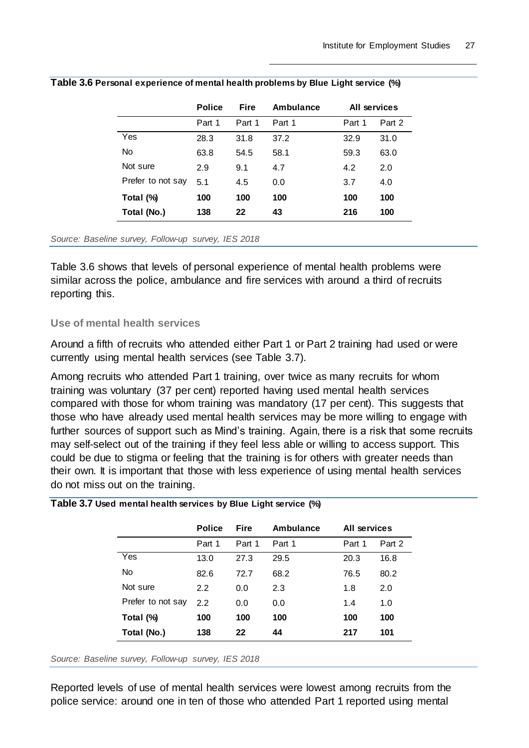**Table 3.6 Personal experience of mental health problems by Blue Light service (%)**

| | Police | Fire | Ambulance | All services | |
|---|---|---|---|---|---|
| | Part 1 | Part 1 | Part 1 | Part 1 | Part 2 |
| Yes | 28.3 | 31.8 | 37.2 | 32.9 | 31.0 |
| No | 63.8 | 54.5 | 58.1 | 59.3 | 63.0 |
| Not sure | 2.9 | 9.1 | 4.7 | 4.2 | 2.0 |
| Prefer to not say | 5.1 | 4.5 | 0.0 | 3.7 | 4.0 |
| **Total (%)** | **100** | **100** | **100** | **100** | **100** |
| **Total (No.)** | **138** | **22** | **43** | **216** | **100** |

*Source: Baseline survey, Follow-up survey, IES 2018*

Table 3.6 shows that levels of personal experience of mental health problems were similar across the police, ambulance and fire services with around a third of recruits reporting this.

### Use of mental health services

Around a fifth of recruits who attended either Part 1 or Part 2 training had used or were currently using mental health services (see Table 3.7).

Among recruits who attended Part 1 training, over twice as many recruits for whom training was voluntary (37 per cent) reported having used mental health services compared with those for whom training was mandatory (17 per cent). This suggests that those who have already used mental health services may be more willing to engage with further sources of support such as Mind's training. Again, there is a risk that some recruits may self-select out of the training if they feel less able or willing to access support. This could be due to stigma or feeling that the training is for others with greater needs than their own. It is important that those with less experience of using mental health services do not miss out on the training.

**Table 3.7 Used mental health services by Blue Light service (%)**

| | Police | Fire | Ambulance | All services | |
|---|---|---|---|---|---|
| | Part 1 | Part 1 | Part 1 | Part 1 | Part 2 |
| Yes | 13.0 | 27.3 | 29.5 | 20.3 | 16.8 |
| No | 82.6 | 72.7 | 68.2 | 76.5 | 80.2 |
| Not sure | 2.2 | 0.0 | 2.3 | 1.8 | 2.0 |
| Prefer to not say | 2.2 | 0.0 | 0.0 | 1.4 | 1.0 |
| **Total (%)** | **100** | **100** | **100** | **100** | **100** |
| **Total (No.)** | **138** | **22** | **44** | **217** | **101** |

*Source: Baseline survey, Follow-up survey, IES 2018*

Reported levels of use of mental health services were lowest among recruits from the police service: around one in ten of those who attended Part 1 reported using mental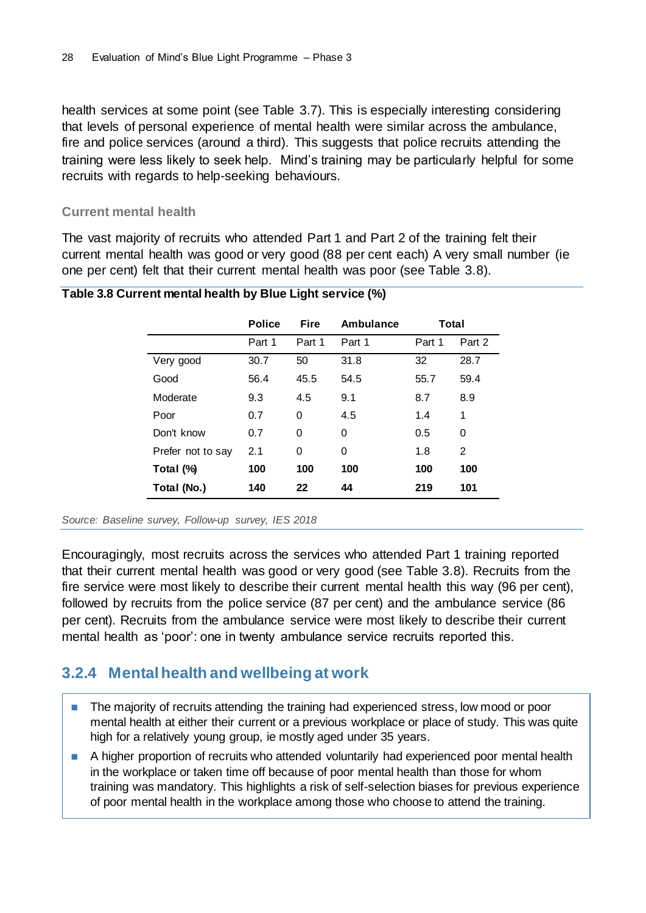health services at some point (see Table 3.7). This is especially interesting considering that levels of personal experience of mental health were similar across the ambulance, fire and police services (around a third). This suggests that police recruits attending the training were less likely to seek help. Mind's training may be particularly helpful for some recruits with regards to help-seeking behaviours.

### Current mental health

The vast majority of recruits who attended Part 1 and Part 2 of the training felt their current mental health was good or very good (88 per cent each) A very small number (ie one per cent) felt that their current mental health was poor (see Table 3.8).

**Table 3.8 Current mental health by Blue Light service (%)**

| | **Police** | **Fire** | **Ambulance** | **Total** | |
|---|---|---|---|---|---|
| | Part 1 | Part 1 | Part 1 | Part 1 | Part 2 |
| Very good | 30.7 | 50 | 31.8 | 32 | 28.7 |
| Good | 56.4 | 45.5 | 54.5 | 55.7 | 59.4 |
| Moderate | 9.3 | 4.5 | 9.1 | 8.7 | 8.9 |
| Poor | 0.7 | 0 | 4.5 | 1.4 | 1 |
| Don't know | 0.7 | 0 | 0 | 0.5 | 0 |
| Prefer not to say | 2.1 | 0 | 0 | 1.8 | 2 |
| **Total (%)** | **100** | **100** | **100** | **100** | **100** |
| **Total (No.)** | **140** | **22** | **44** | **219** | **101** |

*Source: Baseline survey, Follow-up survey, IES 2018*

Encouragingly, most recruits across the services who attended Part 1 training reported that their current mental health was good or very good (see Table 3.8). Recruits from the fire service were most likely to describe their current mental health this way (96 per cent), followed by recruits from the police service (87 per cent) and the ambulance service (86 per cent). Recruits from the ambulance service were most likely to describe their current mental health as 'poor': one in twenty ambulance service recruits reported this.

## 3.2.4 Mental health and wellbeing at work

- The majority of recruits attending the training had experienced stress, low mood or poor mental health at either their current or a previous workplace or place of study. This was quite high for a relatively young group, ie mostly aged under 35 years.
- A higher proportion of recruits who attended voluntarily had experienced poor mental health in the workplace or taken time off because of poor mental health than those for whom training was mandatory. This highlights a risk of self-selection biases for previous experience of poor mental health in the workplace among those who choose to attend the training.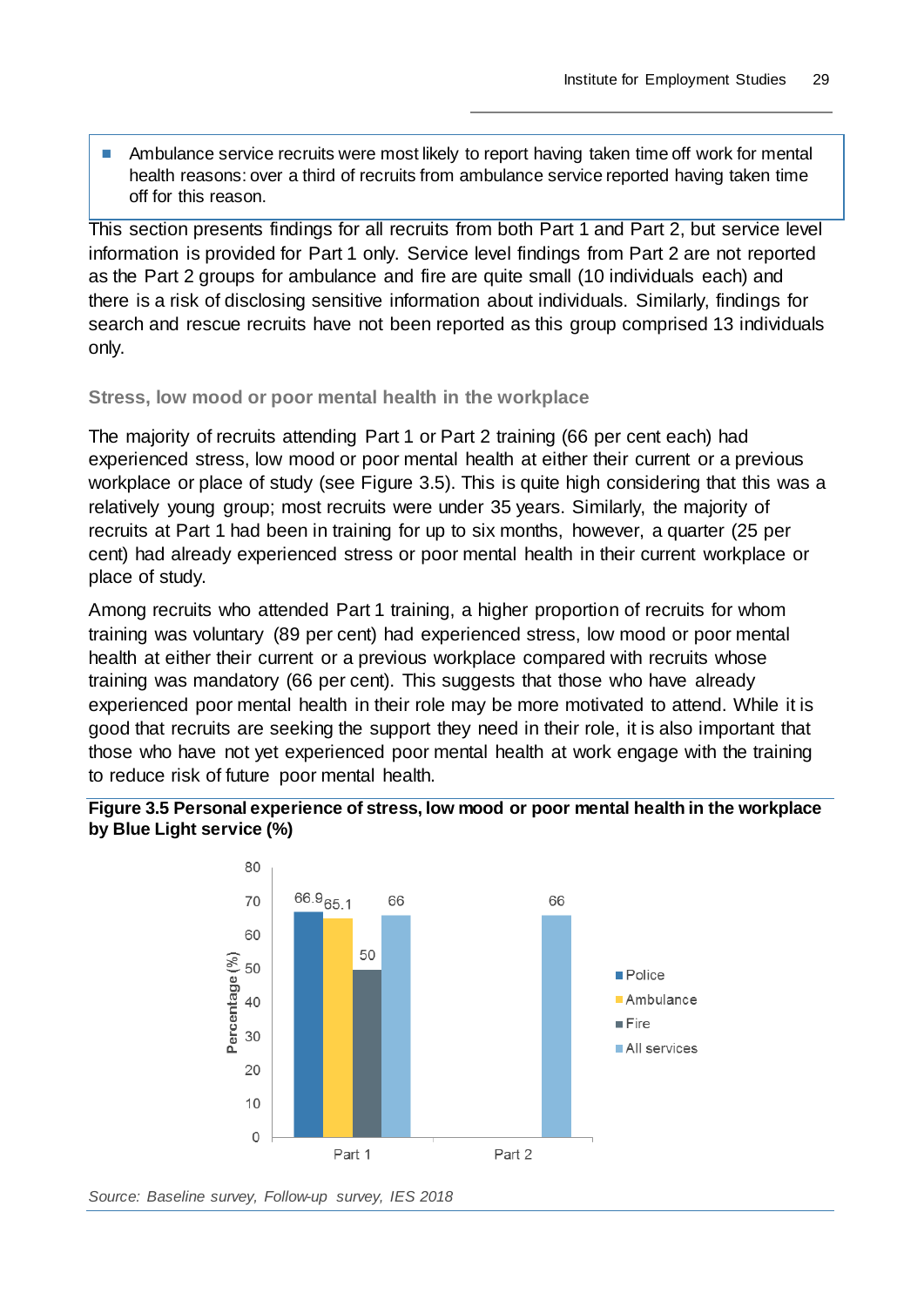- Ambulance service recruits were most likely to report having taken time off work for mental health reasons: over a third of recruits from ambulance service reported having taken time off for this reason.

This section presents findings for all recruits from both Part 1 and Part 2, but service level information is provided for Part 1 only. Service level findings from Part 2 are not reported as the Part 2 groups for ambulance and fire are quite small (10 individuals each) and there is a risk of disclosing sensitive information about individuals. Similarly, findings for search and rescue recruits have not been reported as this group comprised 13 individuals only.

### Stress, low mood or poor mental health in the workplace

The majority of recruits attending Part 1 or Part 2 training (66 per cent each) had experienced stress, low mood or poor mental health at either their current or a previous workplace or place of study (see Figure 3.5). This is quite high considering that this was a relatively young group; most recruits were under 35 years. Similarly, the majority of recruits at Part 1 had been in training for up to six months, however, a quarter (25 per cent) had already experienced stress or poor mental health in their current workplace or place of study.

Among recruits who attended Part 1 training, a higher proportion of recruits for whom training was voluntary (89 per cent) had experienced stress, low mood or poor mental health at either their current or a previous workplace compared with recruits whose training was mandatory (66 per cent). This suggests that those who have already experienced poor mental health in their role may be more motivated to attend. While it is good that recruits are seeking the support they need in their role, it is also important that those who have not yet experienced poor mental health at work engage with the training to reduce risk of future poor mental health.

**Figure 3.5 Personal experience of stress, low mood or poor mental health in the workplace by Blue Light service (%)**

| | Police | Ambulance | Fire | All services |
|---|---|---|---|---|
| Part 1 | 66.9 | 65.1 | 50 | 66 |
| Part 2 | | | | 66 |

*Source: Baseline survey, Follow-up survey, IES 2018*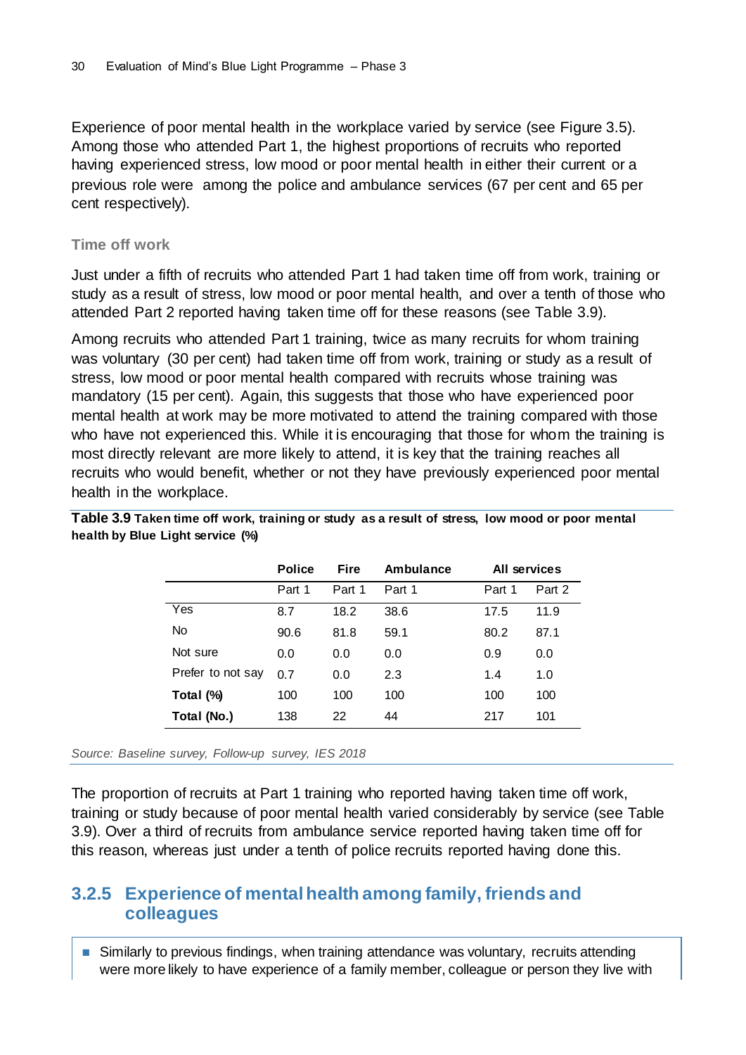Experience of poor mental health in the workplace varied by service (see Figure 3.5). Among those who attended Part 1, the highest proportions of recruits who reported having experienced stress, low mood or poor mental health in either their current or a previous role were among the police and ambulance services (67 per cent and 65 per cent respectively).

### Time off work

Just under a fifth of recruits who attended Part 1 had taken time off from work, training or study as a result of stress, low mood or poor mental health, and over a tenth of those who attended Part 2 reported having taken time off for these reasons (see Table 3.9).

Among recruits who attended Part 1 training, twice as many recruits for whom training was voluntary (30 per cent) had taken time off from work, training or study as a result of stress, low mood or poor mental health compared with recruits whose training was mandatory (15 per cent). Again, this suggests that those who have experienced poor mental health at work may be more motivated to attend the training compared with those who have not experienced this. While it is encouraging that those for whom the training is most directly relevant are more likely to attend, it is key that the training reaches all recruits who would benefit, whether or not they have previously experienced poor mental health in the workplace.

**Table 3.9 Taken time off work, training or study as a result of stress, low mood or poor mental health by Blue Light service (%)**

| | Police | Fire | Ambulance | All services | |
|---|---|---|---|---|---|
| | Part 1 | Part 1 | Part 1 | Part 1 | Part 2 |
| Yes | 8.7 | 18.2 | 38.6 | 17.5 | 11.9 |
| No | 90.6 | 81.8 | 59.1 | 80.2 | 87.1 |
| Not sure | 0.0 | 0.0 | 0.0 | 0.9 | 0.0 |
| Prefer to not say | 0.7 | 0.0 | 2.3 | 1.4 | 1.0 |
| **Total (%)** | 100 | 100 | 100 | 100 | 100 |
| **Total (No.)** | 138 | 22 | 44 | 217 | 101 |

*Source: Baseline survey, Follow-up survey, IES 2018*

The proportion of recruits at Part 1 training who reported having taken time off work, training or study because of poor mental health varied considerably by service (see Table 3.9). Over a third of recruits from ambulance service reported having taken time off for this reason, whereas just under a tenth of police recruits reported having done this.

## 3.2.5 Experience of mental health among family, friends and colleagues

- Similarly to previous findings, when training attendance was voluntary, recruits attending were more likely to have experience of a family member, colleague or person they live with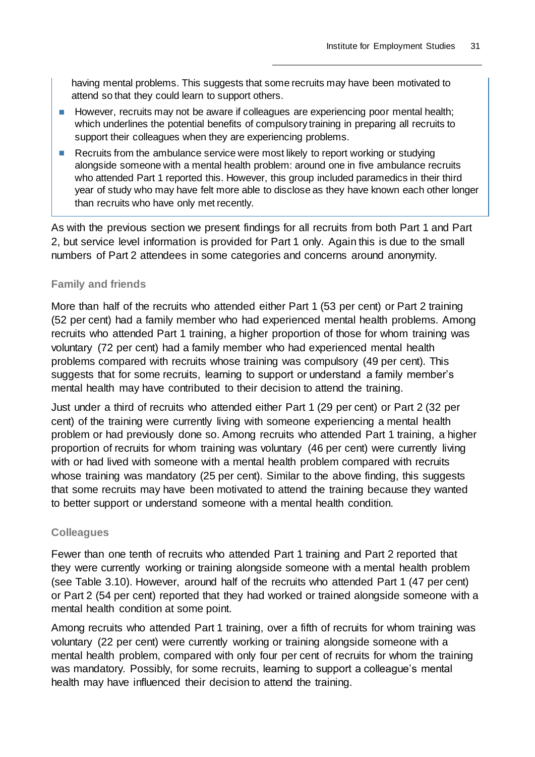having mental problems. This suggests that some recruits may have been motivated to attend so that they could learn to support others.

- However, recruits may not be aware if colleagues are experiencing poor mental health; which underlines the potential benefits of compulsory training in preparing all recruits to support their colleagues when they are experiencing problems.
- Recruits from the ambulance service were most likely to report working or studying alongside someone with a mental health problem: around one in five ambulance recruits who attended Part 1 reported this. However, this group included paramedics in their third year of study who may have felt more able to disclose as they have known each other longer than recruits who have only met recently.

As with the previous section we present findings for all recruits from both Part 1 and Part 2, but service level information is provided for Part 1 only. Again this is due to the small numbers of Part 2 attendees in some categories and concerns around anonymity.

### Family and friends

More than half of the recruits who attended either Part 1 (53 per cent) or Part 2 training (52 per cent) had a family member who had experienced mental health problems. Among recruits who attended Part 1 training, a higher proportion of those for whom training was voluntary (72 per cent) had a family member who had experienced mental health problems compared with recruits whose training was compulsory (49 per cent). This suggests that for some recruits, learning to support or understand a family member's mental health may have contributed to their decision to attend the training.

Just under a third of recruits who attended either Part 1 (29 per cent) or Part 2 (32 per cent) of the training were currently living with someone experiencing a mental health problem or had previously done so. Among recruits who attended Part 1 training, a higher proportion of recruits for whom training was voluntary (46 per cent) were currently living with or had lived with someone with a mental health problem compared with recruits whose training was mandatory (25 per cent). Similar to the above finding, this suggests that some recruits may have been motivated to attend the training because they wanted to better support or understand someone with a mental health condition.

### Colleagues

Fewer than one tenth of recruits who attended Part 1 training and Part 2 reported that they were currently working or training alongside someone with a mental health problem (see Table 3.10). However, around half of the recruits who attended Part 1 (47 per cent) or Part 2 (54 per cent) reported that they had worked or trained alongside someone with a mental health condition at some point.

Among recruits who attended Part 1 training, over a fifth of recruits for whom training was voluntary (22 per cent) were currently working or training alongside someone with a mental health problem, compared with only four per cent of recruits for whom the training was mandatory. Possibly, for some recruits, learning to support a colleague's mental health may have influenced their decision to attend the training.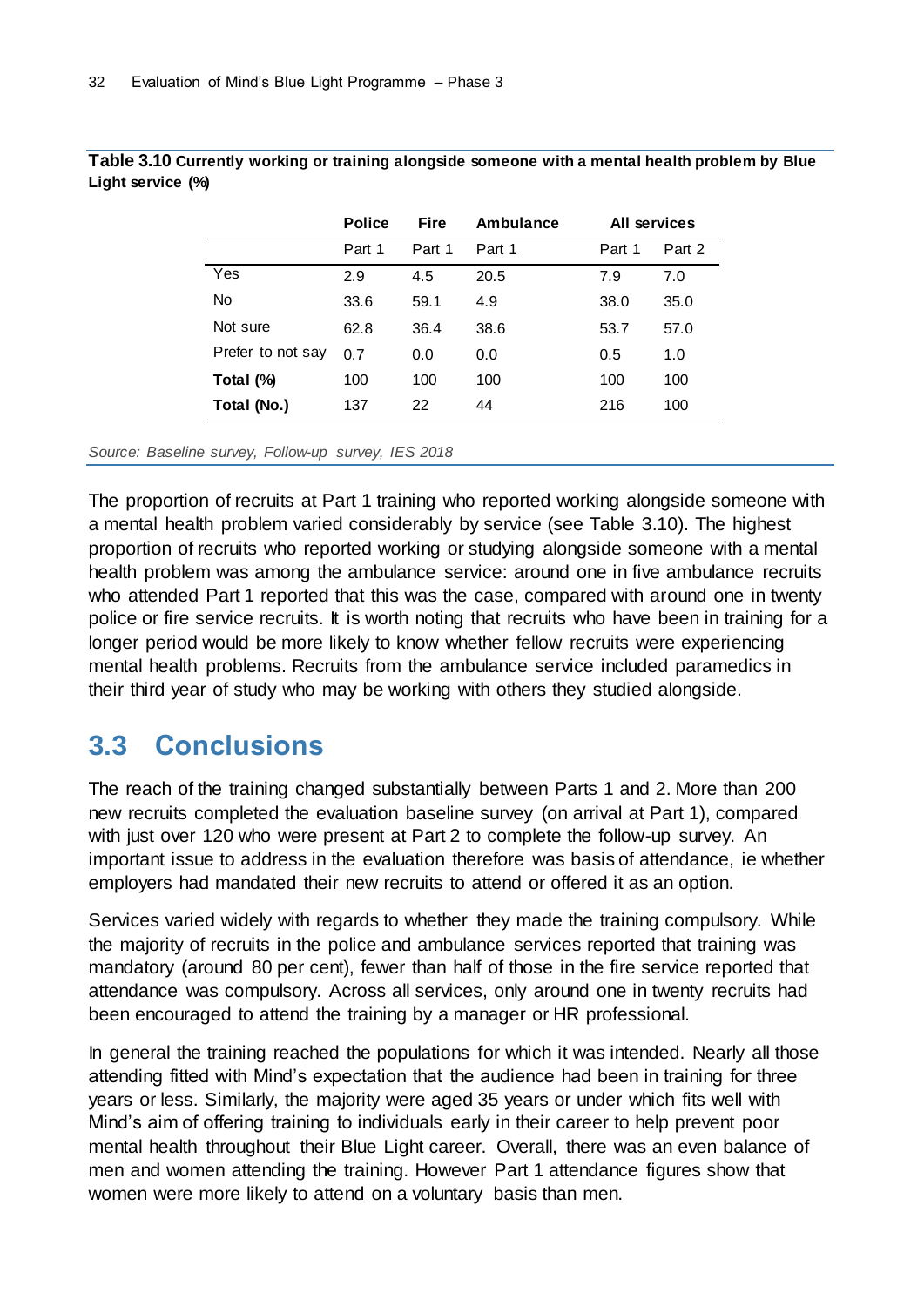**Table 3.10** **Currently working or training alongside someone with a mental health problem by Blue Light service (%)**

| | Police | Fire | Ambulance | All services | |
|---|---|---|---|---|---|
| | Part 1 | Part 1 | Part 1 | Part 1 | Part 2 |
| Yes | 2.9 | 4.5 | 20.5 | 7.9 | 7.0 |
| No | 33.6 | 59.1 | 4.9 | 38.0 | 35.0 |
| Not sure | 62.8 | 36.4 | 38.6 | 53.7 | 57.0 |
| Prefer to not say | 0.7 | 0.0 | 0.0 | 0.5 | 1.0 |
| **Total (%)** | 100 | 100 | 100 | 100 | 100 |
| **Total (No.)** | 137 | 22 | 44 | 216 | 100 |

*Source: Baseline survey, Follow-up survey, IES 2018*

The proportion of recruits at Part 1 training who reported working alongside someone with a mental health problem varied considerably by service (see Table 3.10). The highest proportion of recruits who reported working or studying alongside someone with a mental health problem was among the ambulance service: around one in five ambulance recruits who attended Part 1 reported that this was the case, compared with around one in twenty police or fire service recruits. It is worth noting that recruits who have been in training for a longer period would be more likely to know whether fellow recruits were experiencing mental health problems. Recruits from the ambulance service included paramedics in their third year of study who may be working with others they studied alongside.

## 3.3 Conclusions

The reach of the training changed substantially between Parts 1 and 2. More than 200 new recruits completed the evaluation baseline survey (on arrival at Part 1), compared with just over 120 who were present at Part 2 to complete the follow-up survey. An important issue to address in the evaluation therefore was basis of attendance, ie whether employers had mandated their new recruits to attend or offered it as an option.

Services varied widely with regards to whether they made the training compulsory. While the majority of recruits in the police and ambulance services reported that training was mandatory (around 80 per cent), fewer than half of those in the fire service reported that attendance was compulsory. Across all services, only around one in twenty recruits had been encouraged to attend the training by a manager or HR professional.

In general the training reached the populations for which it was intended. Nearly all those attending fitted with Mind's expectation that the audience had been in training for three years or less. Similarly, the majority were aged 35 years or under which fits well with Mind's aim of offering training to individuals early in their career to help prevent poor mental health throughout their Blue Light career. Overall, there was an even balance of men and women attending the training. However Part 1 attendance figures show that women were more likely to attend on a voluntary basis than men.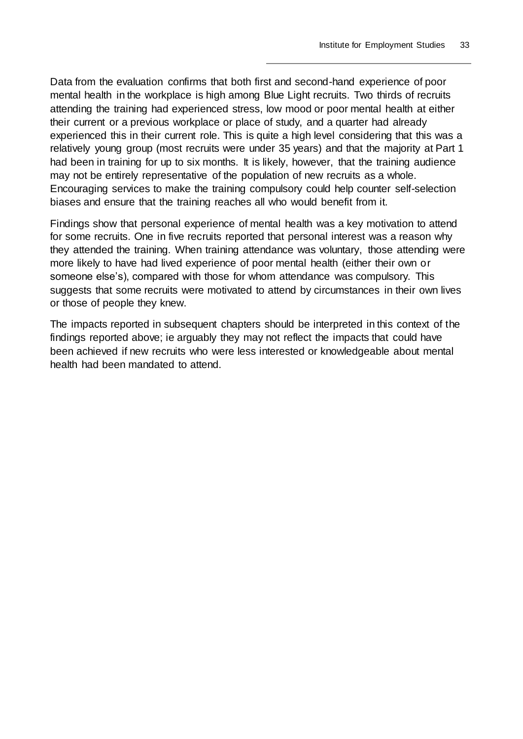Data from the evaluation confirms that both first and second-hand experience of poor mental health in the workplace is high among Blue Light recruits. Two thirds of recruits attending the training had experienced stress, low mood or poor mental health at either their current or a previous workplace or place of study, and a quarter had already experienced this in their current role. This is quite a high level considering that this was a relatively young group (most recruits were under 35 years) and that the majority at Part 1 had been in training for up to six months. It is likely, however, that the training audience may not be entirely representative of the population of new recruits as a whole. Encouraging services to make the training compulsory could help counter self-selection biases and ensure that the training reaches all who would benefit from it.

Findings show that personal experience of mental health was a key motivation to attend for some recruits. One in five recruits reported that personal interest was a reason why they attended the training. When training attendance was voluntary, those attending were more likely to have had lived experience of poor mental health (either their own or someone else's), compared with those for whom attendance was compulsory. This suggests that some recruits were motivated to attend by circumstances in their own lives or those of people they knew.

The impacts reported in subsequent chapters should be interpreted in this context of the findings reported above; ie arguably they may not reflect the impacts that could have been achieved if new recruits who were less interested or knowledgeable about mental health had been mandated to attend.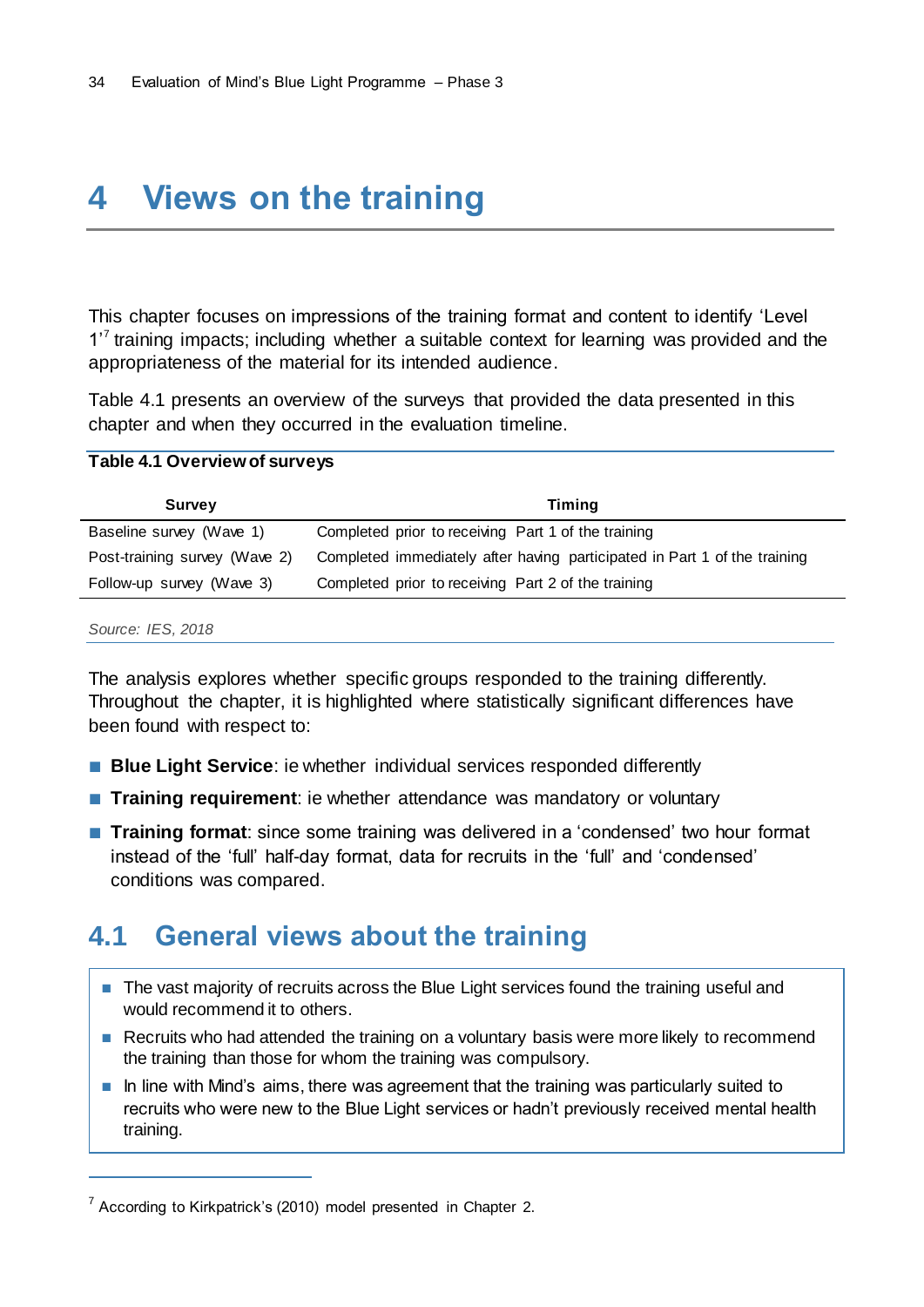# 4 Views on the training

This chapter focuses on impressions of the training format and content to identify 'Level 1'[7] training impacts; including whether a suitable context for learning was provided and the appropriateness of the material for its intended audience.

Table 4.1 presents an overview of the surveys that provided the data presented in this chapter and when they occurred in the evaluation timeline.

**Table 4.1 Overview of surveys**

| Survey | Timing |
|---|---|
| Baseline survey (Wave 1) | Completed prior to receiving Part 1 of the training |
| Post-training survey (Wave 2) | Completed immediately after having participated in Part 1 of the training |
| Follow-up survey (Wave 3) | Completed prior to receiving Part 2 of the training |

*Source: IES, 2018*

The analysis explores whether specific groups responded to the training differently. Throughout the chapter, it is highlighted where statistically significant differences have been found with respect to:

- **Blue Light Service**: ie whether individual services responded differently
- **Training requirement**: ie whether attendance was mandatory or voluntary
- **Training format**: since some training was delivered in a 'condensed' two hour format instead of the 'full' half-day format, data for recruits in the 'full' and 'condensed' conditions was compared.

## 4.1 General views about the training

- The vast majority of recruits across the Blue Light services found the training useful and would recommend it to others.
- Recruits who had attended the training on a voluntary basis were more likely to recommend the training than those for whom the training was compulsory.
- In line with Mind's aims, there was agreement that the training was particularly suited to recruits who were new to the Blue Light services or hadn't previously received mental health training.

[7] According to Kirkpatrick's (2010) model presented in Chapter 2.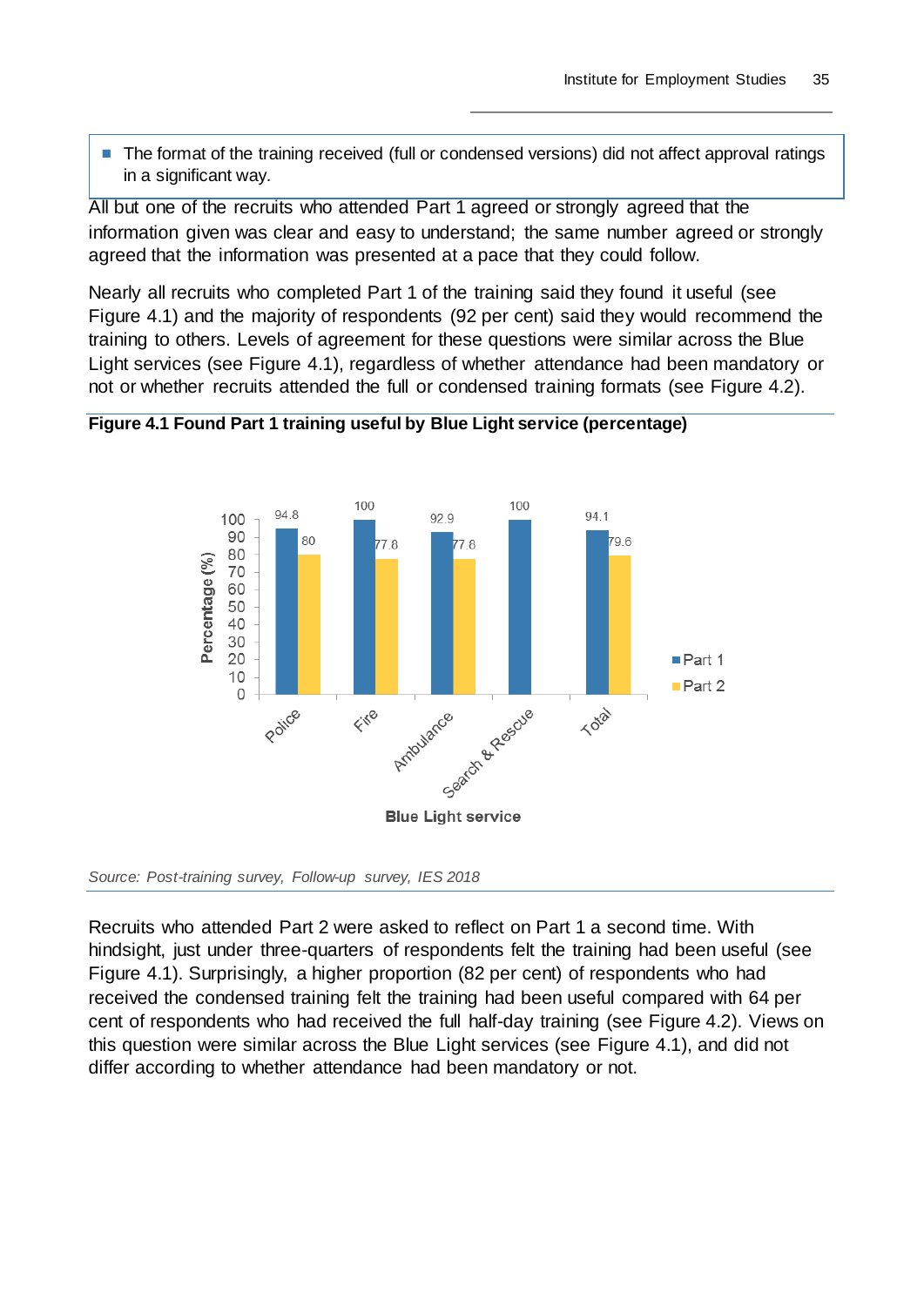- The format of the training received (full or condensed versions) did not affect approval ratings in a significant way.

All but one of the recruits who attended Part 1 agreed or strongly agreed that the information given was clear and easy to understand; the same number agreed or strongly agreed that the information was presented at a pace that they could follow.

Nearly all recruits who completed Part 1 of the training said they found it useful (see Figure 4.1) and the majority of respondents (92 per cent) said they would recommend the training to others. Levels of agreement for these questions were similar across the Blue Light services (see Figure 4.1), regardless of whether attendance had been mandatory or not or whether recruits attended the full or condensed training formats (see Figure 4.2).

**Figure 4.1 Found Part 1 training useful by Blue Light service (percentage)**

| Blue Light service | Part 1 | Part 2 |
|---|---|---|
| Police | 94.8 | 80 |
| Fire | 100 | 77.8 |
| Ambulance | 92.9 | 77.8 |
| Search & Rescue | 100 | |
| Total | 94.1 | 79.6 |

*Source: Post-training survey, Follow-up survey, IES 2018*

Recruits who attended Part 2 were asked to reflect on Part 1 a second time. With hindsight, just under three-quarters of respondents felt the training had been useful (see Figure 4.1). Surprisingly, a higher proportion (82 per cent) of respondents who had received the condensed training felt the training had been useful compared with 64 per cent of respondents who had received the full half-day training (see Figure 4.2). Views on this question were similar across the Blue Light services (see Figure 4.1), and did not differ according to whether attendance had been mandatory or not.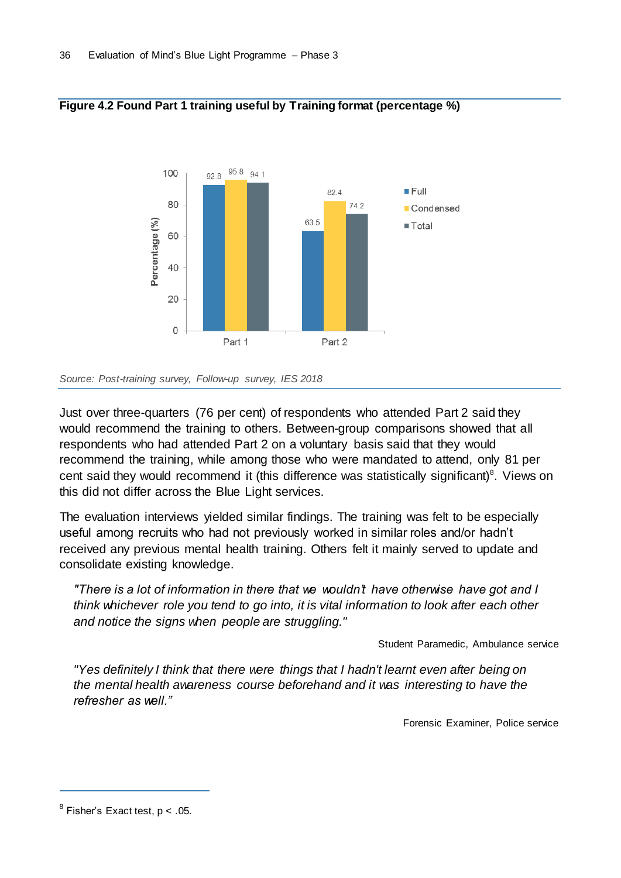**Figure 4.2 Found Part 1 training useful by Training format (percentage %)**

| | Full | Condensed | Total |
|---|---|---|---|
| Part 1 | 92.8 | 95.8 | 94.1 |
| Part 2 | 63.5 | 82.4 | 74.2 |

*Source: Post-training survey, Follow-up survey, IES 2018*

Just over three-quarters (76 per cent) of respondents who attended Part 2 said they would recommend the training to others. Between-group comparisons showed that all respondents who had attended Part 2 on a voluntary basis said that they would recommend the training, while among those who were mandated to attend, only 81 per cent said they would recommend it (this difference was statistically significant)[8]. Views on this did not differ across the Blue Light services.

The evaluation interviews yielded similar findings. The training was felt to be especially useful among recruits who had not previously worked in similar roles and/or hadn't received any previous mental health training. Others felt it mainly served to update and consolidate existing knowledge.

> *"There is a lot of information in there that we wouldn't have otherwise have got and I think whichever role you tend to go into, it is vital information to look after each other and notice the signs when people are struggling."*
>
> Student Paramedic, Ambulance service

> *"Yes definitely I think that there were things that I hadn't learnt even after being on the mental health awareness course beforehand and it was interesting to have the refresher as well."*
>
> Forensic Examiner, Police service

[8] Fisher's Exact test, $p < .05$.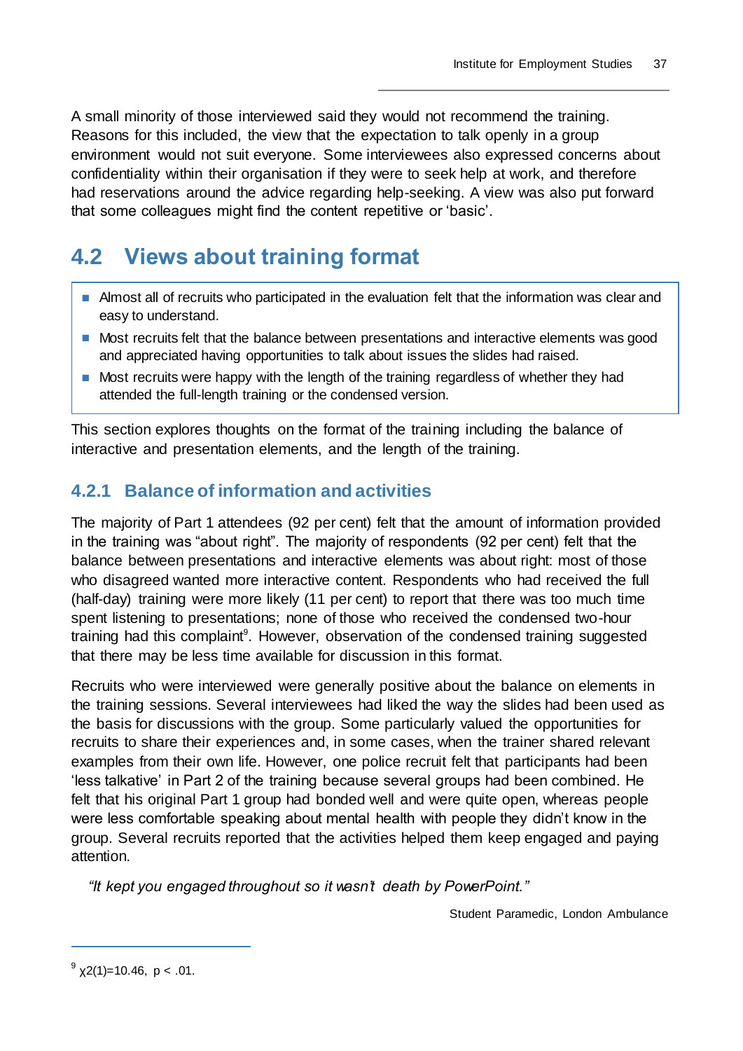A small minority of those interviewed said they would not recommend the training. Reasons for this included, the view that the expectation to talk openly in a group environment would not suit everyone. Some interviewees also expressed concerns about confidentiality within their organisation if they were to seek help at work, and therefore had reservations around the advice regarding help-seeking. A view was also put forward that some colleagues might find the content repetitive or 'basic'.

## 4.2 Views about training format

- Almost all of recruits who participated in the evaluation felt that the information was clear and easy to understand.
- Most recruits felt that the balance between presentations and interactive elements was good and appreciated having opportunities to talk about issues the slides had raised.
- Most recruits were happy with the length of the training regardless of whether they had attended the full-length training or the condensed version.

This section explores thoughts on the format of the training including the balance of interactive and presentation elements, and the length of the training.

### 4.2.1 Balance of information and activities

The majority of Part 1 attendees (92 per cent) felt that the amount of information provided in the training was "about right". The majority of respondents (92 per cent) felt that the balance between presentations and interactive elements was about right: most of those who disagreed wanted more interactive content. Respondents who had received the full (half-day) training were more likely (11 per cent) to report that there was too much time spent listening to presentations; none of those who received the condensed two-hour training had this complaint[9]. However, observation of the condensed training suggested that there may be less time available for discussion in this format.

Recruits who were interviewed were generally positive about the balance on elements in the training sessions. Several interviewees had liked the way the slides had been used as the basis for discussions with the group. Some particularly valued the opportunities for recruits to share their experiences and, in some cases, when the trainer shared relevant examples from their own life. However, one police recruit felt that participants had been 'less talkative' in Part 2 of the training because several groups had been combined. He felt that his original Part 1 group had bonded well and were quite open, whereas people were less comfortable speaking about mental health with people they didn't know in the group. Several recruits reported that the activities helped them keep engaged and paying attention.

> *"It kept you engaged throughout so it wasn't death by PowerPoint."*
>
> Student Paramedic, London Ambulance

---

[9] $\chi 2(1)=10.46$, $p < .01$.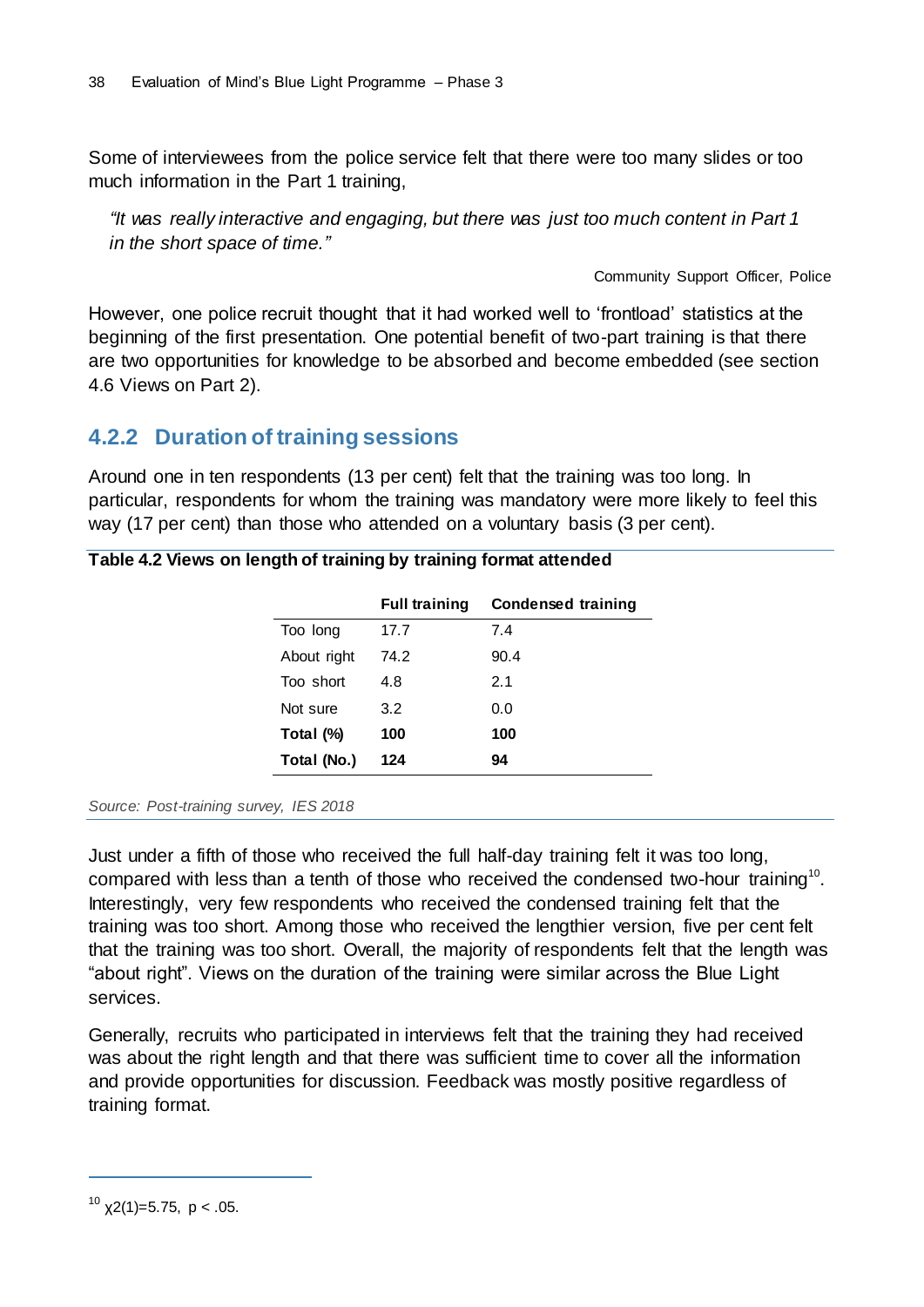Some of interviewees from the police service felt that there were too many slides or too much information in the Part 1 training,

> *"It was really interactive and engaging, but there was just too much content in Part 1 in the short space of time."*
>
> Community Support Officer, Police

However, one police recruit thought that it had worked well to 'frontload' statistics at the beginning of the first presentation. One potential benefit of two-part training is that there are two opportunities for knowledge to be absorbed and become embedded (see section 4.6 Views on Part 2).

### 4.2.2 Duration of training sessions

Around one in ten respondents (13 per cent) felt that the training was too long. In particular, respondents for whom the training was mandatory were more likely to feel this way (17 per cent) than those who attended on a voluntary basis (3 per cent).

**Table 4.2 Views on length of training by training format attended**

| | Full training | Condensed training |
|---|---|---|
| Too long | 17.7 | 7.4 |
| About right | 74.2 | 90.4 |
| Too short | 4.8 | 2.1 |
| Not sure | 3.2 | 0.0 |
| **Total (%)** | **100** | **100** |
| **Total (No.)** | **124** | **94** |

*Source: Post-training survey, IES 2018*

Just under a fifth of those who received the full half-day training felt it was too long, compared with less than a tenth of those who received the condensed two-hour training[10]. Interestingly, very few respondents who received the condensed training felt that the training was too short. Among those who received the lengthier version, five per cent felt that the training was too short. Overall, the majority of respondents felt that the length was "about right". Views on the duration of the training were similar across the Blue Light services.

Generally, recruits who participated in interviews felt that the training they had received was about the right length and that there was sufficient time to cover all the information and provide opportunities for discussion. Feedback was mostly positive regardless of training format.

---

[10] $\chi^2(1)=5.75$, $p < .05$.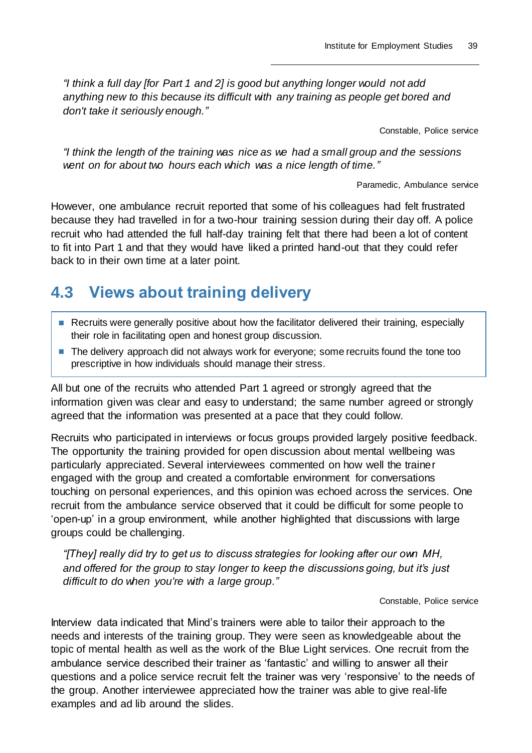*"I think a full day [for Part 1 and 2] is good but anything longer would not add anything new to this because its difficult with any training as people get bored and don't take it seriously enough."*

Constable, Police service

*"I think the length of the training was nice as we had a small group and the sessions went on for about two hours each which was a nice length of time."*

Paramedic, Ambulance service

However, one ambulance recruit reported that some of his colleagues had felt frustrated because they had travelled in for a two-hour training session during their day off. A police recruit who had attended the full half-day training felt that there had been a lot of content to fit into Part 1 and that they would have liked a printed hand-out that they could refer back to in their own time at a later point.

## 4.3 Views about training delivery

- Recruits were generally positive about how the facilitator delivered their training, especially their role in facilitating open and honest group discussion.
- The delivery approach did not always work for everyone; some recruits found the tone too prescriptive in how individuals should manage their stress.

All but one of the recruits who attended Part 1 agreed or strongly agreed that the information given was clear and easy to understand; the same number agreed or strongly agreed that the information was presented at a pace that they could follow.

Recruits who participated in interviews or focus groups provided largely positive feedback. The opportunity the training provided for open discussion about mental wellbeing was particularly appreciated. Several interviewees commented on how well the trainer engaged with the group and created a comfortable environment for conversations touching on personal experiences, and this opinion was echoed across the services. One recruit from the ambulance service observed that it could be difficult for some people to 'open-up' in a group environment, while another highlighted that discussions with large groups could be challenging.

*"[They] really did try to get us to discuss strategies for looking after our own MH, and offered for the group to stay longer to keep the discussions going, but it's just difficult to do when you're with a large group."*

Constable, Police service

Interview data indicated that Mind's trainers were able to tailor their approach to the needs and interests of the training group. They were seen as knowledgeable about the topic of mental health as well as the work of the Blue Light services. One recruit from the ambulance service described their trainer as 'fantastic' and willing to answer all their questions and a police service recruit felt the trainer was very 'responsive' to the needs of the group. Another interviewee appreciated how the trainer was able to give real-life examples and ad lib around the slides.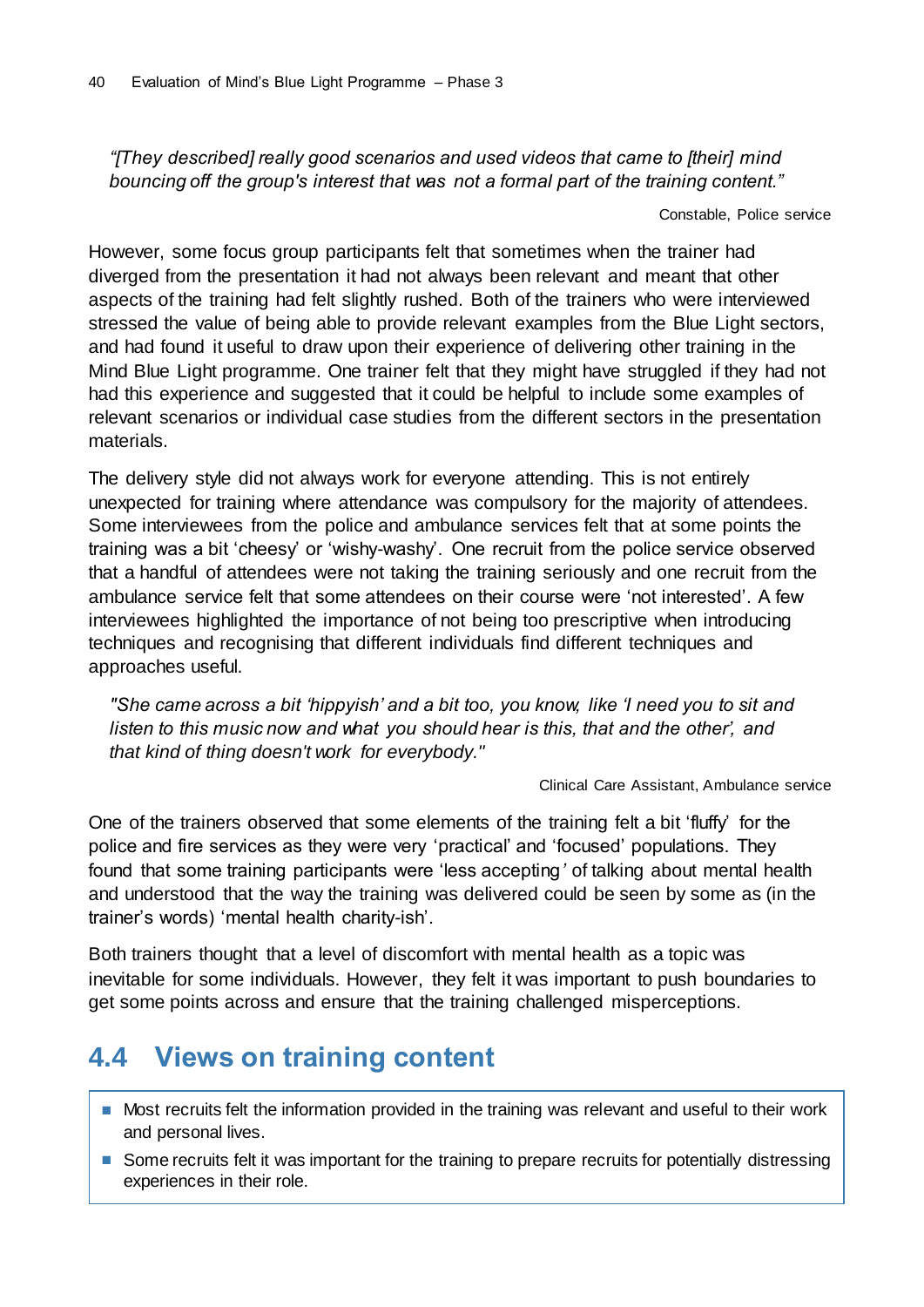*"[They described] really good scenarios and used videos that came to [their] mind bouncing off the group's interest that was not a formal part of the training content."*

Constable, Police service

However, some focus group participants felt that sometimes when the trainer had diverged from the presentation it had not always been relevant and meant that other aspects of the training had felt slightly rushed. Both of the trainers who were interviewed stressed the value of being able to provide relevant examples from the Blue Light sectors, and had found it useful to draw upon their experience of delivering other training in the Mind Blue Light programme. One trainer felt that they might have struggled if they had not had this experience and suggested that it could be helpful to include some examples of relevant scenarios or individual case studies from the different sectors in the presentation materials.

The delivery style did not always work for everyone attending. This is not entirely unexpected for training where attendance was compulsory for the majority of attendees. Some interviewees from the police and ambulance services felt that at some points the training was a bit 'cheesy' or 'wishy-washy'. One recruit from the police service observed that a handful of attendees were not taking the training seriously and one recruit from the ambulance service felt that some attendees on their course were 'not interested'. A few interviewees highlighted the importance of not being too prescriptive when introducing techniques and recognising that different individuals find different techniques and approaches useful.

*"She came across a bit 'hippyish' and a bit too, you know, like 'I need you to sit and listen to this music now and what you should hear is this, that and the other', and that kind of thing doesn't work for everybody."*

Clinical Care Assistant, Ambulance service

One of the trainers observed that some elements of the training felt a bit 'fluffy' for the police and fire services as they were very 'practical' and 'focused' populations. They found that some training participants were 'less accepting' of talking about mental health and understood that the way the training was delivered could be seen by some as (in the trainer's words) 'mental health charity-ish'.

Both trainers thought that a level of discomfort with mental health as a topic was inevitable for some individuals. However, they felt it was important to push boundaries to get some points across and ensure that the training challenged misperceptions.

## 4.4 Views on training content

- Most recruits felt the information provided in the training was relevant and useful to their work and personal lives.
- Some recruits felt it was important for the training to prepare recruits for potentially distressing experiences in their role.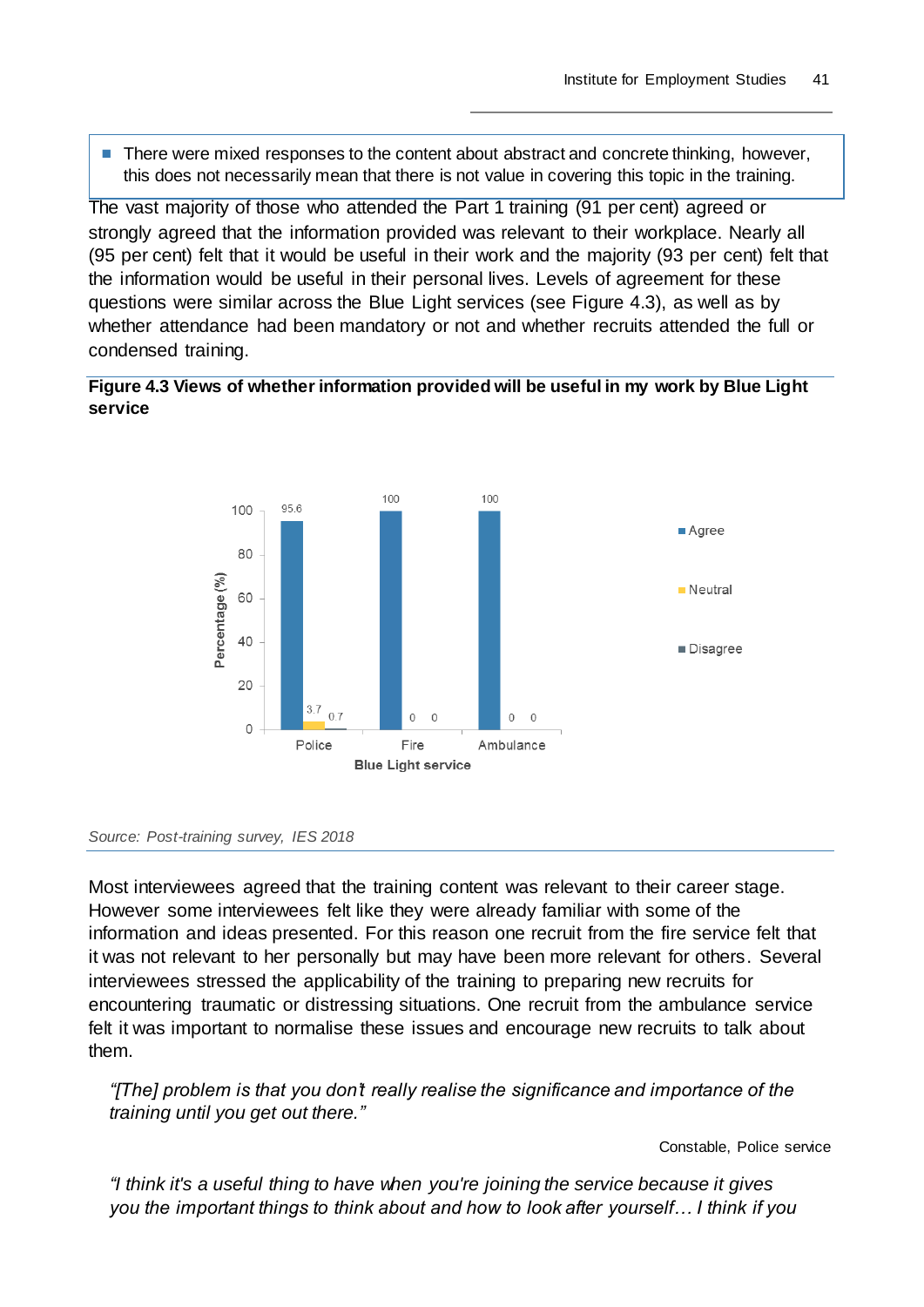- There were mixed responses to the content about abstract and concrete thinking, however, this does not necessarily mean that there is not value in covering this topic in the training.

The vast majority of those who attended the Part 1 training (91 per cent) agreed or strongly agreed that the information provided was relevant to their workplace. Nearly all (95 per cent) felt that it would be useful in their work and the majority (93 per cent) felt that the information would be useful in their personal lives. Levels of agreement for these questions were similar across the Blue Light services (see Figure 4.3), as well as by whether attendance had been mandatory or not and whether recruits attended the full or condensed training.

**Figure 4.3 Views of whether information provided will be useful in my work by Blue Light service**

| Blue Light service | Agree | Neutral | Disagree |
|---|---|---|---|
| Police | 95.6 | 3.7 | 0.7 |
| Fire | 100 | 0 | 0 |
| Ambulance | 100 | 0 | 0 |

*Source: Post-training survey, IES 2018*

Most interviewees agreed that the training content was relevant to their career stage. However some interviewees felt like they were already familiar with some of the information and ideas presented. For this reason one recruit from the fire service felt that it was not relevant to her personally but may have been more relevant for others. Several interviewees stressed the applicability of the training to preparing new recruits for encountering traumatic or distressing situations. One recruit from the ambulance service felt it was important to normalise these issues and encourage new recruits to talk about them.

> *"[The] problem is that you don't really realise the significance and importance of the training until you get out there."*
>
> Constable, Police service

> *"I think it's a useful thing to have when you're joining the service because it gives you the important things to think about and how to look after yourself… I think if you*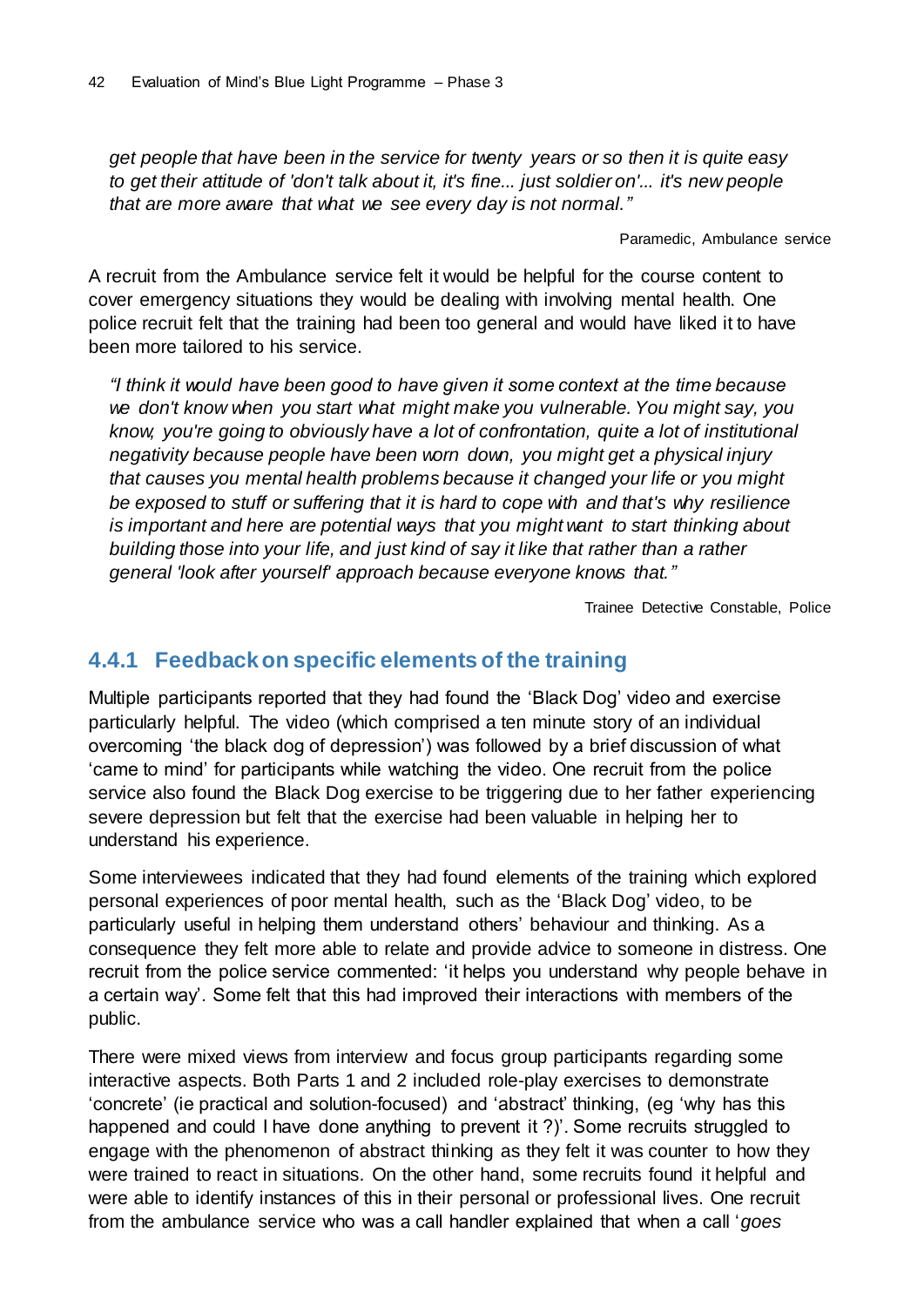*get people that have been in the service for twenty years or so then it is quite easy to get their attitude of 'don't talk about it, it's fine... just soldier on'... it's new people that are more aware that what we see every day is not normal."*

Paramedic, Ambulance service

A recruit from the Ambulance service felt it would be helpful for the course content to cover emergency situations they would be dealing with involving mental health. One police recruit felt that the training had been too general and would have liked it to have been more tailored to his service.

*"I think it would have been good to have given it some context at the time because we don't know when you start what might make you vulnerable. You might say, you know, you're going to obviously have a lot of confrontation, quite a lot of institutional negativity because people have been worn down, you might get a physical injury that causes you mental health problems because it changed your life or you might be exposed to stuff or suffering that it is hard to cope with and that's why resilience is important and here are potential ways that you might want to start thinking about building those into your life, and just kind of say it like that rather than a rather general 'look after yourself' approach because everyone knows that."*

Trainee Detective Constable, Police

### 4.4.1 Feedback on specific elements of the training

Multiple participants reported that they had found the 'Black Dog' video and exercise particularly helpful. The video (which comprised a ten minute story of an individual overcoming 'the black dog of depression') was followed by a brief discussion of what 'came to mind' for participants while watching the video. One recruit from the police service also found the Black Dog exercise to be triggering due to her father experiencing severe depression but felt that the exercise had been valuable in helping her to understand his experience.

Some interviewees indicated that they had found elements of the training which explored personal experiences of poor mental health, such as the 'Black Dog' video, to be particularly useful in helping them understand others' behaviour and thinking. As a consequence they felt more able to relate and provide advice to someone in distress. One recruit from the police service commented: 'it helps you understand why people behave in a certain way'. Some felt that this had improved their interactions with members of the public.

There were mixed views from interview and focus group participants regarding some interactive aspects. Both Parts 1 and 2 included role-play exercises to demonstrate 'concrete' (ie practical and solution-focused) and 'abstract' thinking, (eg 'why has this happened and could I have done anything to prevent it ?)'. Some recruits struggled to engage with the phenomenon of abstract thinking as they felt it was counter to how they were trained to react in situations. On the other hand, some recruits found it helpful and were able to identify instances of this in their personal or professional lives. One recruit from the ambulance service who was a call handler explained that when a call '*goes*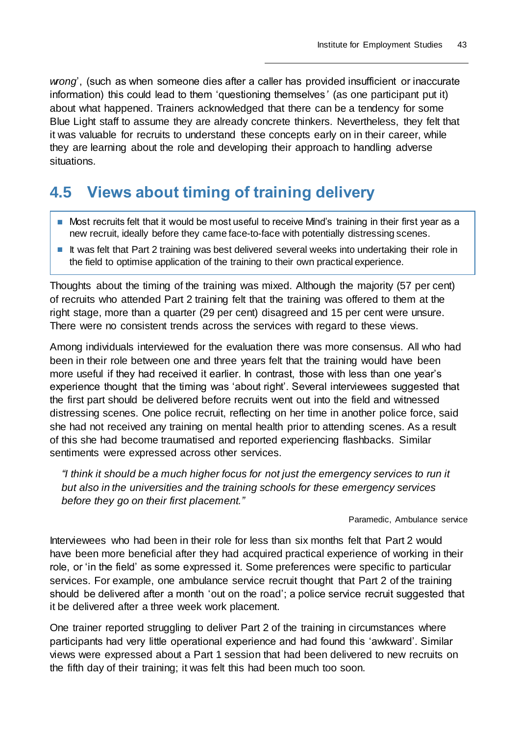*wrong*', (such as when someone dies after a caller has provided insufficient or inaccurate information) this could lead to them 'questioning themselves*'* (as one participant put it) about what happened. Trainers acknowledged that there can be a tendency for some Blue Light staff to assume they are already concrete thinkers. Nevertheless, they felt that it was valuable for recruits to understand these concepts early on in their career, while they are learning about the role and developing their approach to handling adverse situations.

## 4.5 Views about timing of training delivery

- Most recruits felt that it would be most useful to receive Mind's training in their first year as a new recruit, ideally before they came face-to-face with potentially distressing scenes.
- It was felt that Part 2 training was best delivered several weeks into undertaking their role in the field to optimise application of the training to their own practical experience.

Thoughts about the timing of the training was mixed. Although the majority (57 per cent) of recruits who attended Part 2 training felt that the training was offered to them at the right stage, more than a quarter (29 per cent) disagreed and 15 per cent were unsure. There were no consistent trends across the services with regard to these views.

Among individuals interviewed for the evaluation there was more consensus. All who had been in their role between one and three years felt that the training would have been more useful if they had received it earlier. In contrast, those with less than one year's experience thought that the timing was 'about right'. Several interviewees suggested that the first part should be delivered before recruits went out into the field and witnessed distressing scenes. One police recruit, reflecting on her time in another police force, said she had not received any training on mental health prior to attending scenes. As a result of this she had become traumatised and reported experiencing flashbacks. Similar sentiments were expressed across other services.

> *"I think it should be a much higher focus for not just the emergency services to run it but also in the universities and the training schools for these emergency services before they go on their first placement."*
>
> Paramedic, Ambulance service

Interviewees who had been in their role for less than six months felt that Part 2 would have been more beneficial after they had acquired practical experience of working in their role, or 'in the field' as some expressed it. Some preferences were specific to particular services. For example, one ambulance service recruit thought that Part 2 of the training should be delivered after a month 'out on the road'; a police service recruit suggested that it be delivered after a three week work placement.

One trainer reported struggling to deliver Part 2 of the training in circumstances where participants had very little operational experience and had found this 'awkward'. Similar views were expressed about a Part 1 session that had been delivered to new recruits on the fifth day of their training; it was felt this had been much too soon.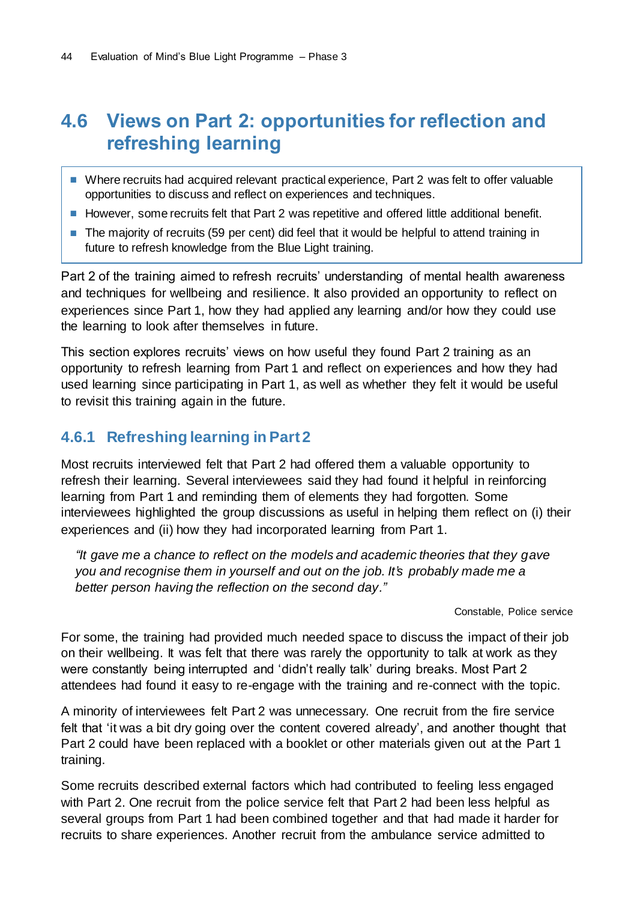## 4.6 Views on Part 2: opportunities for reflection and refreshing learning

- Where recruits had acquired relevant practical experience, Part 2 was felt to offer valuable opportunities to discuss and reflect on experiences and techniques.
- However, some recruits felt that Part 2 was repetitive and offered little additional benefit.
- The majority of recruits (59 per cent) did feel that it would be helpful to attend training in future to refresh knowledge from the Blue Light training.

Part 2 of the training aimed to refresh recruits' understanding of mental health awareness and techniques for wellbeing and resilience. It also provided an opportunity to reflect on experiences since Part 1, how they had applied any learning and/or how they could use the learning to look after themselves in future.

This section explores recruits' views on how useful they found Part 2 training as an opportunity to refresh learning from Part 1 and reflect on experiences and how they had used learning since participating in Part 1, as well as whether they felt it would be useful to revisit this training again in the future.

### 4.6.1 Refreshing learning in Part 2

Most recruits interviewed felt that Part 2 had offered them a valuable opportunity to refresh their learning. Several interviewees said they had found it helpful in reinforcing learning from Part 1 and reminding them of elements they had forgotten. Some interviewees highlighted the group discussions as useful in helping them reflect on (i) their experiences and (ii) how they had incorporated learning from Part 1.

> *"It gave me a chance to reflect on the models and academic theories that they gave you and recognise them in yourself and out on the job. It's probably made me a better person having the reflection on the second day."*
>
> Constable, Police service

For some, the training had provided much needed space to discuss the impact of their job on their wellbeing. It was felt that there was rarely the opportunity to talk at work as they were constantly being interrupted and 'didn't really talk' during breaks. Most Part 2 attendees had found it easy to re-engage with the training and re-connect with the topic.

A minority of interviewees felt Part 2 was unnecessary. One recruit from the fire service felt that 'it was a bit dry going over the content covered already', and another thought that Part 2 could have been replaced with a booklet or other materials given out at the Part 1 training.

Some recruits described external factors which had contributed to feeling less engaged with Part 2. One recruit from the police service felt that Part 2 had been less helpful as several groups from Part 1 had been combined together and that had made it harder for recruits to share experiences. Another recruit from the ambulance service admitted to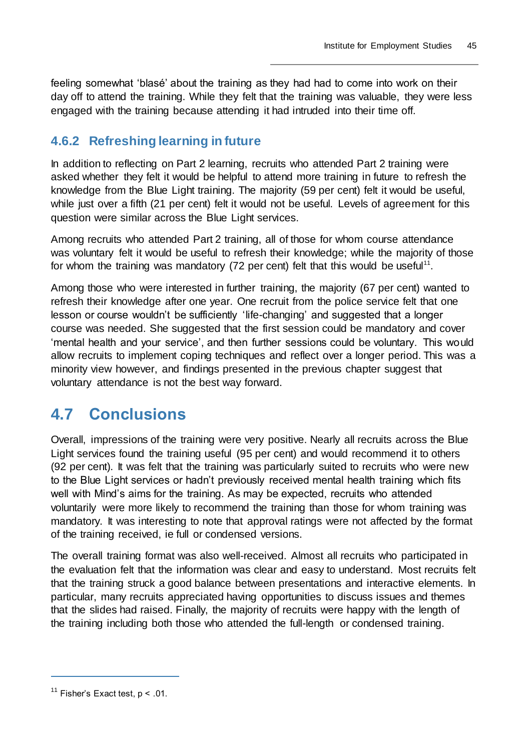feeling somewhat 'blasé' about the training as they had had to come into work on their day off to attend the training. While they felt that the training was valuable, they were less engaged with the training because attending it had intruded into their time off.

### 4.6.2 Refreshing learning in future

In addition to reflecting on Part 2 learning, recruits who attended Part 2 training were asked whether they felt it would be helpful to attend more training in future to refresh the knowledge from the Blue Light training. The majority (59 per cent) felt it would be useful, while just over a fifth (21 per cent) felt it would not be useful. Levels of agreement for this question were similar across the Blue Light services.

Among recruits who attended Part 2 training, all of those for whom course attendance was voluntary felt it would be useful to refresh their knowledge; while the majority of those for whom the training was mandatory (72 per cent) felt that this would be useful[11].

Among those who were interested in further training, the majority (67 per cent) wanted to refresh their knowledge after one year. One recruit from the police service felt that one lesson or course wouldn't be sufficiently 'life-changing' and suggested that a longer course was needed. She suggested that the first session could be mandatory and cover 'mental health and your service', and then further sessions could be voluntary. This would allow recruits to implement coping techniques and reflect over a longer period. This was a minority view however, and findings presented in the previous chapter suggest that voluntary attendance is not the best way forward.

## 4.7 Conclusions

Overall, impressions of the training were very positive. Nearly all recruits across the Blue Light services found the training useful (95 per cent) and would recommend it to others (92 per cent). It was felt that the training was particularly suited to recruits who were new to the Blue Light services or hadn't previously received mental health training which fits well with Mind's aims for the training. As may be expected, recruits who attended voluntarily were more likely to recommend the training than those for whom training was mandatory. It was interesting to note that approval ratings were not affected by the format of the training received, ie full or condensed versions.

The overall training format was also well-received. Almost all recruits who participated in the evaluation felt that the information was clear and easy to understand. Most recruits felt that the training struck a good balance between presentations and interactive elements. In particular, many recruits appreciated having opportunities to discuss issues and themes that the slides had raised. Finally, the majority of recruits were happy with the length of the training including both those who attended the full-length or condensed training.

---

[11] Fisher's Exact test, $p < .01$.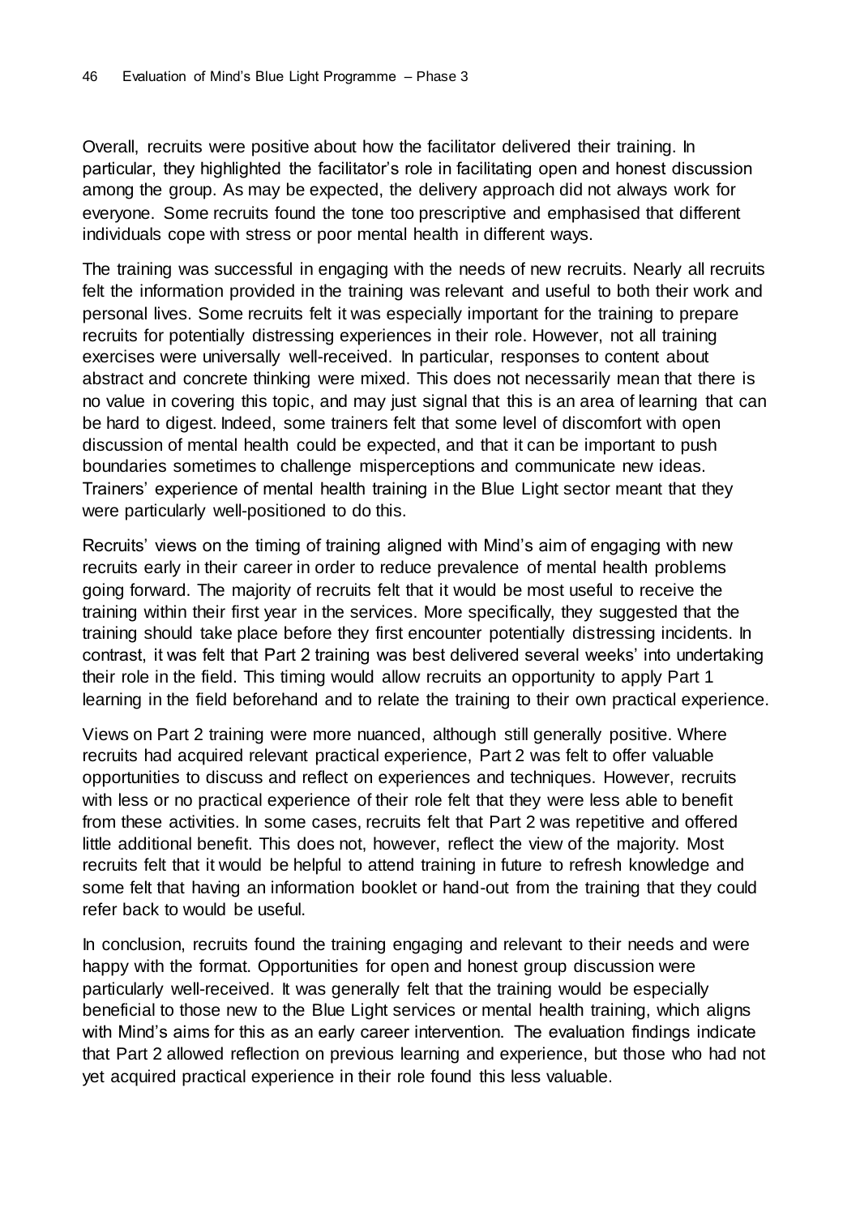Overall, recruits were positive about how the facilitator delivered their training. In particular, they highlighted the facilitator's role in facilitating open and honest discussion among the group. As may be expected, the delivery approach did not always work for everyone. Some recruits found the tone too prescriptive and emphasised that different individuals cope with stress or poor mental health in different ways.

The training was successful in engaging with the needs of new recruits. Nearly all recruits felt the information provided in the training was relevant and useful to both their work and personal lives. Some recruits felt it was especially important for the training to prepare recruits for potentially distressing experiences in their role. However, not all training exercises were universally well-received. In particular, responses to content about abstract and concrete thinking were mixed. This does not necessarily mean that there is no value in covering this topic, and may just signal that this is an area of learning that can be hard to digest. Indeed, some trainers felt that some level of discomfort with open discussion of mental health could be expected, and that it can be important to push boundaries sometimes to challenge misperceptions and communicate new ideas. Trainers' experience of mental health training in the Blue Light sector meant that they were particularly well-positioned to do this.

Recruits' views on the timing of training aligned with Mind's aim of engaging with new recruits early in their career in order to reduce prevalence of mental health problems going forward. The majority of recruits felt that it would be most useful to receive the training within their first year in the services. More specifically, they suggested that the training should take place before they first encounter potentially distressing incidents. In contrast, it was felt that Part 2 training was best delivered several weeks' into undertaking their role in the field. This timing would allow recruits an opportunity to apply Part 1 learning in the field beforehand and to relate the training to their own practical experience.

Views on Part 2 training were more nuanced, although still generally positive. Where recruits had acquired relevant practical experience, Part 2 was felt to offer valuable opportunities to discuss and reflect on experiences and techniques. However, recruits with less or no practical experience of their role felt that they were less able to benefit from these activities. In some cases, recruits felt that Part 2 was repetitive and offered little additional benefit. This does not, however, reflect the view of the majority. Most recruits felt that it would be helpful to attend training in future to refresh knowledge and some felt that having an information booklet or hand-out from the training that they could refer back to would be useful.

In conclusion, recruits found the training engaging and relevant to their needs and were happy with the format. Opportunities for open and honest group discussion were particularly well-received. It was generally felt that the training would be especially beneficial to those new to the Blue Light services or mental health training, which aligns with Mind's aims for this as an early career intervention. The evaluation findings indicate that Part 2 allowed reflection on previous learning and experience, but those who had not yet acquired practical experience in their role found this less valuable.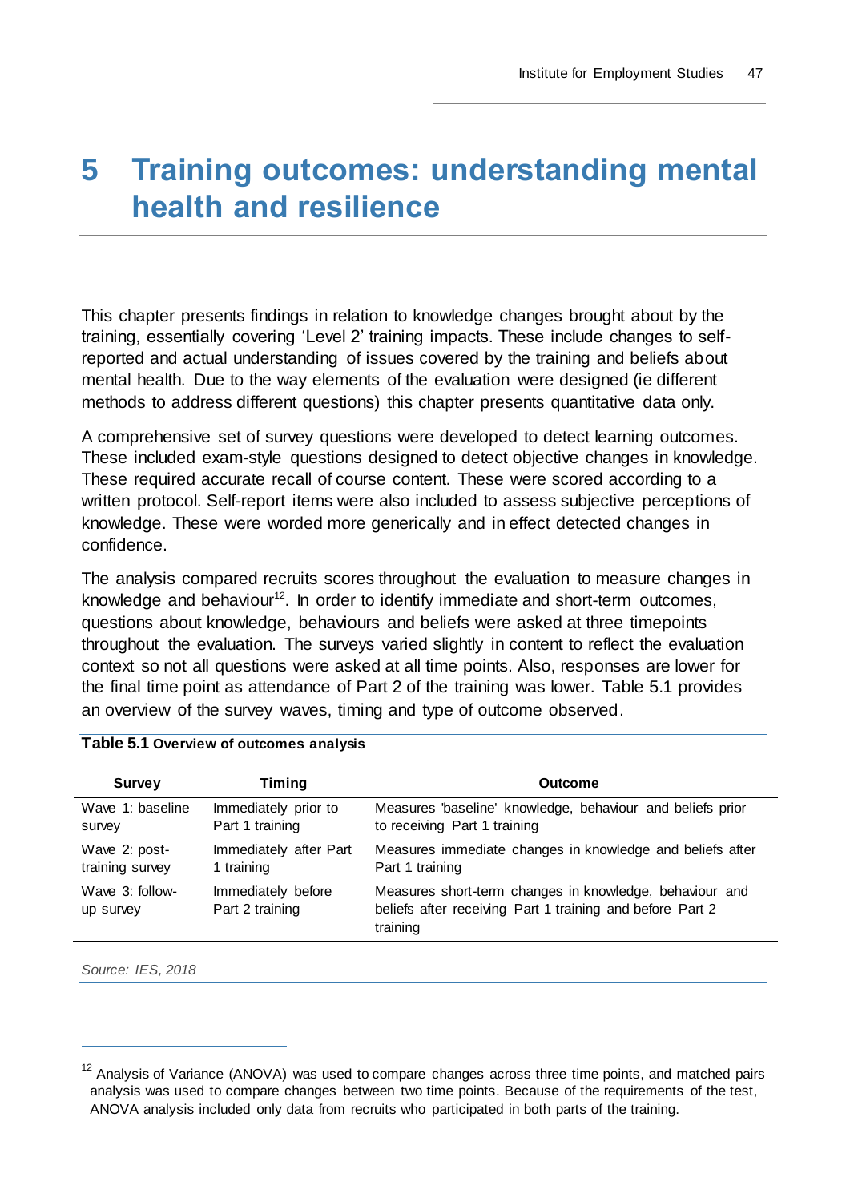# 5 Training outcomes: understanding mental health and resilience

This chapter presents findings in relation to knowledge changes brought about by the training, essentially covering 'Level 2' training impacts. These include changes to self-reported and actual understanding of issues covered by the training and beliefs about mental health. Due to the way elements of the evaluation were designed (ie different methods to address different questions) this chapter presents quantitative data only.

A comprehensive set of survey questions were developed to detect learning outcomes. These included exam-style questions designed to detect objective changes in knowledge. These required accurate recall of course content. These were scored according to a written protocol. Self-report items were also included to assess subjective perceptions of knowledge. These were worded more generically and in effect detected changes in confidence.

The analysis compared recruits scores throughout the evaluation to measure changes in knowledge and behaviour[12]. In order to identify immediate and short-term outcomes, questions about knowledge, behaviours and beliefs were asked at three timepoints throughout the evaluation. The surveys varied slightly in content to reflect the evaluation context so not all questions were asked at all time points. Also, responses are lower for the final time point as attendance of Part 2 of the training was lower. Table 5.1 provides an overview of the survey waves, timing and type of outcome observed.

**Table 5.1 Overview of outcomes analysis**

| Survey | Timing | Outcome |
|---|---|---|
| Wave 1: baseline survey | Immediately prior to Part 1 training | Measures 'baseline' knowledge, behaviour and beliefs prior to receiving Part 1 training |
| Wave 2: post-training survey | Immediately after Part 1 training | Measures immediate changes in knowledge and beliefs after Part 1 training |
| Wave 3: follow-up survey | Immediately before Part 2 training | Measures short-term changes in knowledge, behaviour and beliefs after receiving Part 1 training and before Part 2 training |

*Source: IES, 2018*

[12] Analysis of Variance (ANOVA) was used to compare changes across three time points, and matched pairs analysis was used to compare changes between two time points. Because of the requirements of the test, ANOVA analysis included only data from recruits who participated in both parts of the training.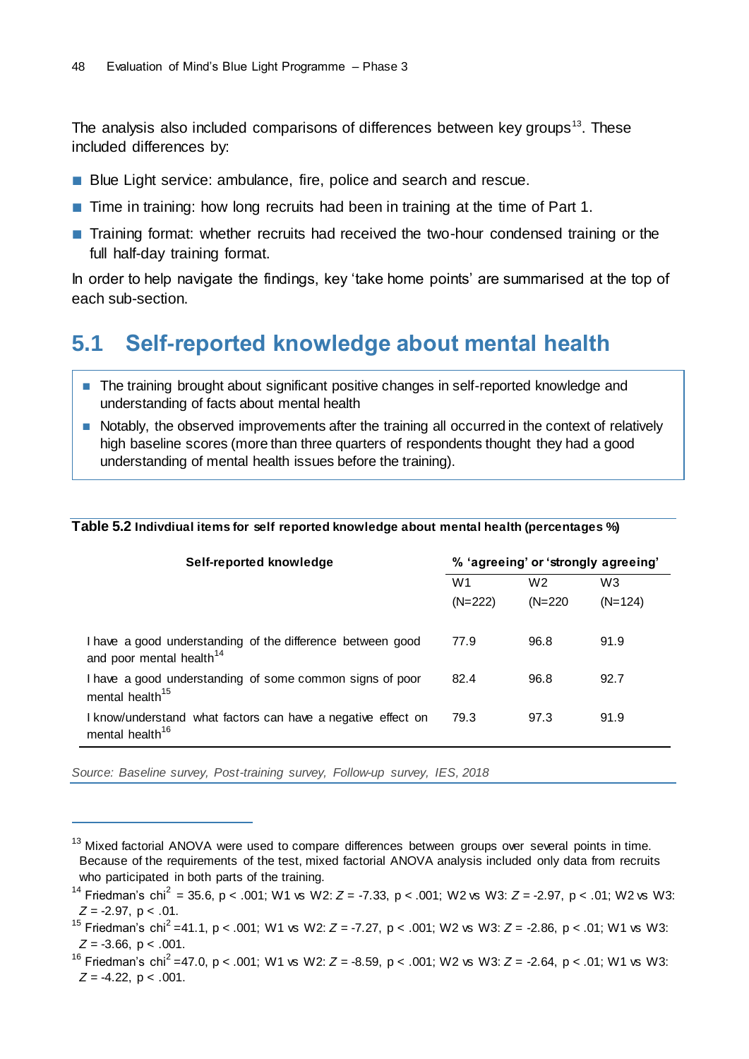The analysis also included comparisons of differences between key groups[13]. These included differences by:

- Blue Light service: ambulance, fire, police and search and rescue.
- Time in training: how long recruits had been in training at the time of Part 1.
- Training format: whether recruits had received the two-hour condensed training or the full half-day training format.

In order to help navigate the findings, key 'take home points' are summarised at the top of each sub-section.

## 5.1 Self-reported knowledge about mental health

- The training brought about significant positive changes in self-reported knowledge and understanding of facts about mental health
- Notably, the observed improvements after the training all occurred in the context of relatively high baseline scores (more than three quarters of respondents thought they had a good understanding of mental health issues before the training).

**Table 5.2** **Indivdiual items for self reported knowledge about mental health (percentages %)**

| Self-reported knowledge | % 'agreeing' or 'strongly agreeing' | | |
|---|---|---|---|
| | W1 (N=222) | W2 (N=220 | W3 (N=124) |
| I have a good understanding of the difference between good and poor mental health[14] | 77.9 | 96.8 | 91.9 |
| I have a good understanding of some common signs of poor mental health[15] | 82.4 | 96.8 | 92.7 |
| I know/understand what factors can have a negative effect on mental health[16] | 79.3 | 97.3 | 91.9 |

*Source: Baseline survey, Post-training survey, Follow-up survey, IES, 2018*

---

[13] Mixed factorial ANOVA were used to compare differences between groups over several points in time. Because of the requirements of the test, mixed factorial ANOVA analysis included only data from recruits who participated in both parts of the training.

[14] Friedman's $chi^2$ = 35.6, $p < .001$; W1 vs W2: $Z = -7.33$, $p < .001$; W2 vs W3: $Z = -2.97$, $p < .01$; W2 vs W3: $Z = -2.97$, $p < .01$.

[15] Friedman's $chi^2$ =41.1, $p < .001$; W1 vs W2: $Z = -7.27$, $p < .001$; W2 vs W3: $Z = -2.86$, $p < .01$; W1 vs W3: $Z = -3.66$, $p < .001$.

[16] Friedman's $chi^2$ =47.0, $p < .001$; W1 vs W2: $Z = -8.59$, $p < .001$; W2 vs W3: $Z = -2.64$, $p < .01$; W1 vs W3: $Z = -4.22$, $p < .001$.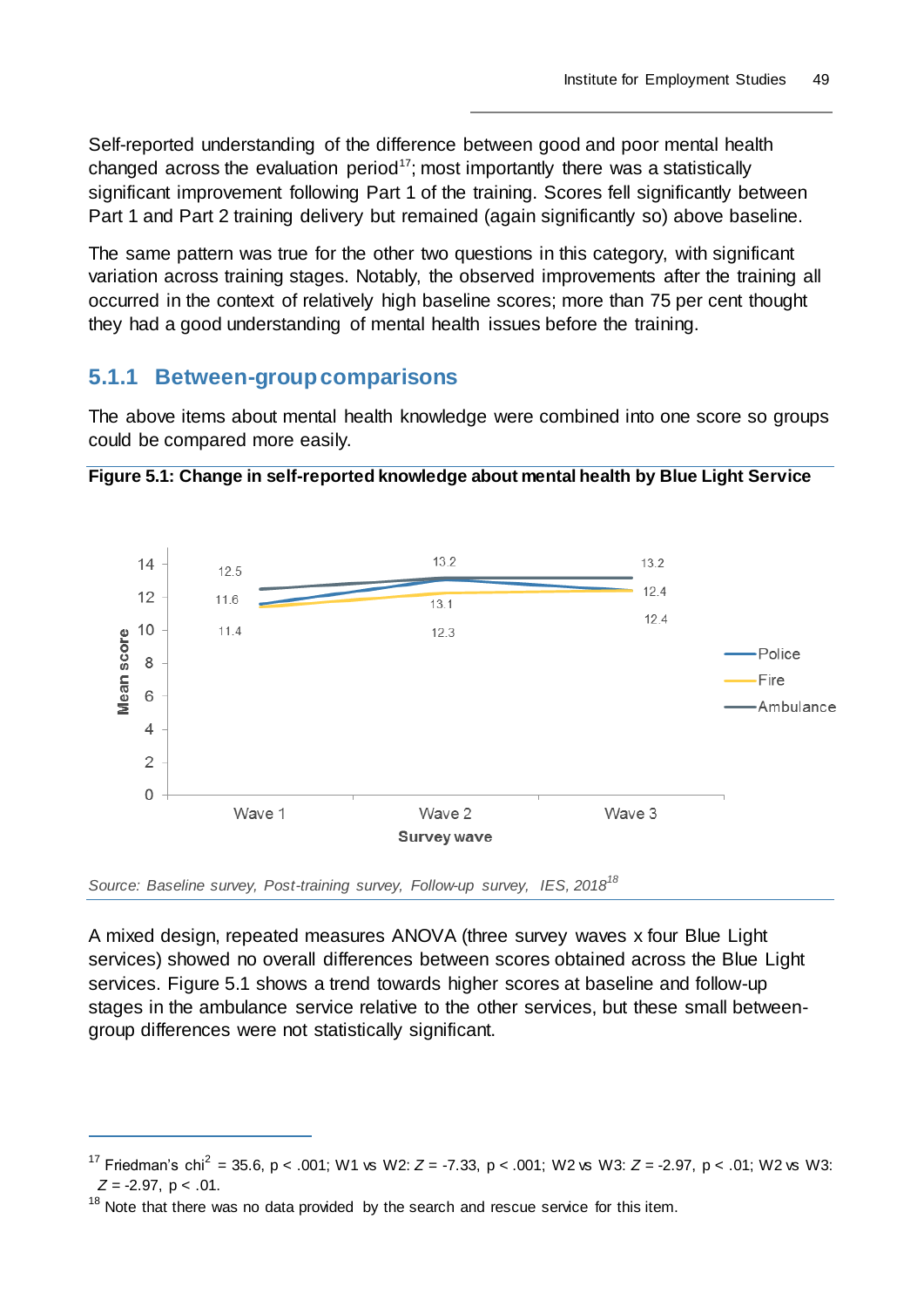Self-reported understanding of the difference between good and poor mental health changed across the evaluation period[17]; most importantly there was a statistically significant improvement following Part 1 of the training. Scores fell significantly between Part 1 and Part 2 training delivery but remained (again significantly so) above baseline.

The same pattern was true for the other two questions in this category, with significant variation across training stages. Notably, the observed improvements after the training all occurred in the context of relatively high baseline scores; more than 75 per cent thought they had a good understanding of mental health issues before the training.

### 5.1.1 Between-group comparisons

The above items about mental health knowledge were combined into one score so groups could be compared more easily.

**Figure 5.1: Change in self-reported knowledge about mental health by Blue Light Service**

| Survey wave | Police | Fire | Ambulance |
|---|---|---|---|
| Wave 1 | 11.6 | 11.4 | 12.5 |
| Wave 2 | 13.1 | 12.3 | 13.2 |
| Wave 3 | 12.4 | 12.4 | 13.2 |

*Source: Baseline survey, Post-training survey, Follow-up survey, IES, 2018*[18]

A mixed design, repeated measures ANOVA (three survey waves x four Blue Light services) showed no overall differences between scores obtained across the Blue Light services. Figure 5.1 shows a trend towards higher scores at baseline and follow-up stages in the ambulance service relative to the other services, but these small between-group differences were not statistically significant.

[17] Friedman's chi$^2$ = 35.6, $p < .001$; W1 vs W2: $Z = -7.33$, $p < .001$; W2 vs W3: $Z = -2.97$, $p < .01$; W2 vs W3: $Z = -2.97$, $p < .01$.

[18] Note that there was no data provided by the search and rescue service for this item.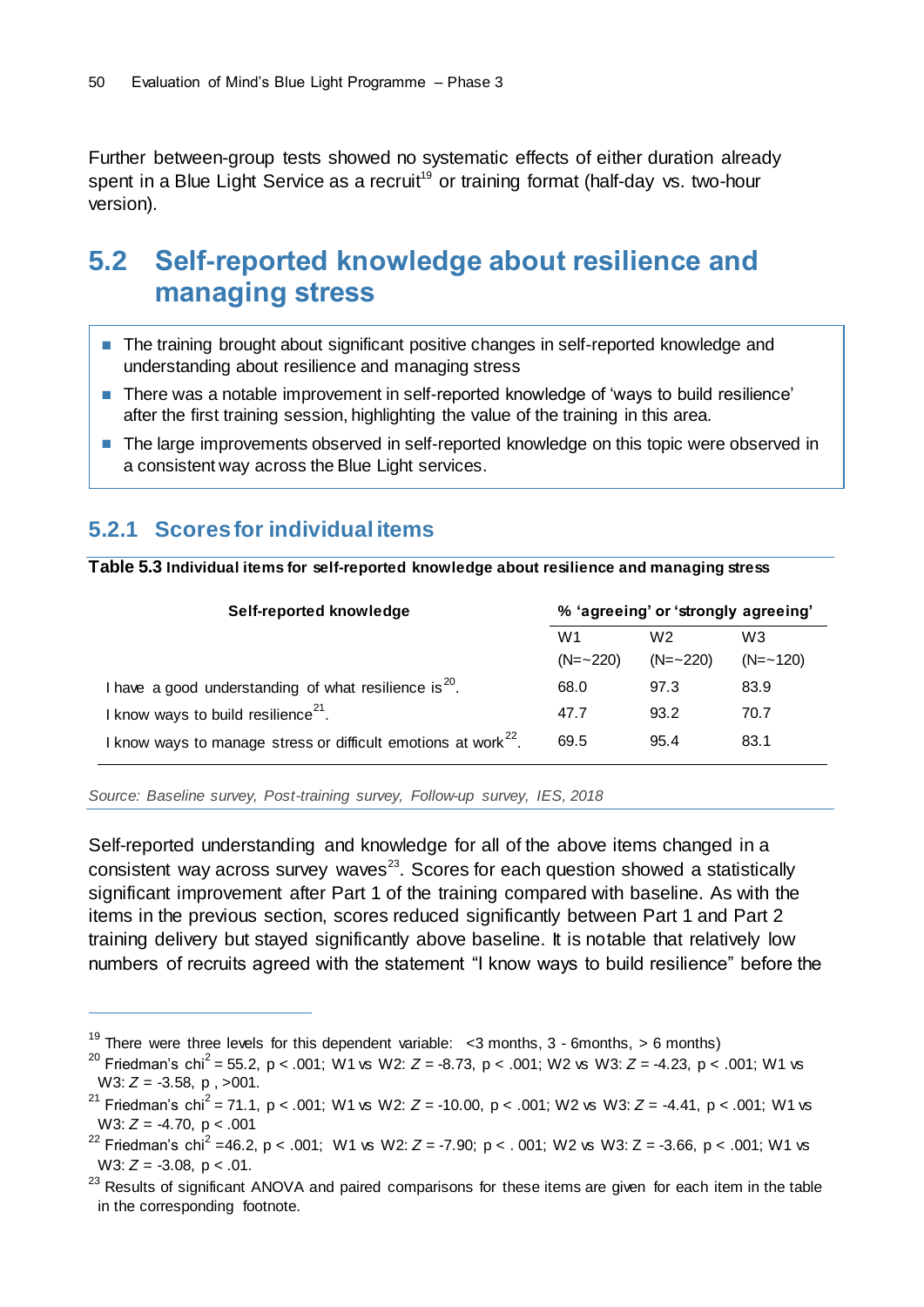Further between-group tests showed no systematic effects of either duration already spent in a Blue Light Service as a recruit[19] or training format (half-day vs. two-hour version).

## 5.2 Self-reported knowledge about resilience and managing stress

- The training brought about significant positive changes in self-reported knowledge and understanding about resilience and managing stress
- There was a notable improvement in self-reported knowledge of 'ways to build resilience' after the first training session, highlighting the value of the training in this area.
- The large improvements observed in self-reported knowledge on this topic were observed in a consistent way across the Blue Light services.

### 5.2.1 Scores for individual items

**Table 5.3** **Individual items for self-reported knowledge about resilience and managing stress**

| Self-reported knowledge | % 'agreeing' or 'strongly agreeing' | | |
|---|---|---|---|
| | W1 (N=~220) | W2 (N=~220) | W3 (N=~120) |
| I have a good understanding of what resilience is[20]. | 68.0 | 97.3 | 83.9 |
| I know ways to build resilience[21]. | 47.7 | 93.2 | 70.7 |
| I know ways to manage stress or difficult emotions at work[22]. | 69.5 | 95.4 | 83.1 |

*Source: Baseline survey, Post-training survey, Follow-up survey, IES, 2018*

Self-reported understanding and knowledge for all of the above items changed in a consistent way across survey waves[23]. Scores for each question showed a statistically significant improvement after Part 1 of the training compared with baseline. As with the items in the previous section, scores reduced significantly between Part 1 and Part 2 training delivery but stayed significantly above baseline. It is notable that relatively low numbers of recruits agreed with the statement "I know ways to build resilience" before the

---

[19] There were three levels for this dependent variable: <3 months, 3 - 6months, > 6 months)

[20] Friedman's chi$^2$ = 55.2, $p < .001$; W1 vs W2: $Z = -8.73$, $p < .001$; W2 vs W3: $Z = -4.23$, $p < .001$; W1 vs W3: $Z = -3.58$, p , >001.

[21] Friedman's chi$^2$ = 71.1, $p < .001$; W1 vs W2: $Z = -10.00$, $p < .001$; W2 vs W3: $Z = -4.41$, $p < .001$; W1 vs W3: $Z = -4.70$, $p < .001$

[22] Friedman's chi$^2$ =46.2, $p < .001$; W1 vs W2: $Z = -7.90$; p < . 001; W2 vs W3: Z = -3.66, $p < .001$; W1 vs W3: $Z = -3.08$, $p < .01$.

[23] Results of significant ANOVA and paired comparisons for these items are given for each item in the table in the corresponding footnote.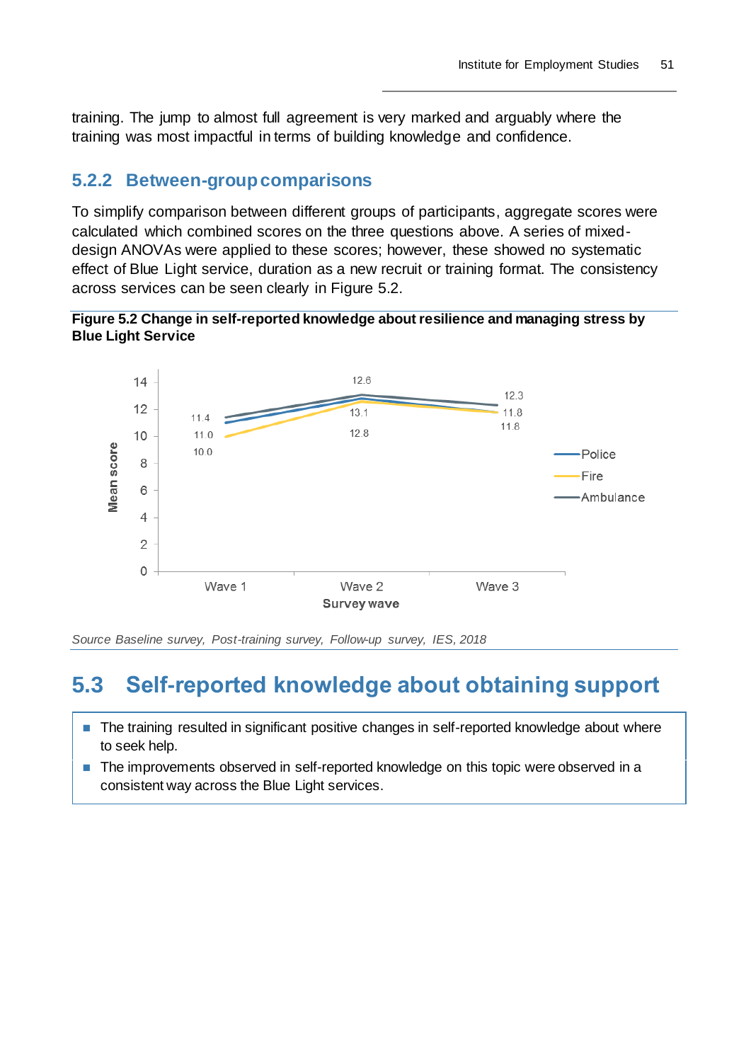training. The jump to almost full agreement is very marked and arguably where the training was most impactful in terms of building knowledge and confidence.

### 5.2.2 Between-group comparisons

To simplify comparison between different groups of participants, aggregate scores were calculated which combined scores on the three questions above. A series of mixed-design ANOVAs were applied to these scores; however, these showed no systematic effect of Blue Light service, duration as a new recruit or training format. The consistency across services can be seen clearly in Figure 5.2.

**Figure 5.2 Change in self-reported knowledge about resilience and managing stress by Blue Light Service**

| Survey wave | Police | Fire | Ambulance |
|---|---|---|---|
| Wave 1 | 11.0 | 10.0 | 11.4 |
| Wave 2 | 12.8 | 12.6 | 13.1 |
| Wave 3 | 11.8 | 11.8 | 12.3 |

*Source Baseline survey, Post-training survey, Follow-up survey, IES, 2018*

## 5.3 Self-reported knowledge about obtaining support

- The training resulted in significant positive changes in self-reported knowledge about where to seek help.
- The improvements observed in self-reported knowledge on this topic were observed in a consistent way across the Blue Light services.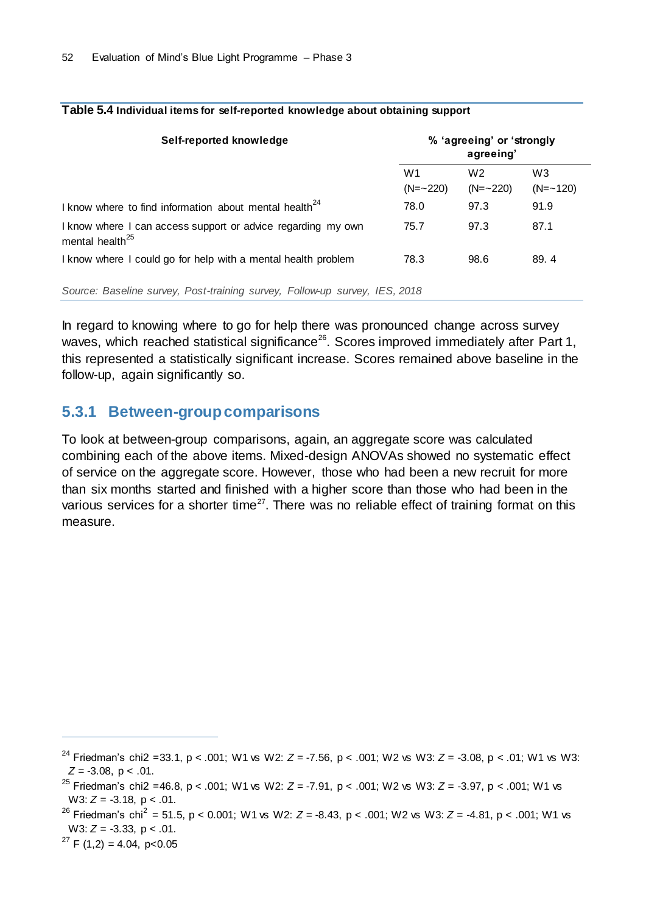**Table 5.4** Individual items for self-reported knowledge about obtaining support

| Self-reported knowledge | % 'agreeing' or 'strongly agreeing' | | |
|---|---|---|---|
| | W1 (N=~220) | W2 (N=~220) | W3 (N=~120) |
| I know where to find information about mental health[24] | 78.0 | 97.3 | 91.9 |
| I know where I can access support or advice regarding my own mental health[25] | 75.7 | 97.3 | 87.1 |
| I know where I could go for help with a mental health problem | 78.3 | 98.6 | 89. 4 |

*Source: Baseline survey, Post-training survey, Follow-up survey, IES, 2018*

In regard to knowing where to go for help there was pronounced change across survey waves, which reached statistical significance[26]. Scores improved immediately after Part 1, this represented a statistically significant increase. Scores remained above baseline in the follow-up, again significantly so.

## 5.3.1 Between-group comparisons

To look at between-group comparisons, again, an aggregate score was calculated combining each of the above items. Mixed-design ANOVAs showed no systematic effect of service on the aggregate score. However, those who had been a new recruit for more than six months started and finished with a higher score than those who had been in the various services for a shorter time[27]. There was no reliable effect of training format on this measure.

---

[24] Friedman's chi2 =33.1, $p < .001$; W1 vs W2: $Z = -7.56$, $p < .001$; W2 vs W3: $Z = -3.08$, $p < .01$; W1 vs W3: $Z = -3.08$, $p < .01$.

[25] Friedman's chi2 =46.8, $p < .001$; W1 vs W2: $Z = -7.91$, $p < .001$; W2 vs W3: $Z = -3.97$, $p < .001$; W1 vs W3: $Z = -3.18$, $p < .01$.

[26] Friedman's $chi^2$ = 51.5, $p < 0.001$; W1 vs W2: $Z = -8.43$, $p < .001$; W2 vs W3: $Z = -4.81$, $p < .001$; W1 vs W3: $Z = -3.33$, $p < .01$.

[27] $F(1,2) = 4.04$, $p<0.05$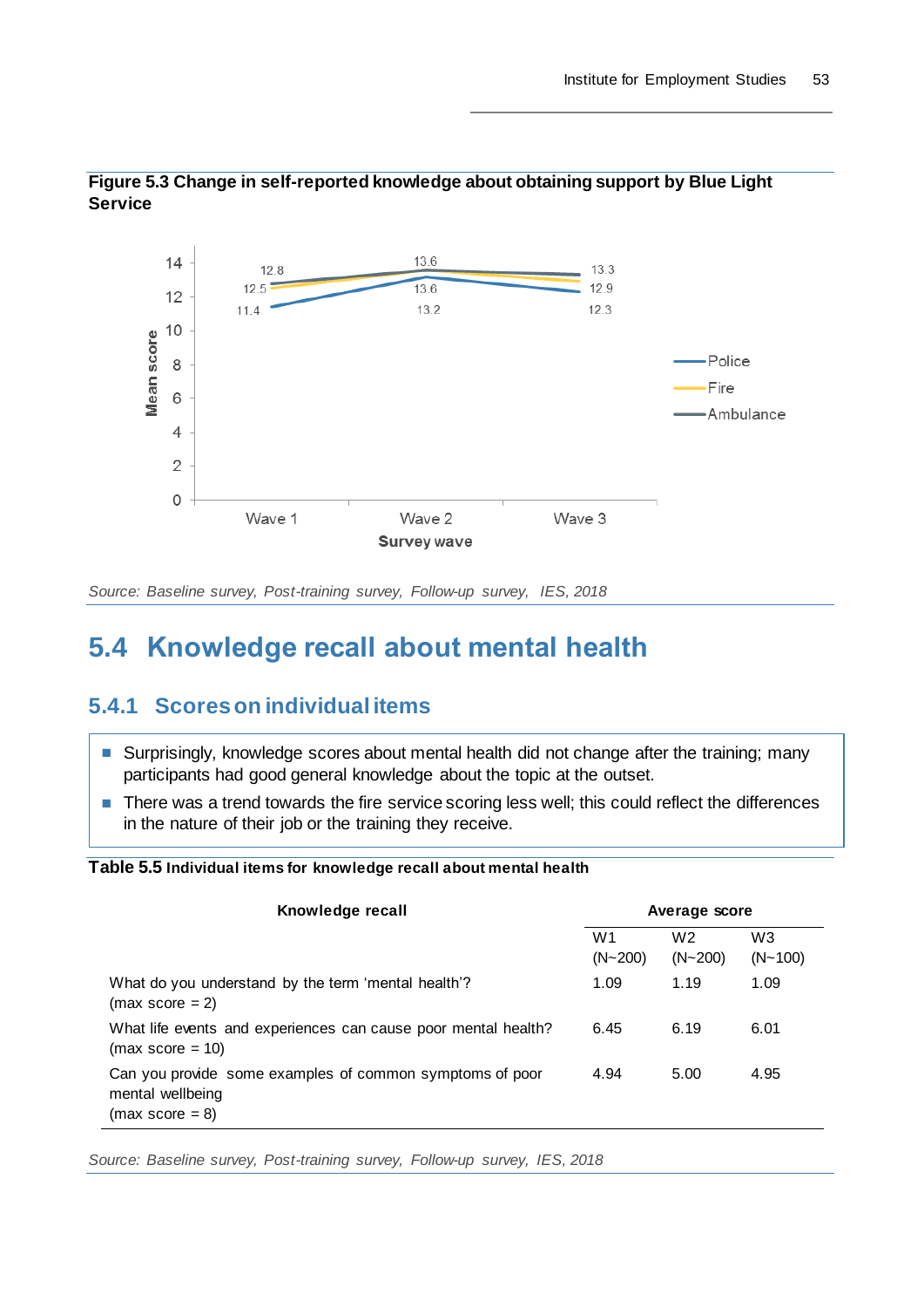**Figure 5.3 Change in self-reported knowledge about obtaining support by Blue Light Service**

| Survey wave | Police | Fire | Ambulance |
|---|---|---|---|
| Wave 1 | 11.4 | 12.5 | 12.8 |
| Wave 2 | 13.2 | 13.6 | 13.6 |
| Wave 3 | 12.3 | 12.9 | 13.3 |

*Source: Baseline survey, Post-training survey, Follow-up survey, IES, 2018*

# 5.4 Knowledge recall about mental health

## 5.4.1 Scores on individual items

- Surprisingly, knowledge scores about mental health did not change after the training; many participants had good general knowledge about the topic at the outset.
- There was a trend towards the fire service scoring less well; this could reflect the differences in the nature of their job or the training they receive.

**Table 5.5 Individual items for knowledge recall about mental health**

| Knowledge recall | Average score | | |
|---|---|---|---|
| | W1 (N~200) | W2 (N~200) | W3 (N~100) |
| What do you understand by the term 'mental health'? (max score = 2) | 1.09 | 1.19 | 1.09 |
| What life events and experiences can cause poor mental health? (max score = 10) | 6.45 | 6.19 | 6.01 |
| Can you provide some examples of common symptoms of poor mental wellbeing (max score = 8) | 4.94 | 5.00 | 4.95 |

*Source: Baseline survey, Post-training survey, Follow-up survey, IES, 2018*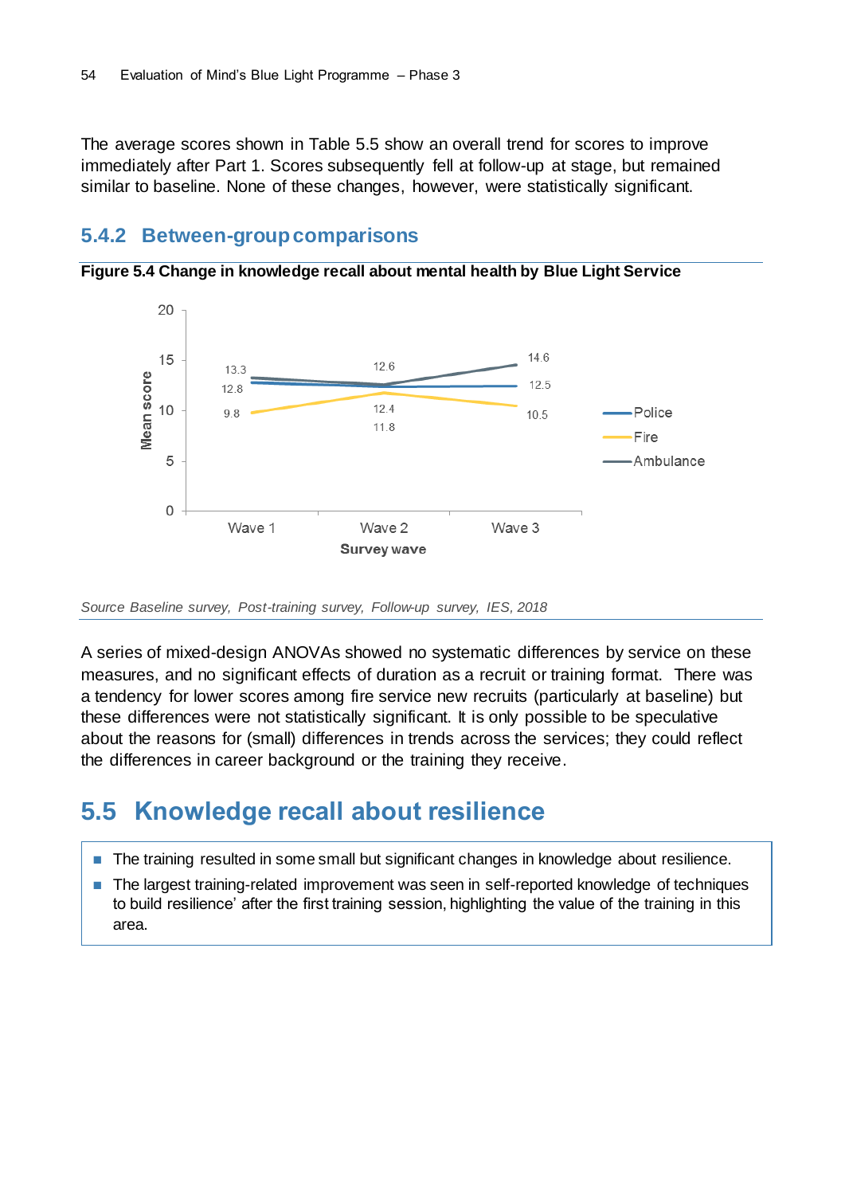The average scores shown in Table 5.5 show an overall trend for scores to improve immediately after Part 1. Scores subsequently fell at follow-up at stage, but remained similar to baseline. None of these changes, however, were statistically significant.

### 5.4.2 Between-group comparisons

**Figure 5.4 Change in knowledge recall about mental health by Blue Light Service**

| Survey wave | Police | Fire | Ambulance |
|---|---|---|---|
| Wave 1 | 12.8 | 9.8 | 13.3 |
| Wave 2 | 12.4 | 11.8 | 12.6 |
| Wave 3 | 12.5 | 10.5 | 14.6 |

*Source Baseline survey, Post-training survey, Follow-up survey, IES, 2018*

A series of mixed-design ANOVAs showed no systematic differences by service on these measures, and no significant effects of duration as a recruit or training format. There was a tendency for lower scores among fire service new recruits (particularly at baseline) but these differences were not statistically significant. It is only possible to be speculative about the reasons for (small) differences in trends across the services; they could reflect the differences in career background or the training they receive.

## 5.5 Knowledge recall about resilience

- The training resulted in some small but significant changes in knowledge about resilience.
- The largest training-related improvement was seen in self-reported knowledge of techniques to build resilience' after the first training session, highlighting the value of the training in this area.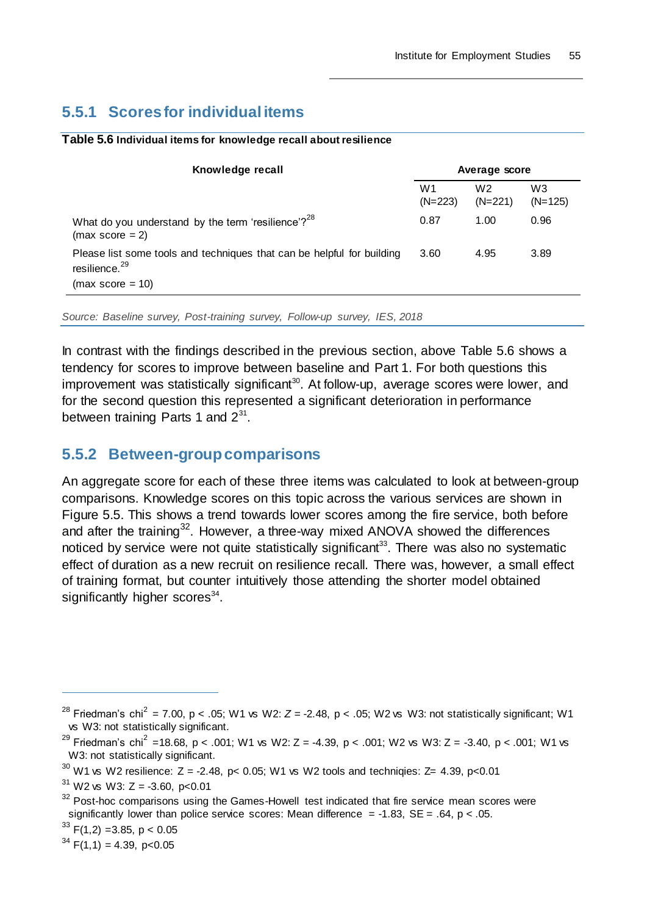### 5.5.1 Scores for individual items

**Table 5.6 Individual items for knowledge recall about resilience**

| Knowledge recall | Average score | | |
|---|---|---|---|
| | W1 (N=223) | W2 (N=221) | W3 (N=125) |
| What do you understand by the term 'resilience'?[28] (max score = 2) | 0.87 | 1.00 | 0.96 |
| Please list some tools and techniques that can be helpful for building resilience.[29] (max score = 10) | 3.60 | 4.95 | 3.89 |

*Source: Baseline survey, Post-training survey, Follow-up survey, IES, 2018*

In contrast with the findings described in the previous section, above Table 5.6 shows a tendency for scores to improve between baseline and Part 1. For both questions this improvement was statistically significant[30]. At follow-up, average scores were lower, and for the second question this represented a significant deterioration in performance between training Parts 1 and 2[31].

### 5.5.2 Between-group comparisons

An aggregate score for each of these three items was calculated to look at between-group comparisons. Knowledge scores on this topic across the various services are shown in Figure 5.5. This shows a trend towards lower scores among the fire service, both before and after the training[32]. However, a three-way mixed ANOVA showed the differences noticed by service were not quite statistically significant[33]. There was also no systematic effect of duration as a new recruit on resilience recall. There was, however, a small effect of training format, but counter intuitively those attending the shorter model obtained significantly higher scores[34].

---

[28] Friedman's chi$^2$ = 7.00, $p < .05$; W1 vs W2: $Z = -2.48$, $p < .05$; W2 vs W3: not statistically significant; W1 vs W3: not statistically significant.

[29] Friedman's chi$^2$ =18.68, $p < .001$; W1 vs W2: $Z = -4.39$, $p < .001$; W2 vs W3: $Z = -3.40$, $p < .001$; W1 vs W3: not statistically significant.

[30] W1 vs W2 resilience: $Z = -2.48$, $p < 0.05$; W1 vs W2 tools and techniqies: $Z = 4.39$, $p<0.01$

[31] W2 vs W3: $Z = -3.60$, $p<0.01$

[32] Post-hoc comparisons using the Games-Howell test indicated that fire service mean scores were significantly lower than police service scores: Mean difference = -1.83, SE = .64, $p < .05$.

[33] $F(1,2) = 3.85$, $p < 0.05$

[34] $F(1,1) = 4.39$, $p<0.05$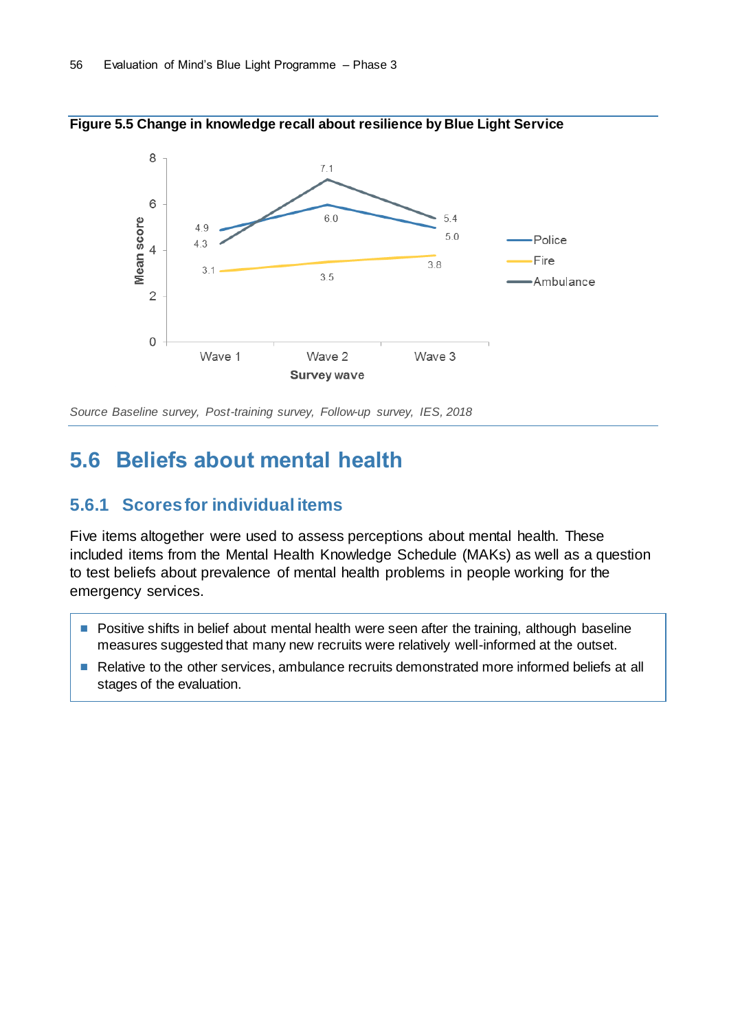**Figure 5.5 Change in knowledge recall about resilience by Blue Light Service**

| Survey wave | Police | Fire | Ambulance |
|---|---|---|---|
| Wave 1 | 4.9 | 3.1 | 4.3 |
| Wave 2 | 6.0 | 3.5 | 7.1 |
| Wave 3 | 5.0 | 3.8 | 5.4 |

*Source Baseline survey, Post-training survey, Follow-up survey, IES, 2018*

## 5.6 Beliefs about mental health

### 5.6.1 Scores for individual items

Five items altogether were used to assess perceptions about mental health. These included items from the Mental Health Knowledge Schedule (MAKs) as well as a question to test beliefs about prevalence of mental health problems in people working for the emergency services.

- Positive shifts in belief about mental health were seen after the training, although baseline measures suggested that many new recruits were relatively well-informed at the outset.
- Relative to the other services, ambulance recruits demonstrated more informed beliefs at all stages of the evaluation.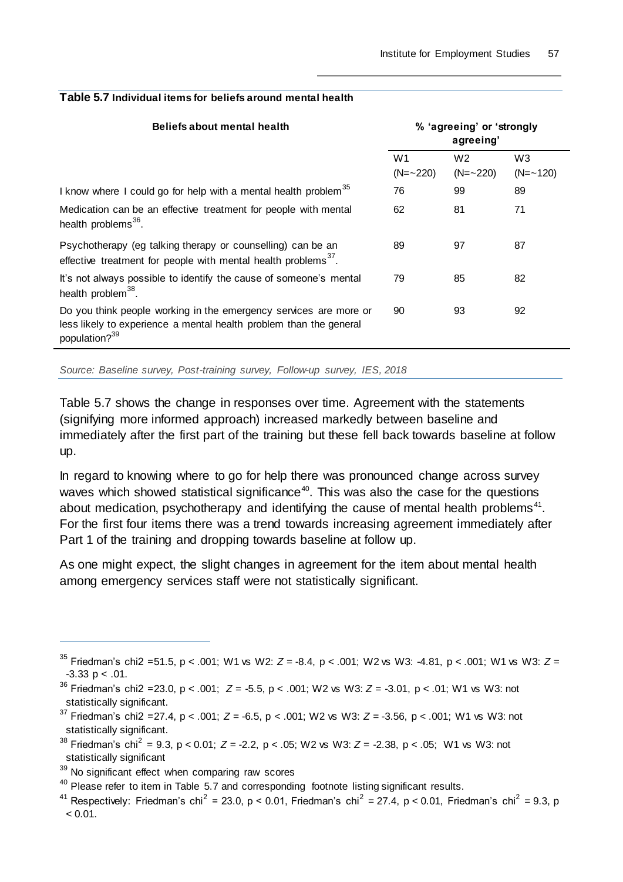**Table 5.7 Individual items for beliefs around mental health**

| Beliefs about mental health | % 'agreeing' or 'strongly agreeing' | | |
|---|---|---|---|
| | W1 (N=~220) | W2 (N=~220) | W3 (N=~120) |
| I know where I could go for help with a mental health problem[35] | 76 | 99 | 89 |
| Medication can be an effective treatment for people with mental health problems[36]. | 62 | 81 | 71 |
| Psychotherapy (eg talking therapy or counselling) can be an effective treatment for people with mental health problems[37]. | 89 | 97 | 87 |
| It's not always possible to identify the cause of someone's mental health problem[38]. | 79 | 85 | 82 |
| Do you think people working in the emergency services are more or less likely to experience a mental health problem than the general population?[39] | 90 | 93 | 92 |

*Source: Baseline survey, Post-training survey, Follow-up survey, IES, 2018*

Table 5.7 shows the change in responses over time. Agreement with the statements (signifying more informed approach) increased markedly between baseline and immediately after the first part of the training but these fell back towards baseline at follow up.

In regard to knowing where to go for help there was pronounced change across survey waves which showed statistical significance[40]. This was also the case for the questions about medication, psychotherapy and identifying the cause of mental health problems[41]. For the first four items there was a trend towards increasing agreement immediately after Part 1 of the training and dropping towards baseline at follow up.

As one might expect, the slight changes in agreement for the item about mental health among emergency services staff were not statistically significant.

---

[35] Friedman's chi2 =51.5, $p < .001$; W1 vs W2: $Z = -8.4$, $p < .001$; W2 vs W3: -4.81, $p < .001$; W1 vs W3: $Z = -3.33$ $p < .01$.

[36] Friedman's chi2 =23.0, $p < .001$; $Z = -5.5$, $p < .001$; W2 vs W3: $Z = -3.01$, $p < .01$; W1 vs W3: not statistically significant.

[37] Friedman's chi2 =27.4, $p < .001$; $Z = -6.5$, $p < .001$; W2 vs W3: $Z = -3.56$, $p < .001$; W1 vs W3: not statistically significant.

[38] Friedman's $chi^2 = 9.3$, $p < 0.01$; $Z = -2.2$, $p < .05$; W2 vs W3: $Z = -2.38$, $p < .05$; W1 vs W3: not statistically significant

[39] No significant effect when comparing raw scores

[40] Please refer to item in Table 5.7 and corresponding footnote listing significant results.

[41] Respectively: Friedman's $chi^2 = 23.0$, $p < 0.01$, Friedman's $chi^2 = 27.4$, $p < 0.01$, Friedman's $chi^2 = 9.3$, $p < 0.01$.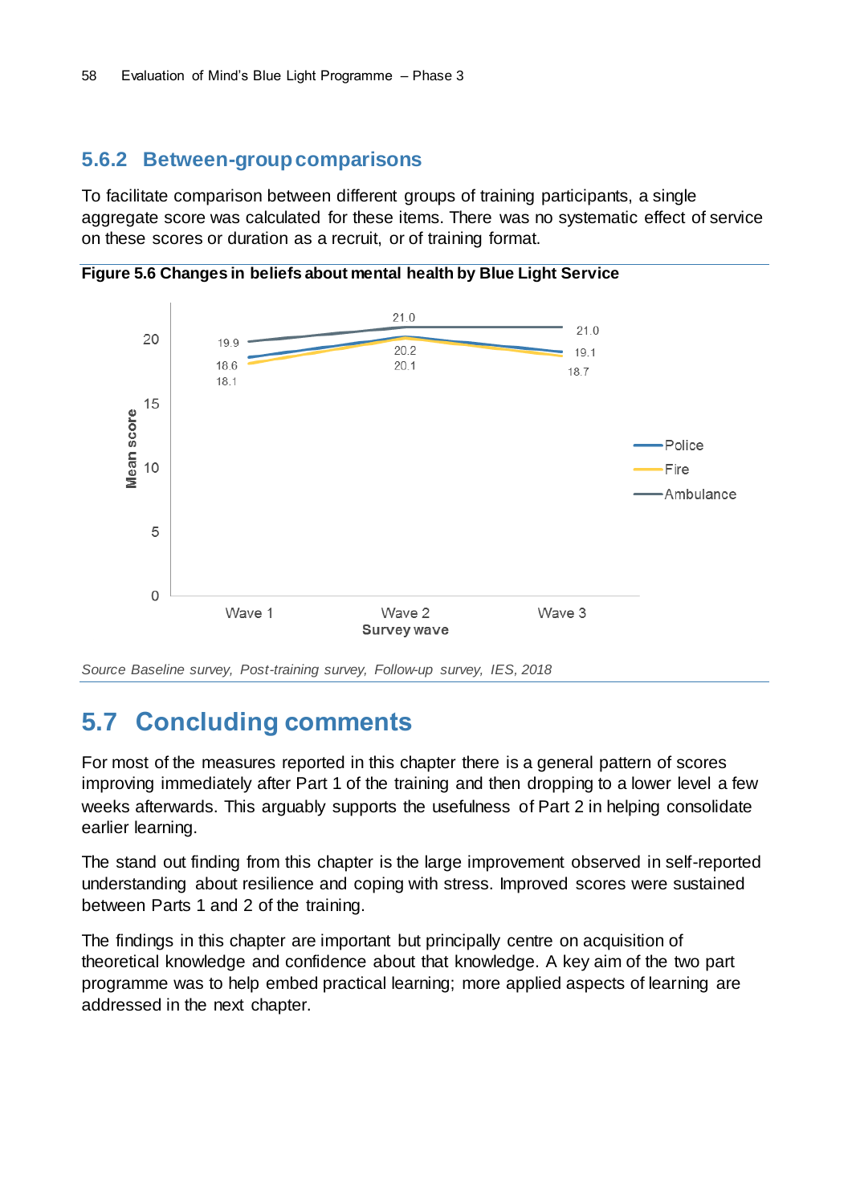### 5.6.2 Between-group comparisons

To facilitate comparison between different groups of training participants, a single aggregate score was calculated for these items. There was no systematic effect of service on these scores or duration as a recruit, or of training format.

**Figure 5.6 Changes in beliefs about mental health by Blue Light Service**

| Survey wave | Police | Fire | Ambulance |
|---|---|---|---|
| Wave 1 | 18.6 | 18.1 | 19.9 |
| Wave 2 | 20.2 | 20.1 | 21.0 |
| Wave 3 | 19.1 | 18.7 | 21.0 |

*Source Baseline survey, Post-training survey, Follow-up survey, IES, 2018*

## 5.7 Concluding comments

For most of the measures reported in this chapter there is a general pattern of scores improving immediately after Part 1 of the training and then dropping to a lower level a few weeks afterwards. This arguably supports the usefulness of Part 2 in helping consolidate earlier learning.

The stand out finding from this chapter is the large improvement observed in self-reported understanding about resilience and coping with stress. Improved scores were sustained between Parts 1 and 2 of the training.

The findings in this chapter are important but principally centre on acquisition of theoretical knowledge and confidence about that knowledge. A key aim of the two part programme was to help embed practical learning; more applied aspects of learning are addressed in the next chapter.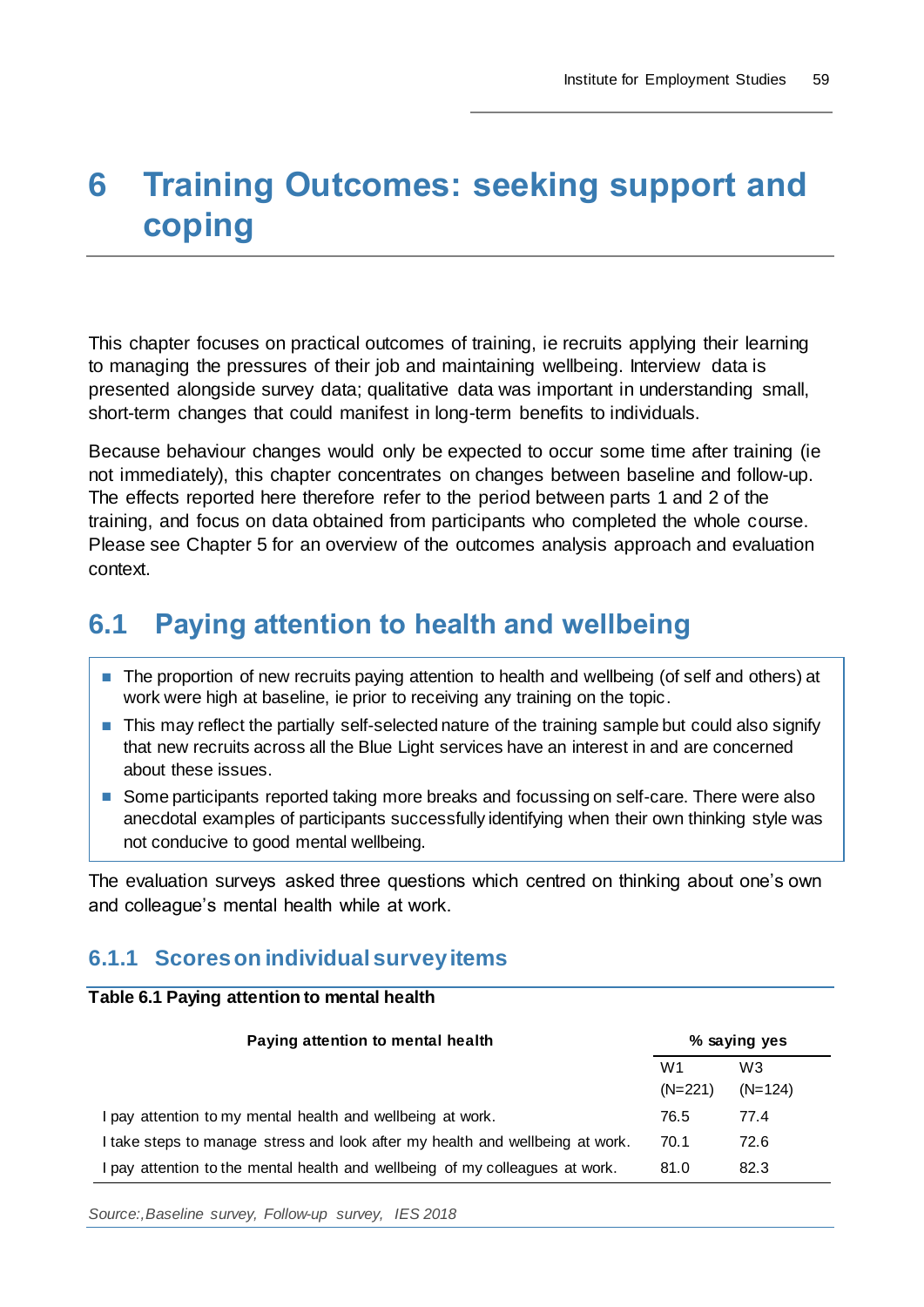# 6 Training Outcomes: seeking support and coping

This chapter focuses on practical outcomes of training, ie recruits applying their learning to managing the pressures of their job and maintaining wellbeing. Interview data is presented alongside survey data; qualitative data was important in understanding small, short-term changes that could manifest in long-term benefits to individuals.

Because behaviour changes would only be expected to occur some time after training (ie not immediately), this chapter concentrates on changes between baseline and follow-up. The effects reported here therefore refer to the period between parts 1 and 2 of the training, and focus on data obtained from participants who completed the whole course. Please see Chapter 5 for an overview of the outcomes analysis approach and evaluation context.

## 6.1 Paying attention to health and wellbeing

- The proportion of new recruits paying attention to health and wellbeing (of self and others) at work were high at baseline, ie prior to receiving any training on the topic.
- This may reflect the partially self-selected nature of the training sample but could also signify that new recruits across all the Blue Light services have an interest in and are concerned about these issues.
- Some participants reported taking more breaks and focussing on self-care. There were also anecdotal examples of participants successfully identifying when their own thinking style was not conducive to good mental wellbeing.

The evaluation surveys asked three questions which centred on thinking about one's own and colleague's mental health while at work.

### 6.1.1 Scores on individual survey items

**Table 6.1 Paying attention to mental health**

| Paying attention to mental health | % saying yes | |
|---|---|---|
| | W1 (N=221) | W3 (N=124) |
| I pay attention to my mental health and wellbeing at work. | 76.5 | 77.4 |
| I take steps to manage stress and look after my health and wellbeing at work. | 70.1 | 72.6 |
| I pay attention to the mental health and wellbeing of my colleagues at work. | 81.0 | 82.3 |

*Source:,Baseline survey, Follow-up survey, IES 2018*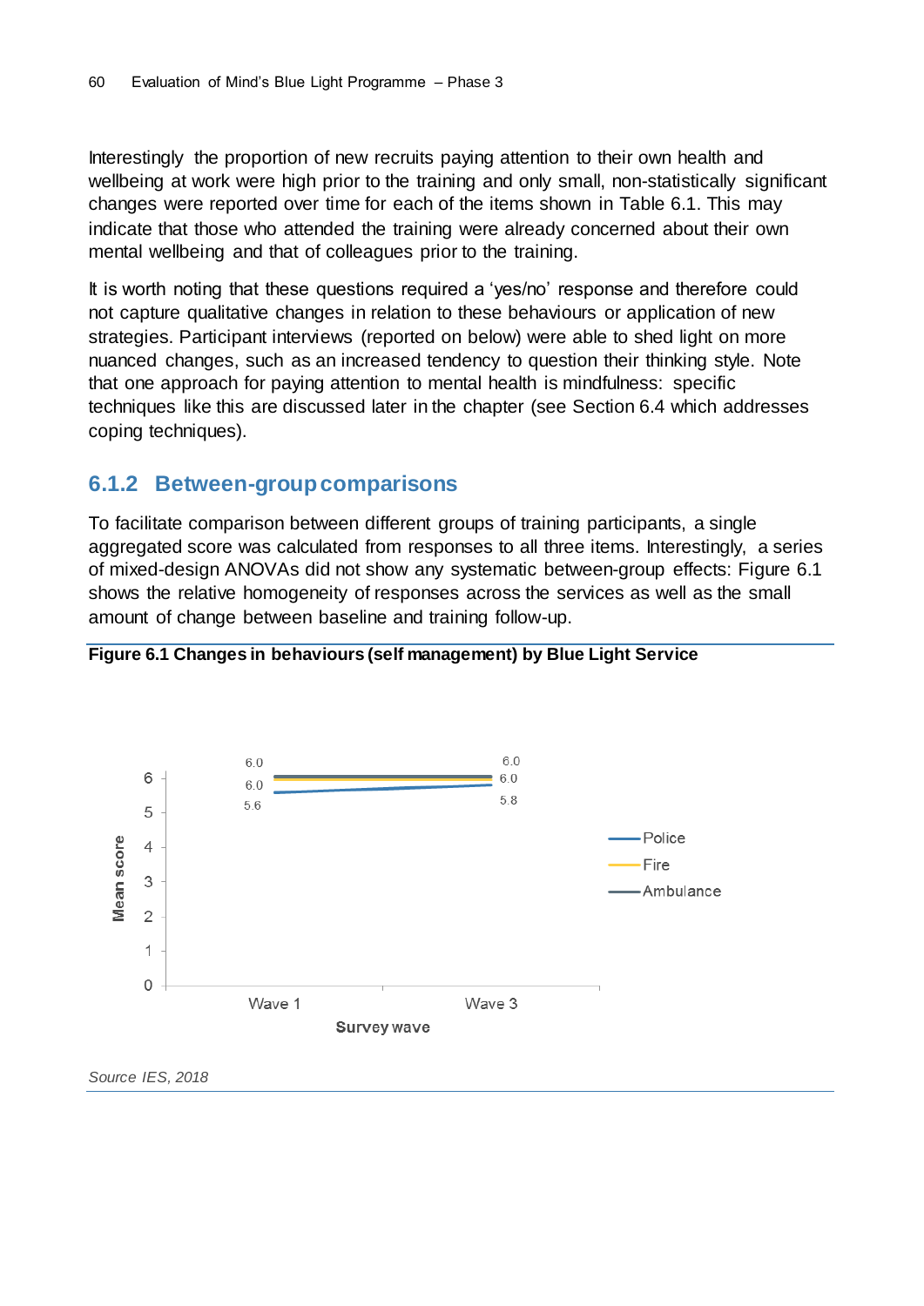Interestingly the proportion of new recruits paying attention to their own health and wellbeing at work were high prior to the training and only small, non-statistically significant changes were reported over time for each of the items shown in Table 6.1. This may indicate that those who attended the training were already concerned about their own mental wellbeing and that of colleagues prior to the training.

It is worth noting that these questions required a 'yes/no' response and therefore could not capture qualitative changes in relation to these behaviours or application of new strategies. Participant interviews (reported on below) were able to shed light on more nuanced changes, such as an increased tendency to question their thinking style. Note that one approach for paying attention to mental health is mindfulness: specific techniques like this are discussed later in the chapter (see Section 6.4 which addresses coping techniques).

### 6.1.2 Between-group comparisons

To facilitate comparison between different groups of training participants, a single aggregated score was calculated from responses to all three items. Interestingly, a series of mixed-design ANOVAs did not show any systematic between-group effects: Figure 6.1 shows the relative homogeneity of responses across the services as well as the small amount of change between baseline and training follow-up.

**Figure 6.1 Changes in behaviours (self management) by Blue Light Service**

| Survey wave | Police | Fire | Ambulance |
|---|---|---|---|
| Wave 1 | 5.6 | 6.0 | 6.0 |
| Wave 3 | 5.8 | 6.0 | 6.0 |

*Source IES, 2018*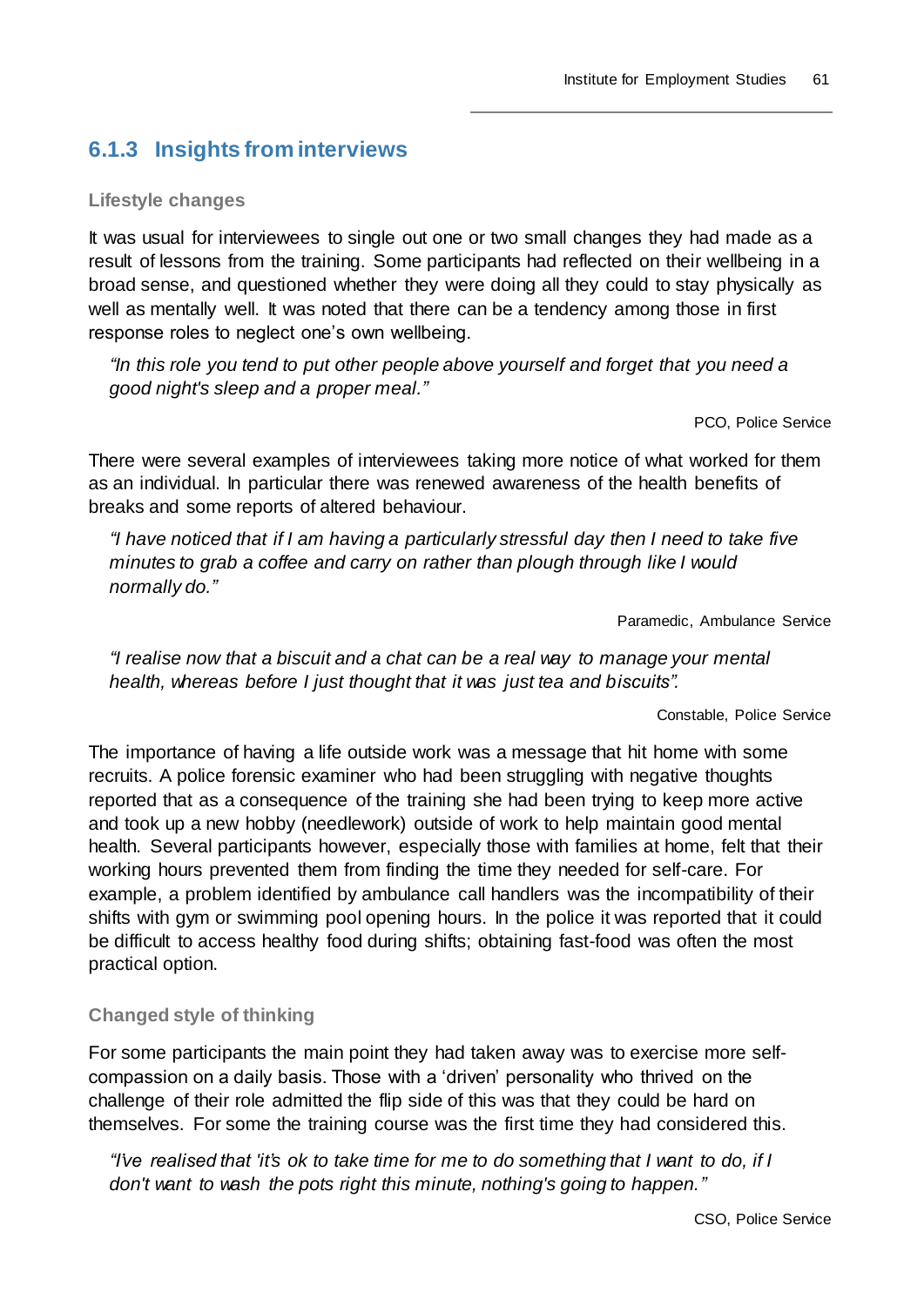### 6.1.3 Insights from interviews

#### Lifestyle changes

It was usual for interviewees to single out one or two small changes they had made as a result of lessons from the training. Some participants had reflected on their wellbeing in a broad sense, and questioned whether they were doing all they could to stay physically as well as mentally well. It was noted that there can be a tendency among those in first response roles to neglect one's own wellbeing.

> *"In this role you tend to put other people above yourself and forget that you need a good night's sleep and a proper meal."*
>
> PCO, Police Service

There were several examples of interviewees taking more notice of what worked for them as an individual. In particular there was renewed awareness of the health benefits of breaks and some reports of altered behaviour.

> *"I have noticed that if I am having a particularly stressful day then I need to take five minutes to grab a coffee and carry on rather than plough through like I would normally do."*
>
> Paramedic, Ambulance Service

> *"I realise now that a biscuit and a chat can be a real way to manage your mental health, whereas before I just thought that it was just tea and biscuits".*
>
> Constable, Police Service

The importance of having a life outside work was a message that hit home with some recruits. A police forensic examiner who had been struggling with negative thoughts reported that as a consequence of the training she had been trying to keep more active and took up a new hobby (needlework) outside of work to help maintain good mental health. Several participants however, especially those with families at home, felt that their working hours prevented them from finding the time they needed for self-care. For example, a problem identified by ambulance call handlers was the incompatibility of their shifts with gym or swimming pool opening hours. In the police it was reported that it could be difficult to access healthy food during shifts; obtaining fast-food was often the most practical option.

#### Changed style of thinking

For some participants the main point they had taken away was to exercise more self-compassion on a daily basis. Those with a 'driven' personality who thrived on the challenge of their role admitted the flip side of this was that they could be hard on themselves. For some the training course was the first time they had considered this.

> *"I've realised that 'it's ok to take time for me to do something that I want to do, if I don't want to wash the pots right this minute, nothing's going to happen."*
>
> CSO, Police Service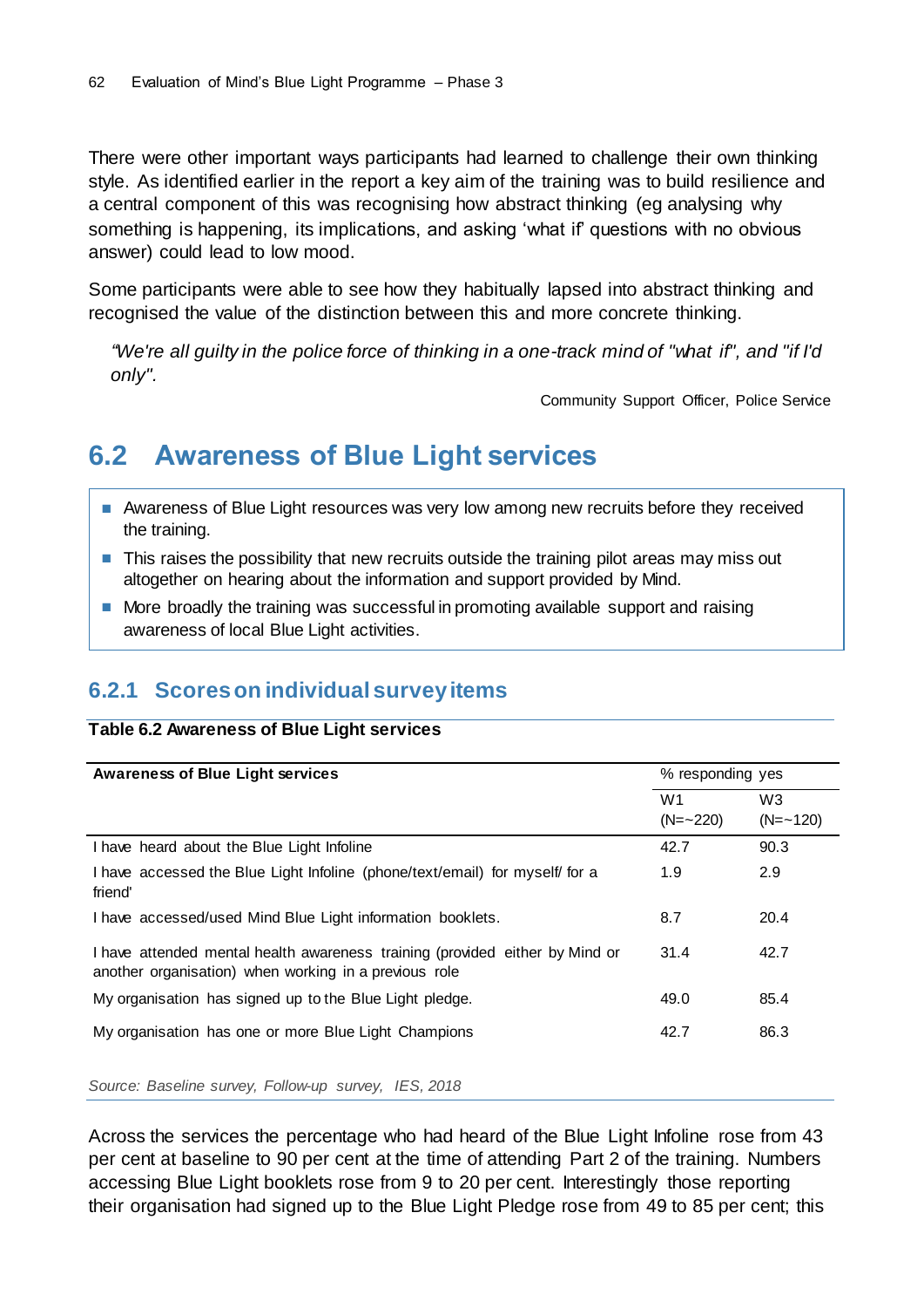There were other important ways participants had learned to challenge their own thinking style. As identified earlier in the report a key aim of the training was to build resilience and a central component of this was recognising how abstract thinking (eg analysing why something is happening, its implications, and asking 'what if' questions with no obvious answer) could lead to low mood.

Some participants were able to see how they habitually lapsed into abstract thinking and recognised the value of the distinction between this and more concrete thinking.

> *"We're all guilty in the police force of thinking in a one-track mind of "what if", and "if I'd only".*
>
> Community Support Officer, Police Service

## 6.2 Awareness of Blue Light services

- Awareness of Blue Light resources was very low among new recruits before they received the training.
- This raises the possibility that new recruits outside the training pilot areas may miss out altogether on hearing about the information and support provided by Mind.
- More broadly the training was successful in promoting available support and raising awareness of local Blue Light activities.

### 6.2.1 Scores on individual survey items

**Table 6.2 Awareness of Blue Light services**

| Awareness of Blue Light services | % responding yes | |
|---|---|---|
| | W1 (N=~220) | W3 (N=~120) |
| I have heard about the Blue Light Infoline | 42.7 | 90.3 |
| I have accessed the Blue Light Infoline (phone/text/email) for myself/ for a friend' | 1.9 | 2.9 |
| I have accessed/used Mind Blue Light information booklets. | 8.7 | 20.4 |
| I have attended mental health awareness training (provided either by Mind or another organisation) when working in a previous role | 31.4 | 42.7 |
| My organisation has signed up to the Blue Light pledge. | 49.0 | 85.4 |
| My organisation has one or more Blue Light Champions | 42.7 | 86.3 |

*Source: Baseline survey, Follow-up survey, IES, 2018*

Across the services the percentage who had heard of the Blue Light Infoline rose from 43 per cent at baseline to 90 per cent at the time of attending Part 2 of the training. Numbers accessing Blue Light booklets rose from 9 to 20 per cent. Interestingly those reporting their organisation had signed up to the Blue Light Pledge rose from 49 to 85 per cent; this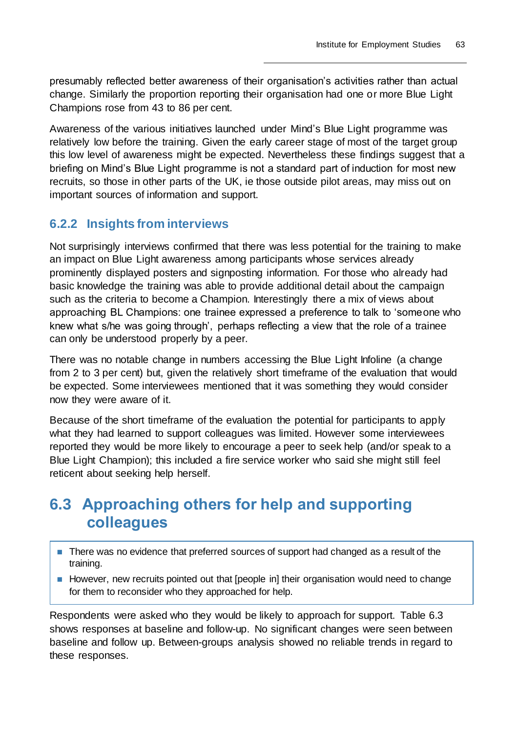presumably reflected better awareness of their organisation's activities rather than actual change. Similarly the proportion reporting their organisation had one or more Blue Light Champions rose from 43 to 86 per cent.

Awareness of the various initiatives launched under Mind's Blue Light programme was relatively low before the training. Given the early career stage of most of the target group this low level of awareness might be expected. Nevertheless these findings suggest that a briefing on Mind's Blue Light programme is not a standard part of induction for most new recruits, so those in other parts of the UK, ie those outside pilot areas, may miss out on important sources of information and support.

### 6.2.2 Insights from interviews

Not surprisingly interviews confirmed that there was less potential for the training to make an impact on Blue Light awareness among participants whose services already prominently displayed posters and signposting information. For those who already had basic knowledge the training was able to provide additional detail about the campaign such as the criteria to become a Champion. Interestingly there a mix of views about approaching BL Champions: one trainee expressed a preference to talk to 'someone who knew what s/he was going through', perhaps reflecting a view that the role of a trainee can only be understood properly by a peer.

There was no notable change in numbers accessing the Blue Light Infoline (a change from 2 to 3 per cent) but, given the relatively short timeframe of the evaluation that would be expected. Some interviewees mentioned that it was something they would consider now they were aware of it.

Because of the short timeframe of the evaluation the potential for participants to apply what they had learned to support colleagues was limited. However some interviewees reported they would be more likely to encourage a peer to seek help (and/or speak to a Blue Light Champion); this included a fire service worker who said she might still feel reticent about seeking help herself.

## 6.3 Approaching others for help and supporting colleagues

- There was no evidence that preferred sources of support had changed as a result of the training.
- However, new recruits pointed out that [people in] their organisation would need to change for them to reconsider who they approached for help.

Respondents were asked who they would be likely to approach for support. Table 6.3 shows responses at baseline and follow-up. No significant changes were seen between baseline and follow up. Between-groups analysis showed no reliable trends in regard to these responses.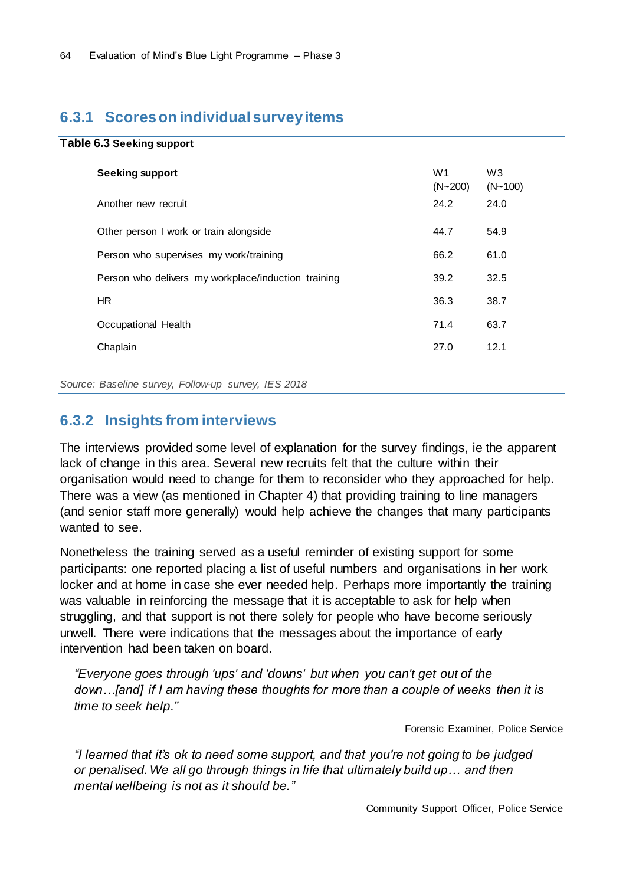### 6.3.1 Scores on individual survey items

**Table 6.3 Seeking support**

| Seeking support | W1 (N~200) | W3 (N~100) |
|---|---|---|
| Another new recruit | 24.2 | 24.0 |
| Other person I work or train alongside | 44.7 | 54.9 |
| Person who supervises my work/training | 66.2 | 61.0 |
| Person who delivers my workplace/induction training | 39.2 | 32.5 |
| HR | 36.3 | 38.7 |
| Occupational Health | 71.4 | 63.7 |
| Chaplain | 27.0 | 12.1 |

*Source: Baseline survey, Follow-up survey, IES 2018*

### 6.3.2 Insights from interviews

The interviews provided some level of explanation for the survey findings, ie the apparent lack of change in this area. Several new recruits felt that the culture within their organisation would need to change for them to reconsider who they approached for help. There was a view (as mentioned in Chapter 4) that providing training to line managers (and senior staff more generally) would help achieve the changes that many participants wanted to see.

Nonetheless the training served as a useful reminder of existing support for some participants: one reported placing a list of useful numbers and organisations in her work locker and at home in case she ever needed help. Perhaps more importantly the training was valuable in reinforcing the message that it is acceptable to ask for help when struggling, and that support is not there solely for people who have become seriously unwell. There were indications that the messages about the importance of early intervention had been taken on board.

> *"Everyone goes through 'ups' and 'downs' but when you can't get out of the down…[and] if I am having these thoughts for more than a couple of weeks then it is time to seek help."*

Forensic Examiner, Police Service

> *"I learned that it's ok to need some support, and that you're not going to be judged or penalised. We all go through things in life that ultimately build up… and then mental wellbeing is not as it should be."*

Community Support Officer, Police Service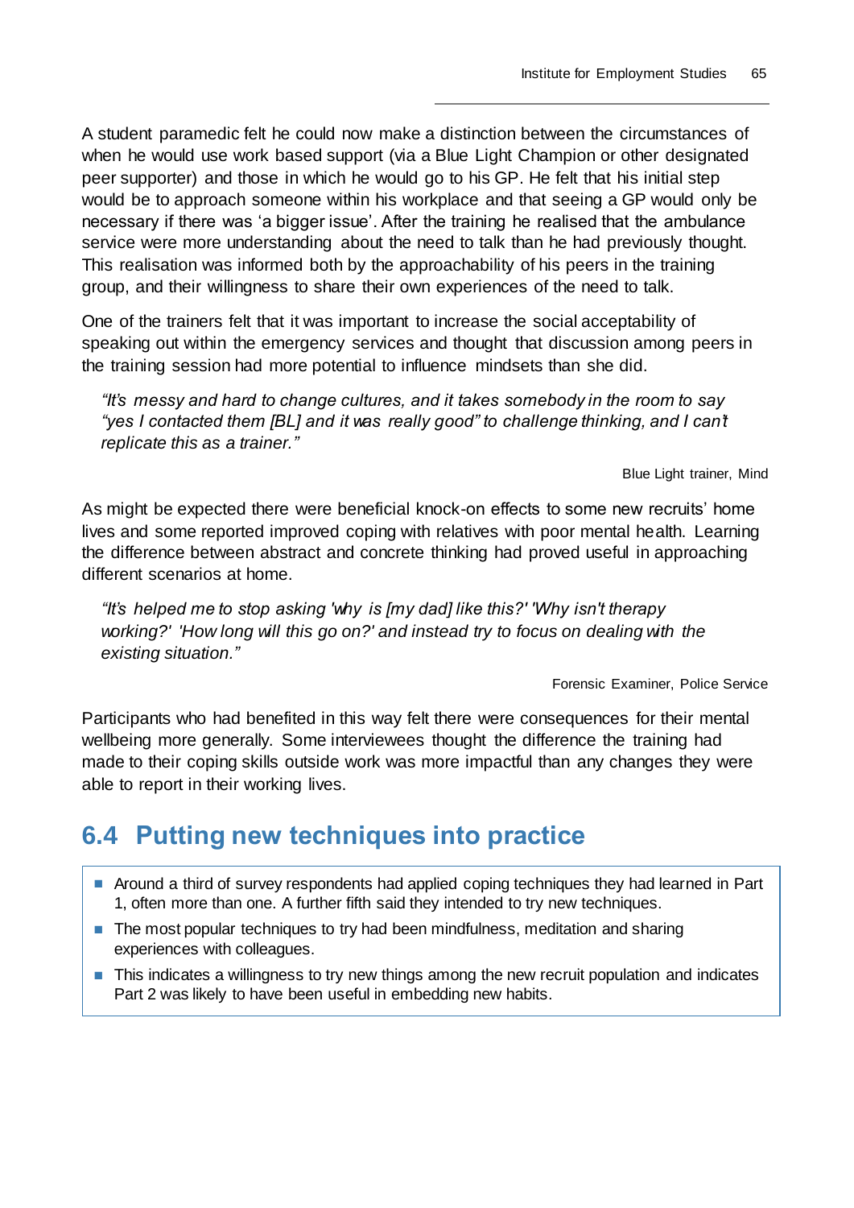A student paramedic felt he could now make a distinction between the circumstances of when he would use work based support (via a Blue Light Champion or other designated peer supporter) and those in which he would go to his GP. He felt that his initial step would be to approach someone within his workplace and that seeing a GP would only be necessary if there was 'a bigger issue'. After the training he realised that the ambulance service were more understanding about the need to talk than he had previously thought. This realisation was informed both by the approachability of his peers in the training group, and their willingness to share their own experiences of the need to talk.

One of the trainers felt that it was important to increase the social acceptability of speaking out within the emergency services and thought that discussion among peers in the training session had more potential to influence mindsets than she did.

> *"It's messy and hard to change cultures, and it takes somebody in the room to say "yes I contacted them [BL] and it was really good" to challenge thinking, and I can't replicate this as a trainer."*
>
> Blue Light trainer, Mind

As might be expected there were beneficial knock-on effects to some new recruits' home lives and some reported improved coping with relatives with poor mental health. Learning the difference between abstract and concrete thinking had proved useful in approaching different scenarios at home.

> *"It's helped me to stop asking 'why is [my dad] like this?' 'Why isn't therapy working?' 'How long will this go on?' and instead try to focus on dealing with the existing situation."*
>
> Forensic Examiner, Police Service

Participants who had benefited in this way felt there were consequences for their mental wellbeing more generally. Some interviewees thought the difference the training had made to their coping skills outside work was more impactful than any changes they were able to report in their working lives.

## 6.4 Putting new techniques into practice

- Around a third of survey respondents had applied coping techniques they had learned in Part 1, often more than one. A further fifth said they intended to try new techniques.
- The most popular techniques to try had been mindfulness, meditation and sharing experiences with colleagues.
- This indicates a willingness to try new things among the new recruit population and indicates Part 2 was likely to have been useful in embedding new habits.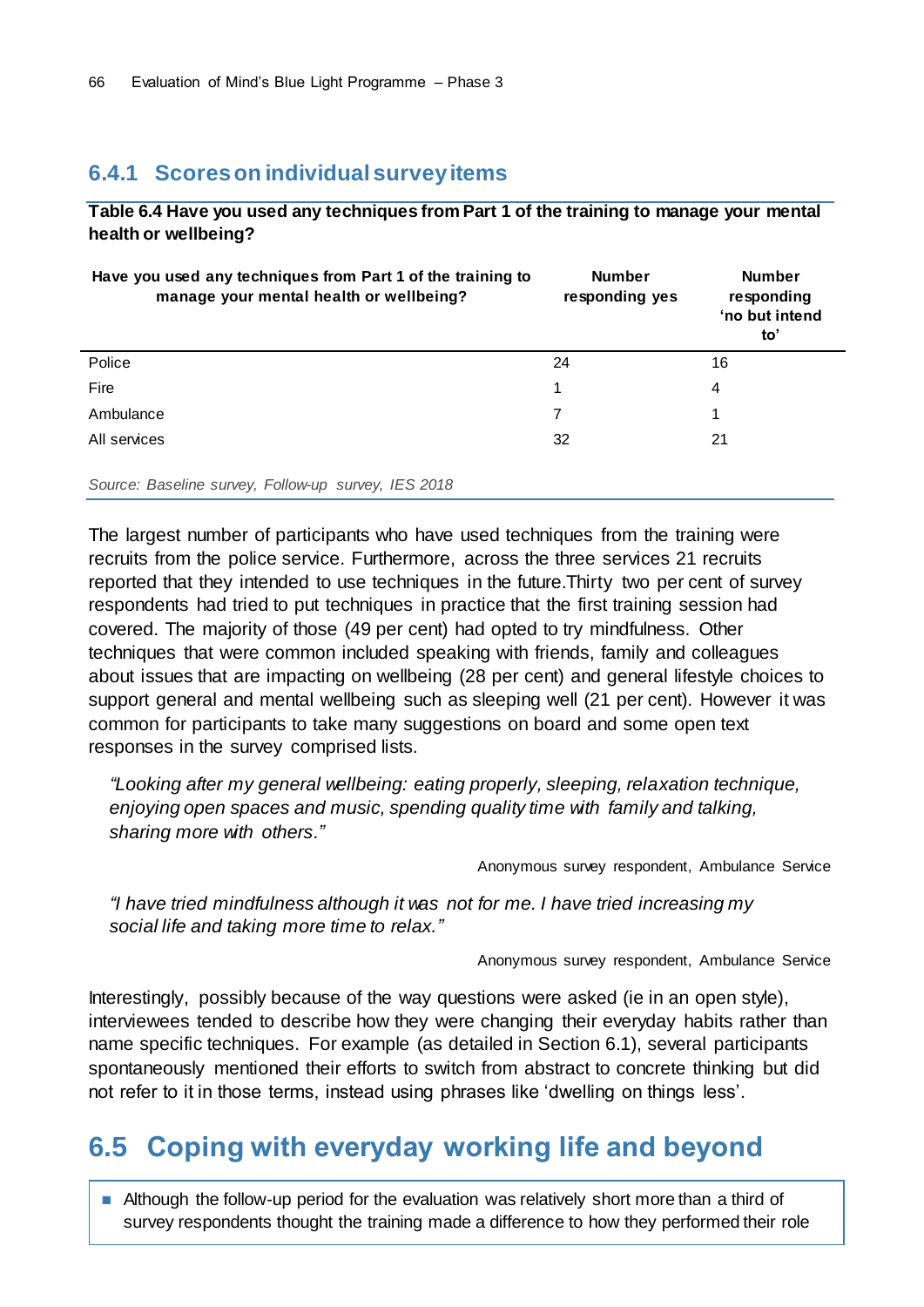### 6.4.1 Scores on individual survey items

**Table 6.4 Have you used any techniques from Part 1 of the training to manage your mental health or wellbeing?**

| Have you used any techniques from Part 1 of the training to manage your mental health or wellbeing? | Number responding yes | Number responding 'no but intend to' |
|---|---|---|
| Police | 24 | 16 |
| Fire | 1 | 4 |
| Ambulance | 7 | 1 |
| All services | 32 | 21 |

*Source: Baseline survey, Follow-up survey, IES 2018*

The largest number of participants who have used techniques from the training were recruits from the police service. Furthermore, across the three services 21 recruits reported that they intended to use techniques in the future.Thirty two per cent of survey respondents had tried to put techniques in practice that the first training session had covered. The majority of those (49 per cent) had opted to try mindfulness. Other techniques that were common included speaking with friends, family and colleagues about issues that are impacting on wellbeing (28 per cent) and general lifestyle choices to support general and mental wellbeing such as sleeping well (21 per cent). However it was common for participants to take many suggestions on board and some open text responses in the survey comprised lists.

> *"Looking after my general wellbeing: eating properly, sleeping, relaxation technique, enjoying open spaces and music, spending quality time with family and talking, sharing more with others."*
>
> Anonymous survey respondent, Ambulance Service

> *"I have tried mindfulness although it was not for me. I have tried increasing my social life and taking more time to relax."*
>
> Anonymous survey respondent, Ambulance Service

Interestingly, possibly because of the way questions were asked (ie in an open style), interviewees tended to describe how they were changing their everyday habits rather than name specific techniques. For example (as detailed in Section 6.1), several participants spontaneously mentioned their efforts to switch from abstract to concrete thinking but did not refer to it in those terms, instead using phrases like 'dwelling on things less'.

## 6.5 Coping with everyday working life and beyond

- Although the follow-up period for the evaluation was relatively short more than a third of survey respondents thought the training made a difference to how they performed their role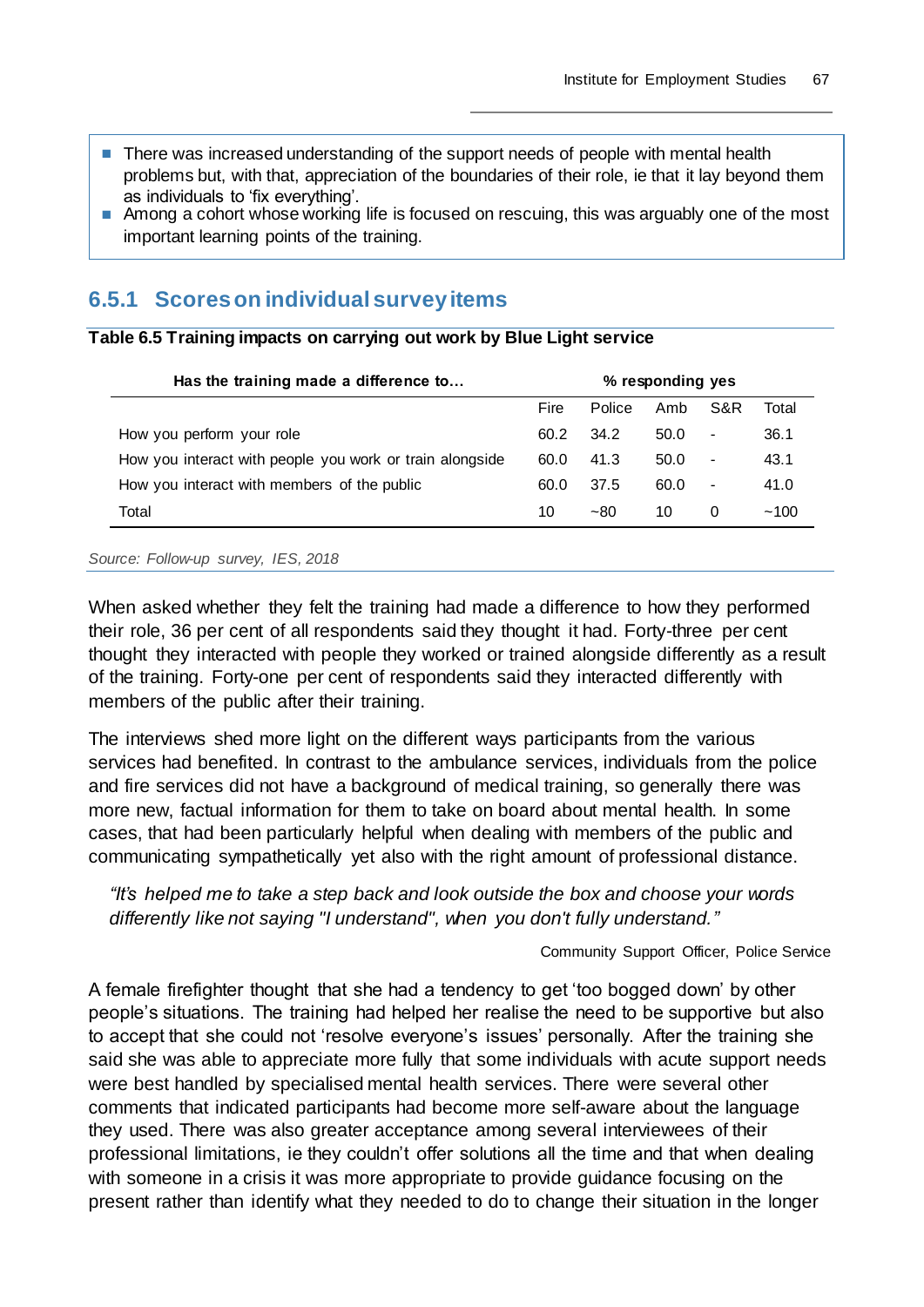- There was increased understanding of the support needs of people with mental health problems but, with that, appreciation of the boundaries of their role, ie that it lay beyond them as individuals to 'fix everything'.
- Among a cohort whose working life is focused on rescuing, this was arguably one of the most important learning points of the training.

### 6.5.1 Scores on individual survey items

**Table 6.5 Training impacts on carrying out work by Blue Light service**

| Has the training made a difference to… | % responding yes | | | | |
|---|---|---|---|---|---|
| | Fire | Police | Amb | S&R | Total |
| How you perform your role | 60.2 | 34.2 | 50.0 | - | 36.1 |
| How you interact with people you work or train alongside | 60.0 | 41.3 | 50.0 | - | 43.1 |
| How you interact with members of the public | 60.0 | 37.5 | 60.0 | - | 41.0 |
| Total | 10 | ~80 | 10 | 0 | ~100 |

*Source: Follow-up survey, IES, 2018*

When asked whether they felt the training had made a difference to how they performed their role, 36 per cent of all respondents said they thought it had. Forty-three per cent thought they interacted with people they worked or trained alongside differently as a result of the training. Forty-one per cent of respondents said they interacted differently with members of the public after their training.

The interviews shed more light on the different ways participants from the various services had benefited. In contrast to the ambulance services, individuals from the police and fire services did not have a background of medical training, so generally there was more new, factual information for them to take on board about mental health. In some cases, that had been particularly helpful when dealing with members of the public and communicating sympathetically yet also with the right amount of professional distance.

> *"It's helped me to take a step back and look outside the box and choose your words differently like not saying "I understand", when you don't fully understand."*
>
> Community Support Officer, Police Service

A female firefighter thought that she had a tendency to get 'too bogged down' by other people's situations. The training had helped her realise the need to be supportive but also to accept that she could not 'resolve everyone's issues' personally. After the training she said she was able to appreciate more fully that some individuals with acute support needs were best handled by specialised mental health services. There were several other comments that indicated participants had become more self-aware about the language they used. There was also greater acceptance among several interviewees of their professional limitations, ie they couldn't offer solutions all the time and that when dealing with someone in a crisis it was more appropriate to provide guidance focusing on the present rather than identify what they needed to do to change their situation in the longer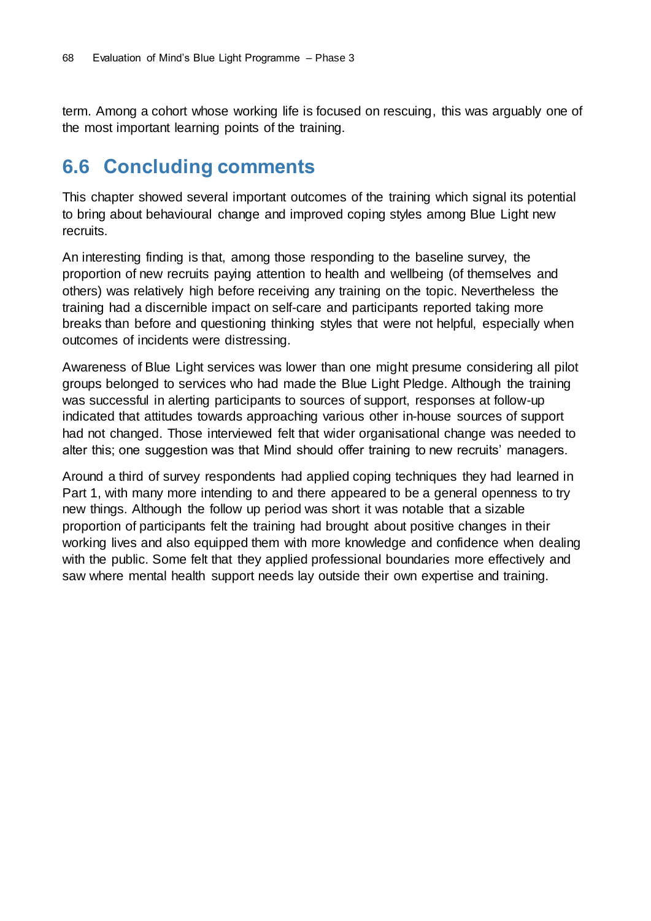term. Among a cohort whose working life is focused on rescuing, this was arguably one of the most important learning points of the training.

## 6.6 Concluding comments

This chapter showed several important outcomes of the training which signal its potential to bring about behavioural change and improved coping styles among Blue Light new recruits.

An interesting finding is that, among those responding to the baseline survey, the proportion of new recruits paying attention to health and wellbeing (of themselves and others) was relatively high before receiving any training on the topic. Nevertheless the training had a discernible impact on self-care and participants reported taking more breaks than before and questioning thinking styles that were not helpful, especially when outcomes of incidents were distressing.

Awareness of Blue Light services was lower than one might presume considering all pilot groups belonged to services who had made the Blue Light Pledge. Although the training was successful in alerting participants to sources of support, responses at follow-up indicated that attitudes towards approaching various other in-house sources of support had not changed. Those interviewed felt that wider organisational change was needed to alter this; one suggestion was that Mind should offer training to new recruits' managers.

Around a third of survey respondents had applied coping techniques they had learned in Part 1, with many more intending to and there appeared to be a general openness to try new things. Although the follow up period was short it was notable that a sizable proportion of participants felt the training had brought about positive changes in their working lives and also equipped them with more knowledge and confidence when dealing with the public. Some felt that they applied professional boundaries more effectively and saw where mental health support needs lay outside their own expertise and training.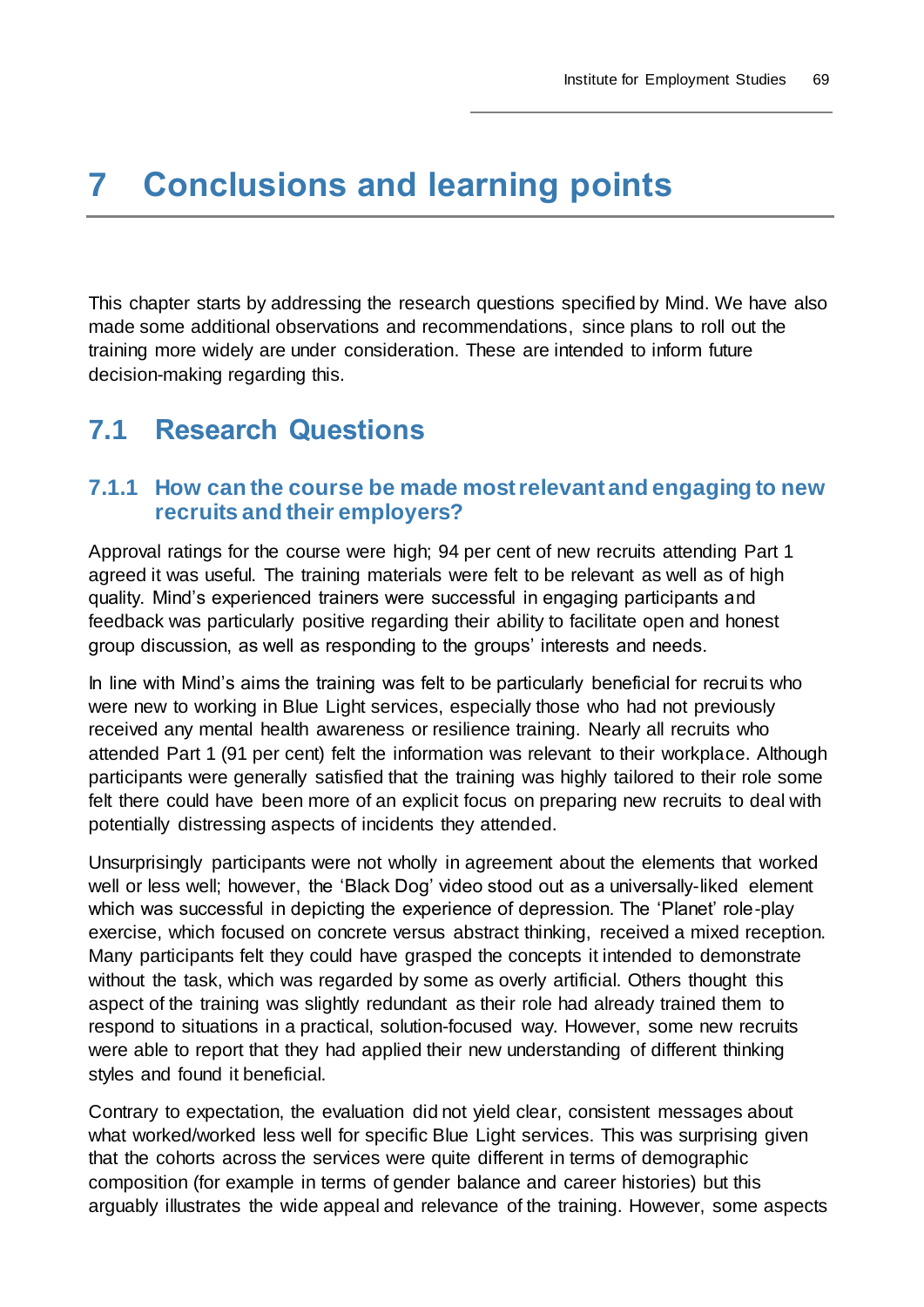# 7 Conclusions and learning points

This chapter starts by addressing the research questions specified by Mind. We have also made some additional observations and recommendations, since plans to roll out the training more widely are under consideration. These are intended to inform future decision-making regarding this.

## 7.1 Research Questions

### 7.1.1 How can the course be made most relevant and engaging to new recruits and their employers?

Approval ratings for the course were high; 94 per cent of new recruits attending Part 1 agreed it was useful. The training materials were felt to be relevant as well as of high quality. Mind's experienced trainers were successful in engaging participants and feedback was particularly positive regarding their ability to facilitate open and honest group discussion, as well as responding to the groups' interests and needs.

In line with Mind's aims the training was felt to be particularly beneficial for recruits who were new to working in Blue Light services, especially those who had not previously received any mental health awareness or resilience training. Nearly all recruits who attended Part 1 (91 per cent) felt the information was relevant to their workplace. Although participants were generally satisfied that the training was highly tailored to their role some felt there could have been more of an explicit focus on preparing new recruits to deal with potentially distressing aspects of incidents they attended.

Unsurprisingly participants were not wholly in agreement about the elements that worked well or less well; however, the 'Black Dog' video stood out as a universally-liked element which was successful in depicting the experience of depression. The 'Planet' role-play exercise, which focused on concrete versus abstract thinking, received a mixed reception. Many participants felt they could have grasped the concepts it intended to demonstrate without the task, which was regarded by some as overly artificial. Others thought this aspect of the training was slightly redundant as their role had already trained them to respond to situations in a practical, solution-focused way. However, some new recruits were able to report that they had applied their new understanding of different thinking styles and found it beneficial.

Contrary to expectation, the evaluation did not yield clear, consistent messages about what worked/worked less well for specific Blue Light services. This was surprising given that the cohorts across the services were quite different in terms of demographic composition (for example in terms of gender balance and career histories) but this arguably illustrates the wide appeal and relevance of the training. However, some aspects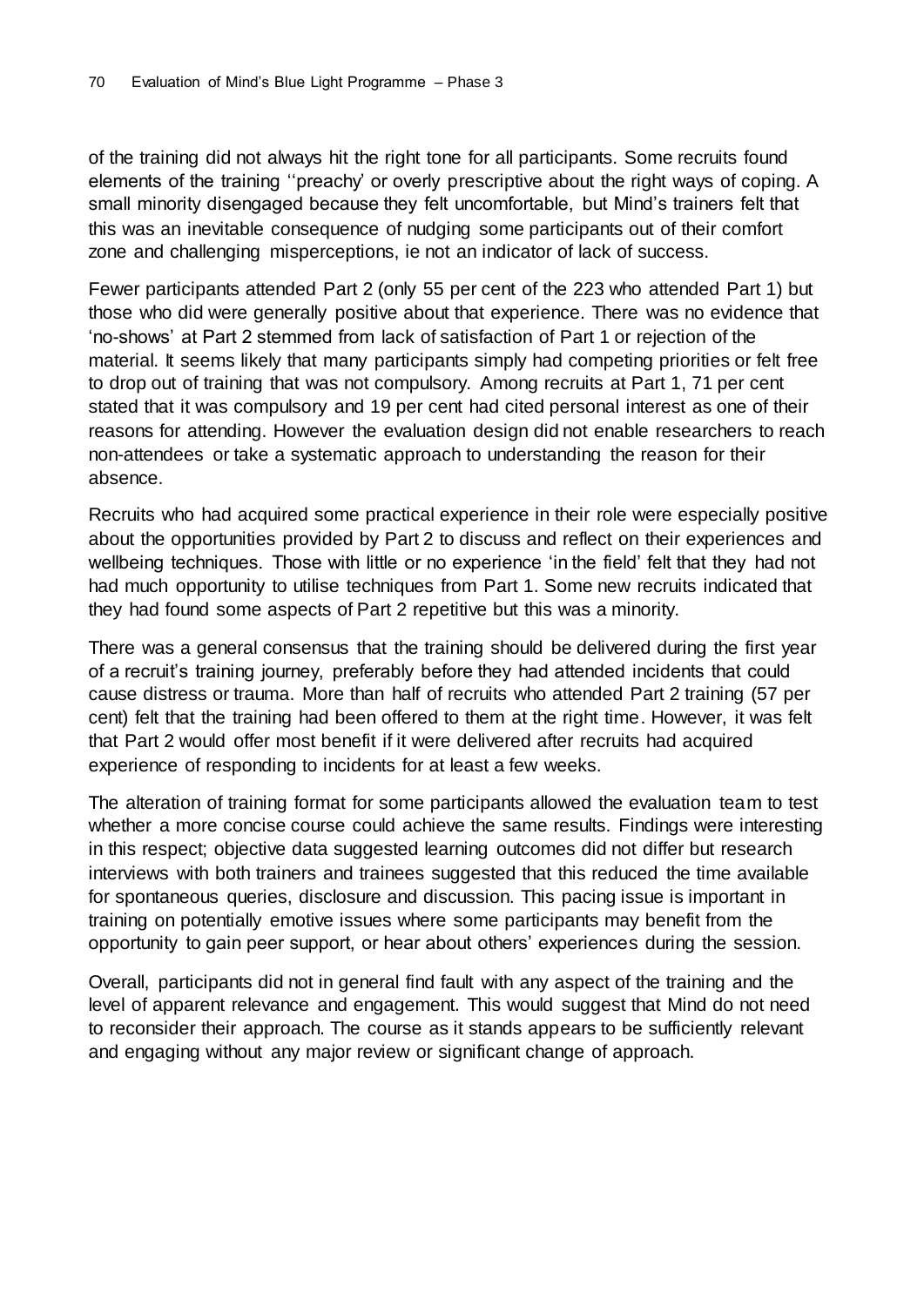of the training did not always hit the right tone for all participants. Some recruits found elements of the training ''preachy' or overly prescriptive about the right ways of coping. A small minority disengaged because they felt uncomfortable, but Mind's trainers felt that this was an inevitable consequence of nudging some participants out of their comfort zone and challenging misperceptions, ie not an indicator of lack of success.

Fewer participants attended Part 2 (only 55 per cent of the 223 who attended Part 1) but those who did were generally positive about that experience. There was no evidence that 'no-shows' at Part 2 stemmed from lack of satisfaction of Part 1 or rejection of the material. It seems likely that many participants simply had competing priorities or felt free to drop out of training that was not compulsory. Among recruits at Part 1, 71 per cent stated that it was compulsory and 19 per cent had cited personal interest as one of their reasons for attending. However the evaluation design did not enable researchers to reach non-attendees or take a systematic approach to understanding the reason for their absence.

Recruits who had acquired some practical experience in their role were especially positive about the opportunities provided by Part 2 to discuss and reflect on their experiences and wellbeing techniques. Those with little or no experience 'in the field' felt that they had not had much opportunity to utilise techniques from Part 1. Some new recruits indicated that they had found some aspects of Part 2 repetitive but this was a minority.

There was a general consensus that the training should be delivered during the first year of a recruit's training journey, preferably before they had attended incidents that could cause distress or trauma. More than half of recruits who attended Part 2 training (57 per cent) felt that the training had been offered to them at the right time. However, it was felt that Part 2 would offer most benefit if it were delivered after recruits had acquired experience of responding to incidents for at least a few weeks.

The alteration of training format for some participants allowed the evaluation team to test whether a more concise course could achieve the same results. Findings were interesting in this respect; objective data suggested learning outcomes did not differ but research interviews with both trainers and trainees suggested that this reduced the time available for spontaneous queries, disclosure and discussion. This pacing issue is important in training on potentially emotive issues where some participants may benefit from the opportunity to gain peer support, or hear about others' experiences during the session.

Overall, participants did not in general find fault with any aspect of the training and the level of apparent relevance and engagement. This would suggest that Mind do not need to reconsider their approach. The course as it stands appears to be sufficiently relevant and engaging without any major review or significant change of approach.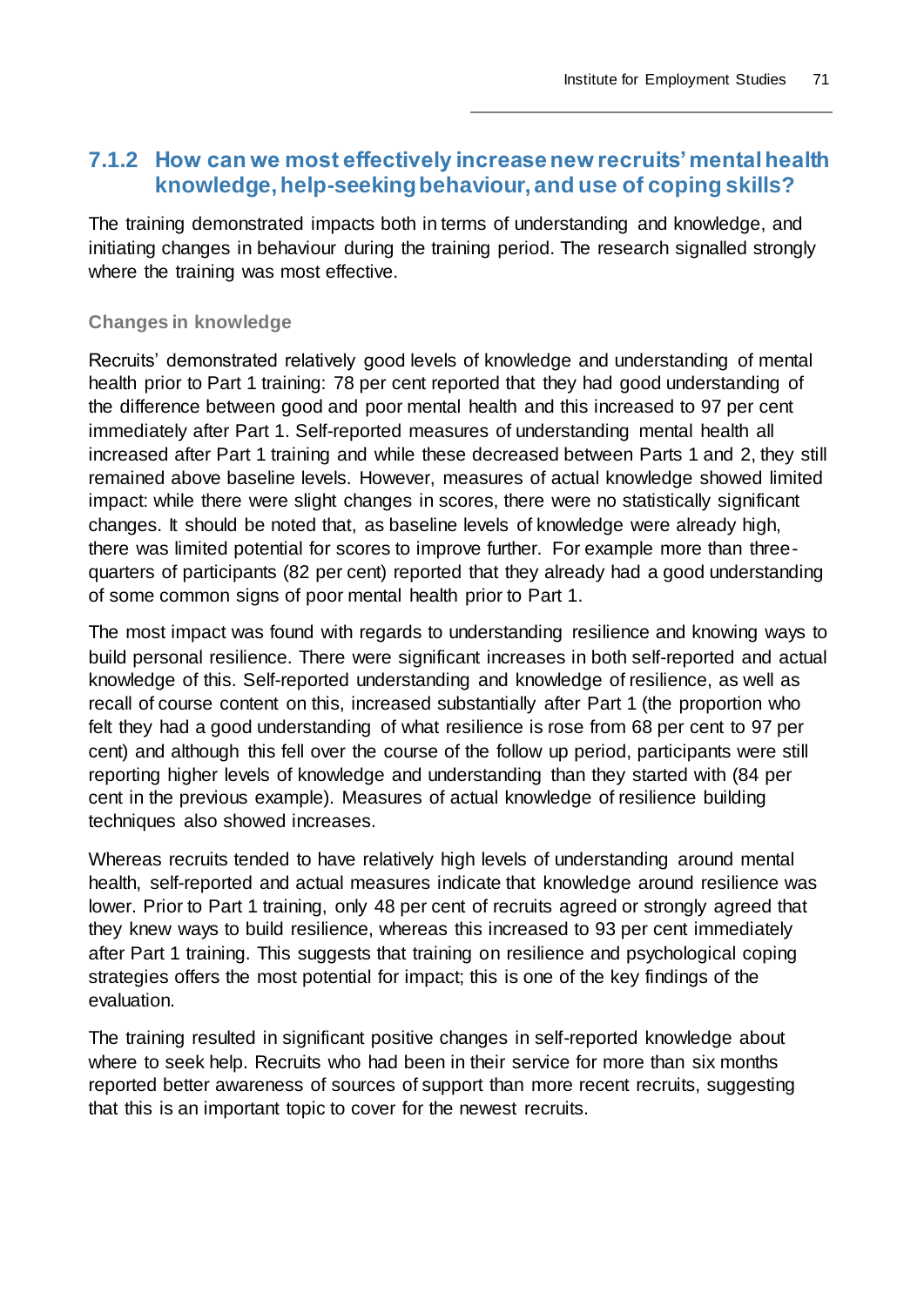### 7.1.2 How can we most effectively increase new recruits' mental health knowledge, help-seeking behaviour, and use of coping skills?

The training demonstrated impacts both in terms of understanding and knowledge, and initiating changes in behaviour during the training period. The research signalled strongly where the training was most effective.

#### Changes in knowledge

Recruits' demonstrated relatively good levels of knowledge and understanding of mental health prior to Part 1 training: 78 per cent reported that they had good understanding of the difference between good and poor mental health and this increased to 97 per cent immediately after Part 1. Self-reported measures of understanding mental health all increased after Part 1 training and while these decreased between Parts 1 and 2, they still remained above baseline levels. However, measures of actual knowledge showed limited impact: while there were slight changes in scores, there were no statistically significant changes. It should be noted that, as baseline levels of knowledge were already high, there was limited potential for scores to improve further. For example more than three-quarters of participants (82 per cent) reported that they already had a good understanding of some common signs of poor mental health prior to Part 1.

The most impact was found with regards to understanding resilience and knowing ways to build personal resilience. There were significant increases in both self-reported and actual knowledge of this. Self-reported understanding and knowledge of resilience, as well as recall of course content on this, increased substantially after Part 1 (the proportion who felt they had a good understanding of what resilience is rose from 68 per cent to 97 per cent) and although this fell over the course of the follow up period, participants were still reporting higher levels of knowledge and understanding than they started with (84 per cent in the previous example). Measures of actual knowledge of resilience building techniques also showed increases.

Whereas recruits tended to have relatively high levels of understanding around mental health, self-reported and actual measures indicate that knowledge around resilience was lower. Prior to Part 1 training, only 48 per cent of recruits agreed or strongly agreed that they knew ways to build resilience, whereas this increased to 93 per cent immediately after Part 1 training. This suggests that training on resilience and psychological coping strategies offers the most potential for impact; this is one of the key findings of the evaluation.

The training resulted in significant positive changes in self-reported knowledge about where to seek help. Recruits who had been in their service for more than six months reported better awareness of sources of support than more recent recruits, suggesting that this is an important topic to cover for the newest recruits.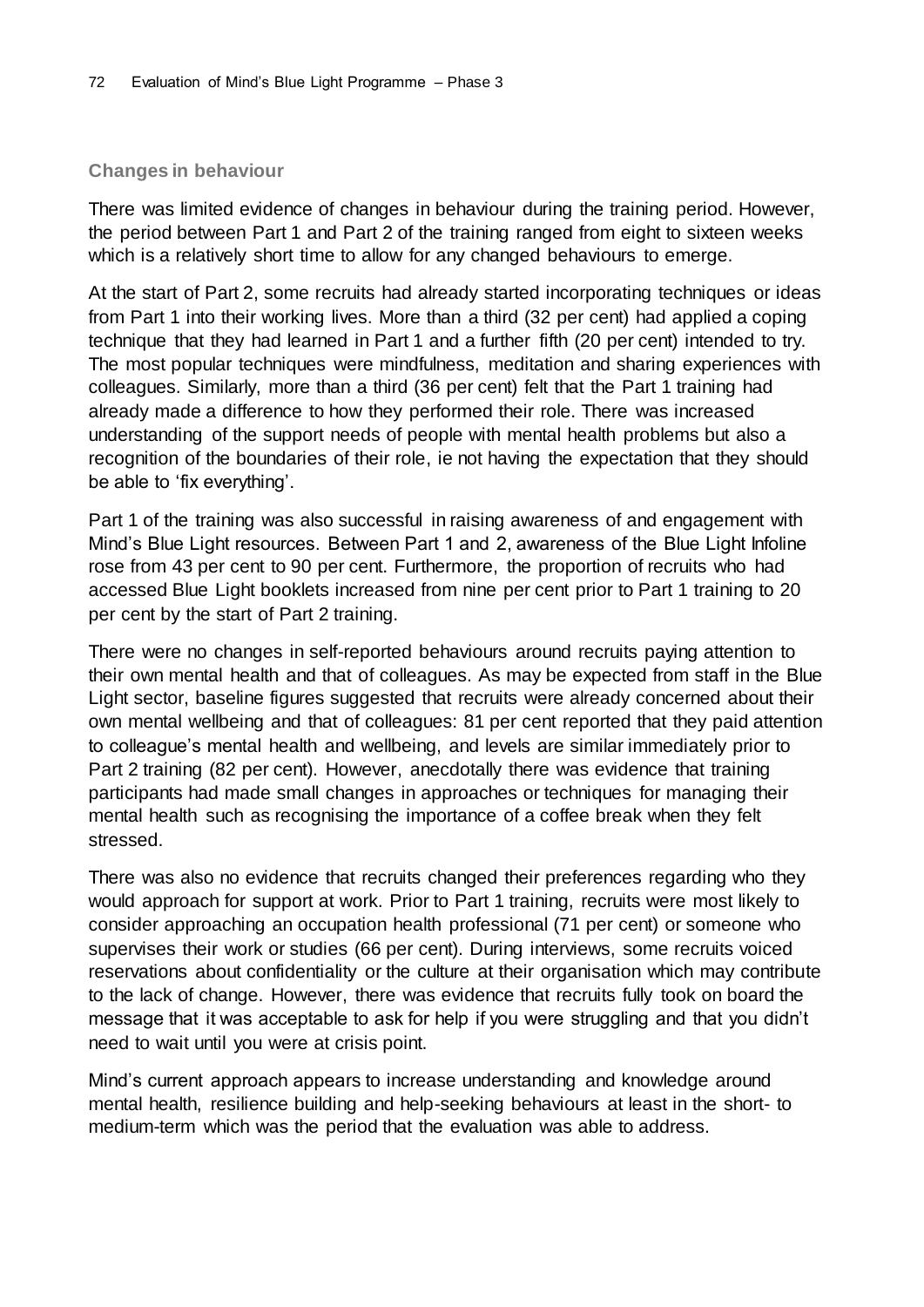### Changes in behaviour

There was limited evidence of changes in behaviour during the training period. However, the period between Part 1 and Part 2 of the training ranged from eight to sixteen weeks which is a relatively short time to allow for any changed behaviours to emerge.

At the start of Part 2, some recruits had already started incorporating techniques or ideas from Part 1 into their working lives. More than a third (32 per cent) had applied a coping technique that they had learned in Part 1 and a further fifth (20 per cent) intended to try. The most popular techniques were mindfulness, meditation and sharing experiences with colleagues. Similarly, more than a third (36 per cent) felt that the Part 1 training had already made a difference to how they performed their role. There was increased understanding of the support needs of people with mental health problems but also a recognition of the boundaries of their role, ie not having the expectation that they should be able to 'fix everything'.

Part 1 of the training was also successful in raising awareness of and engagement with Mind's Blue Light resources. Between Part 1 and 2, awareness of the Blue Light Infoline rose from 43 per cent to 90 per cent. Furthermore, the proportion of recruits who had accessed Blue Light booklets increased from nine per cent prior to Part 1 training to 20 per cent by the start of Part 2 training.

There were no changes in self-reported behaviours around recruits paying attention to their own mental health and that of colleagues. As may be expected from staff in the Blue Light sector, baseline figures suggested that recruits were already concerned about their own mental wellbeing and that of colleagues: 81 per cent reported that they paid attention to colleague's mental health and wellbeing, and levels are similar immediately prior to Part 2 training (82 per cent). However, anecdotally there was evidence that training participants had made small changes in approaches or techniques for managing their mental health such as recognising the importance of a coffee break when they felt stressed.

There was also no evidence that recruits changed their preferences regarding who they would approach for support at work. Prior to Part 1 training, recruits were most likely to consider approaching an occupation health professional (71 per cent) or someone who supervises their work or studies (66 per cent). During interviews, some recruits voiced reservations about confidentiality or the culture at their organisation which may contribute to the lack of change. However, there was evidence that recruits fully took on board the message that it was acceptable to ask for help if you were struggling and that you didn't need to wait until you were at crisis point.

Mind's current approach appears to increase understanding and knowledge around mental health, resilience building and help-seeking behaviours at least in the short- to medium-term which was the period that the evaluation was able to address.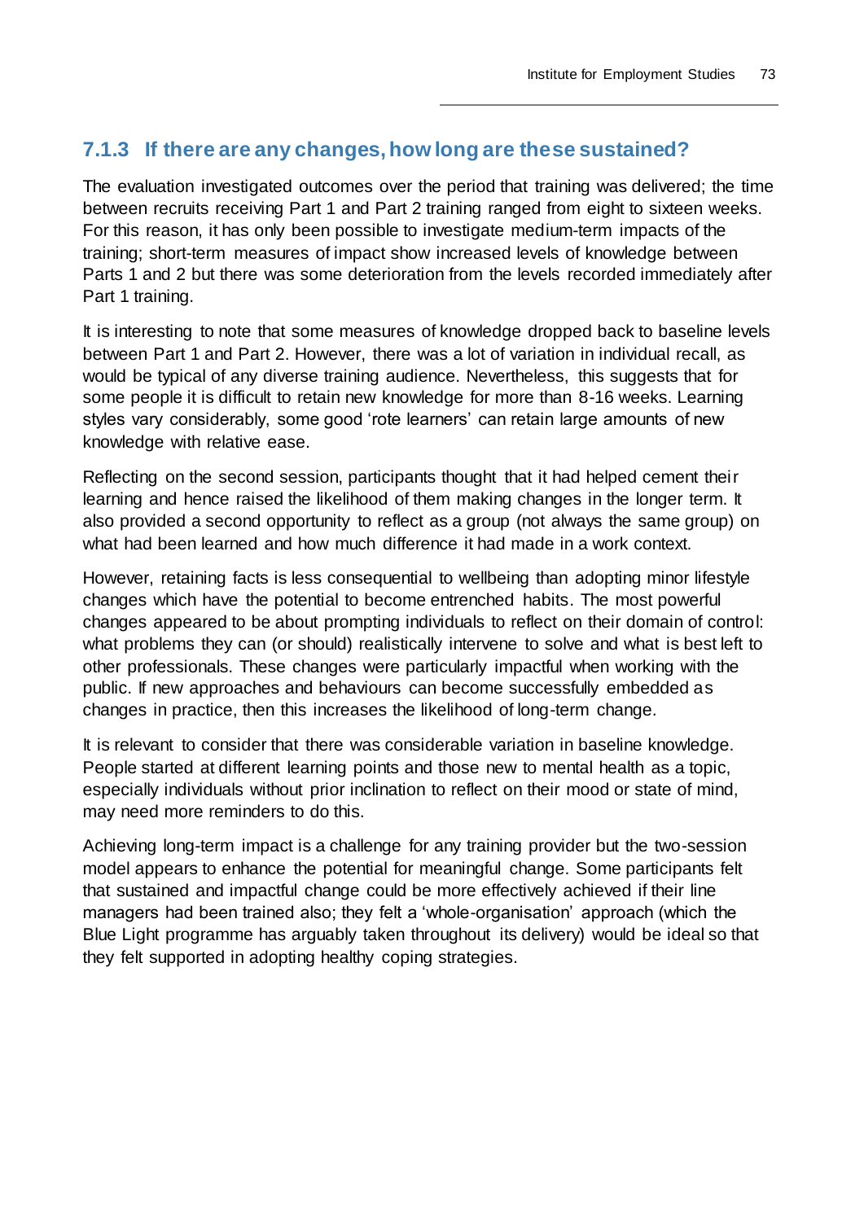### 7.1.3 If there are any changes, how long are these sustained?

The evaluation investigated outcomes over the period that training was delivered; the time between recruits receiving Part 1 and Part 2 training ranged from eight to sixteen weeks. For this reason, it has only been possible to investigate medium-term impacts of the training; short-term measures of impact show increased levels of knowledge between Parts 1 and 2 but there was some deterioration from the levels recorded immediately after Part 1 training.

It is interesting to note that some measures of knowledge dropped back to baseline levels between Part 1 and Part 2. However, there was a lot of variation in individual recall, as would be typical of any diverse training audience. Nevertheless, this suggests that for some people it is difficult to retain new knowledge for more than 8-16 weeks. Learning styles vary considerably, some good 'rote learners' can retain large amounts of new knowledge with relative ease.

Reflecting on the second session, participants thought that it had helped cement their learning and hence raised the likelihood of them making changes in the longer term. It also provided a second opportunity to reflect as a group (not always the same group) on what had been learned and how much difference it had made in a work context.

However, retaining facts is less consequential to wellbeing than adopting minor lifestyle changes which have the potential to become entrenched habits. The most powerful changes appeared to be about prompting individuals to reflect on their domain of control: what problems they can (or should) realistically intervene to solve and what is best left to other professionals. These changes were particularly impactful when working with the public. If new approaches and behaviours can become successfully embedded as changes in practice, then this increases the likelihood of long-term change.

It is relevant to consider that there was considerable variation in baseline knowledge. People started at different learning points and those new to mental health as a topic, especially individuals without prior inclination to reflect on their mood or state of mind, may need more reminders to do this.

Achieving long-term impact is a challenge for any training provider but the two-session model appears to enhance the potential for meaningful change. Some participants felt that sustained and impactful change could be more effectively achieved if their line managers had been trained also; they felt a 'whole-organisation' approach (which the Blue Light programme has arguably taken throughout its delivery) would be ideal so that they felt supported in adopting healthy coping strategies.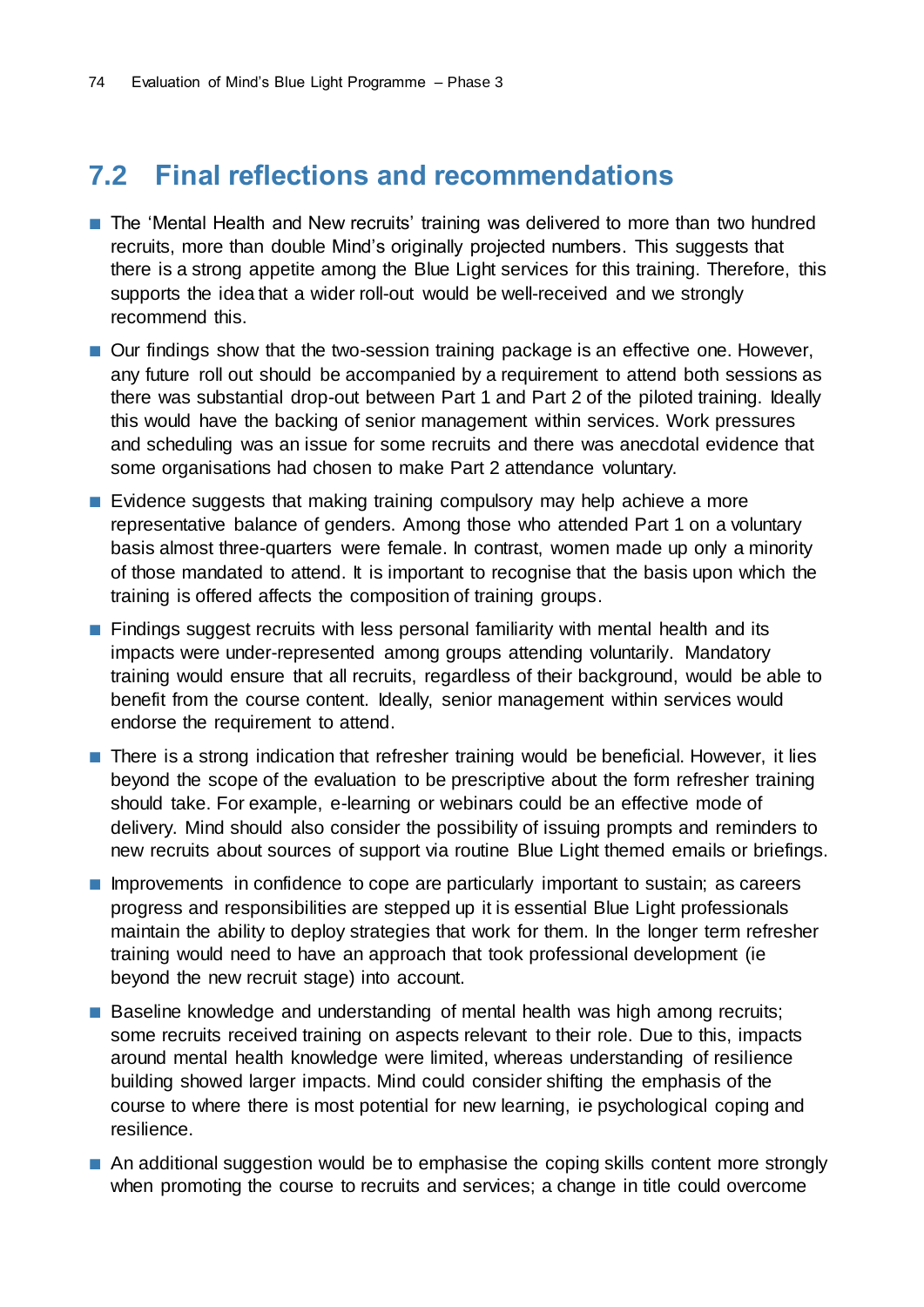## 7.2 Final reflections and recommendations

- The 'Mental Health and New recruits' training was delivered to more than two hundred recruits, more than double Mind's originally projected numbers. This suggests that there is a strong appetite among the Blue Light services for this training. Therefore, this supports the idea that a wider roll-out would be well-received and we strongly recommend this.
- Our findings show that the two-session training package is an effective one. However, any future roll out should be accompanied by a requirement to attend both sessions as there was substantial drop-out between Part 1 and Part 2 of the piloted training. Ideally this would have the backing of senior management within services. Work pressures and scheduling was an issue for some recruits and there was anecdotal evidence that some organisations had chosen to make Part 2 attendance voluntary.
- Evidence suggests that making training compulsory may help achieve a more representative balance of genders. Among those who attended Part 1 on a voluntary basis almost three-quarters were female. In contrast, women made up only a minority of those mandated to attend. It is important to recognise that the basis upon which the training is offered affects the composition of training groups.
- Findings suggest recruits with less personal familiarity with mental health and its impacts were under-represented among groups attending voluntarily. Mandatory training would ensure that all recruits, regardless of their background, would be able to benefit from the course content. Ideally, senior management within services would endorse the requirement to attend.
- There is a strong indication that refresher training would be beneficial. However, it lies beyond the scope of the evaluation to be prescriptive about the form refresher training should take. For example, e-learning or webinars could be an effective mode of delivery. Mind should also consider the possibility of issuing prompts and reminders to new recruits about sources of support via routine Blue Light themed emails or briefings.
- Improvements in confidence to cope are particularly important to sustain; as careers progress and responsibilities are stepped up it is essential Blue Light professionals maintain the ability to deploy strategies that work for them. In the longer term refresher training would need to have an approach that took professional development (ie beyond the new recruit stage) into account.
- Baseline knowledge and understanding of mental health was high among recruits; some recruits received training on aspects relevant to their role. Due to this, impacts around mental health knowledge were limited, whereas understanding of resilience building showed larger impacts. Mind could consider shifting the emphasis of the course to where there is most potential for new learning, ie psychological coping and resilience.
- An additional suggestion would be to emphasise the coping skills content more strongly when promoting the course to recruits and services; a change in title could overcome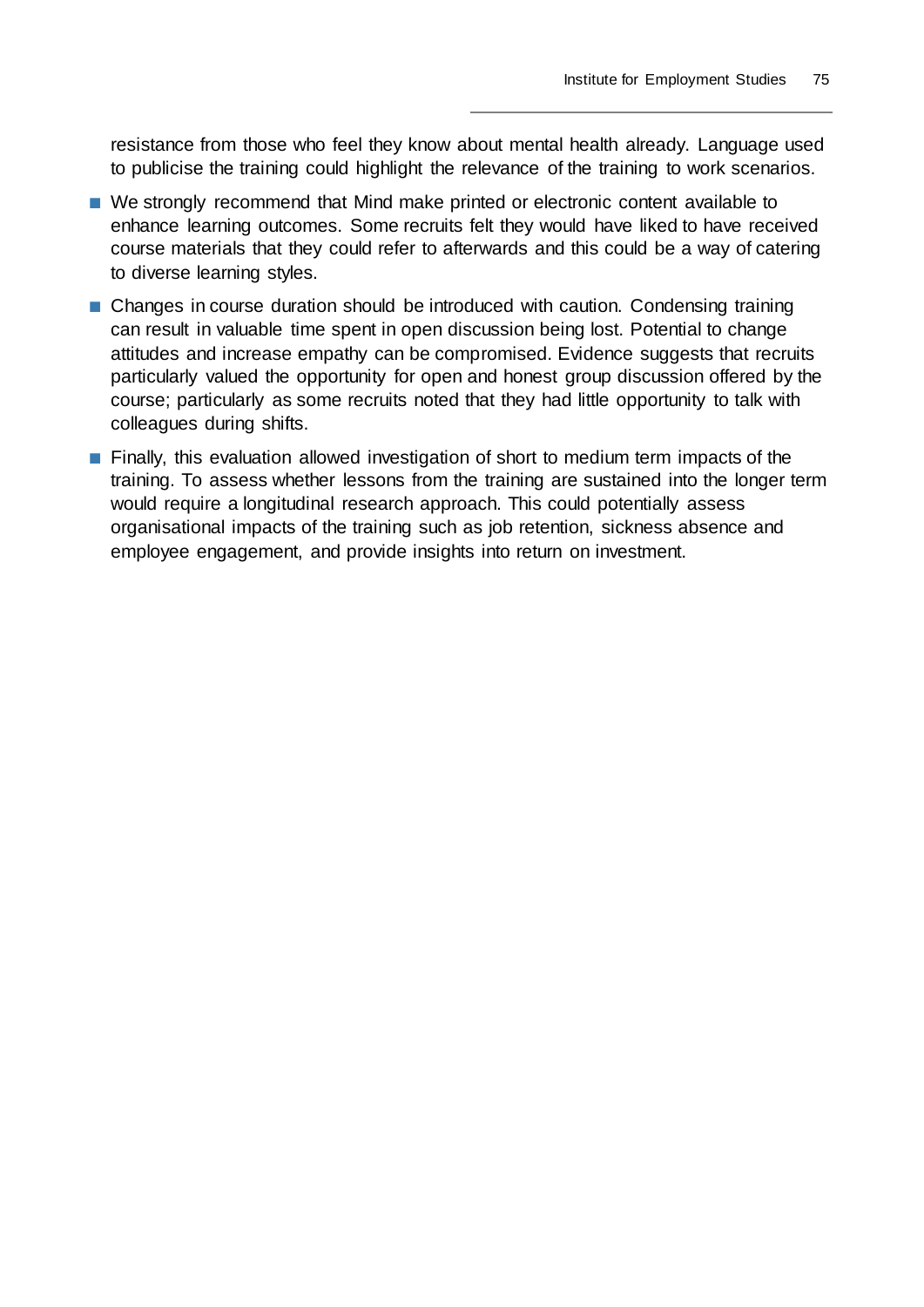resistance from those who feel they know about mental health already. Language used to publicise the training could highlight the relevance of the training to work scenarios.

- We strongly recommend that Mind make printed or electronic content available to enhance learning outcomes. Some recruits felt they would have liked to have received course materials that they could refer to afterwards and this could be a way of catering to diverse learning styles.
- Changes in course duration should be introduced with caution. Condensing training can result in valuable time spent in open discussion being lost. Potential to change attitudes and increase empathy can be compromised. Evidence suggests that recruits particularly valued the opportunity for open and honest group discussion offered by the course; particularly as some recruits noted that they had little opportunity to talk with colleagues during shifts.
- Finally, this evaluation allowed investigation of short to medium term impacts of the training. To assess whether lessons from the training are sustained into the longer term would require a longitudinal research approach. This could potentially assess organisational impacts of the training such as job retention, sickness absence and employee engagement, and provide insights into return on investment.